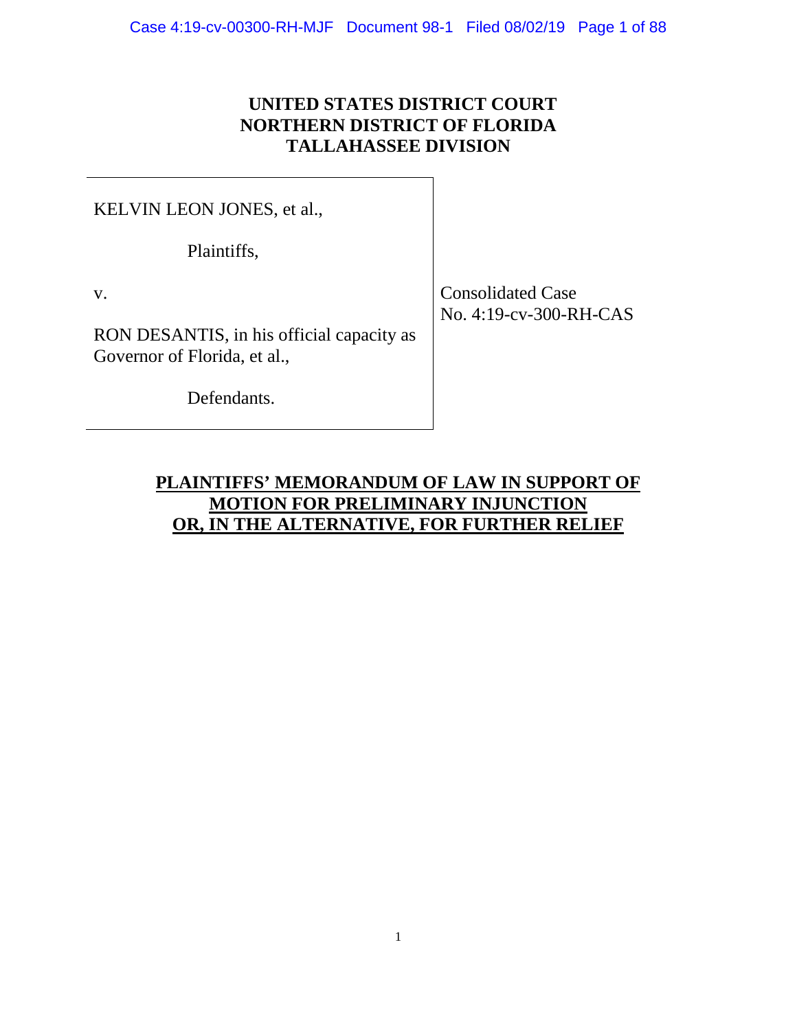**UNITED STATES DISTRICT COURT**
**NORTHERN DISTRICT OF FLORIDA**
**TALLAHASSEE DIVISION**

KELVIN LEON JONES, et al.,

Plaintiffs,

v.

RON DESANTIS, in his official capacity as Governor of Florida, et al.,

Defendants.

Consolidated Case
No. 4:19-cv-300-RH-CAS

**PLAINTIFFS' MEMORANDUM OF LAW IN SUPPORT OF MOTION FOR PRELIMINARY INJUNCTION OR, IN THE ALTERNATIVE, FOR FURTHER RELIEF**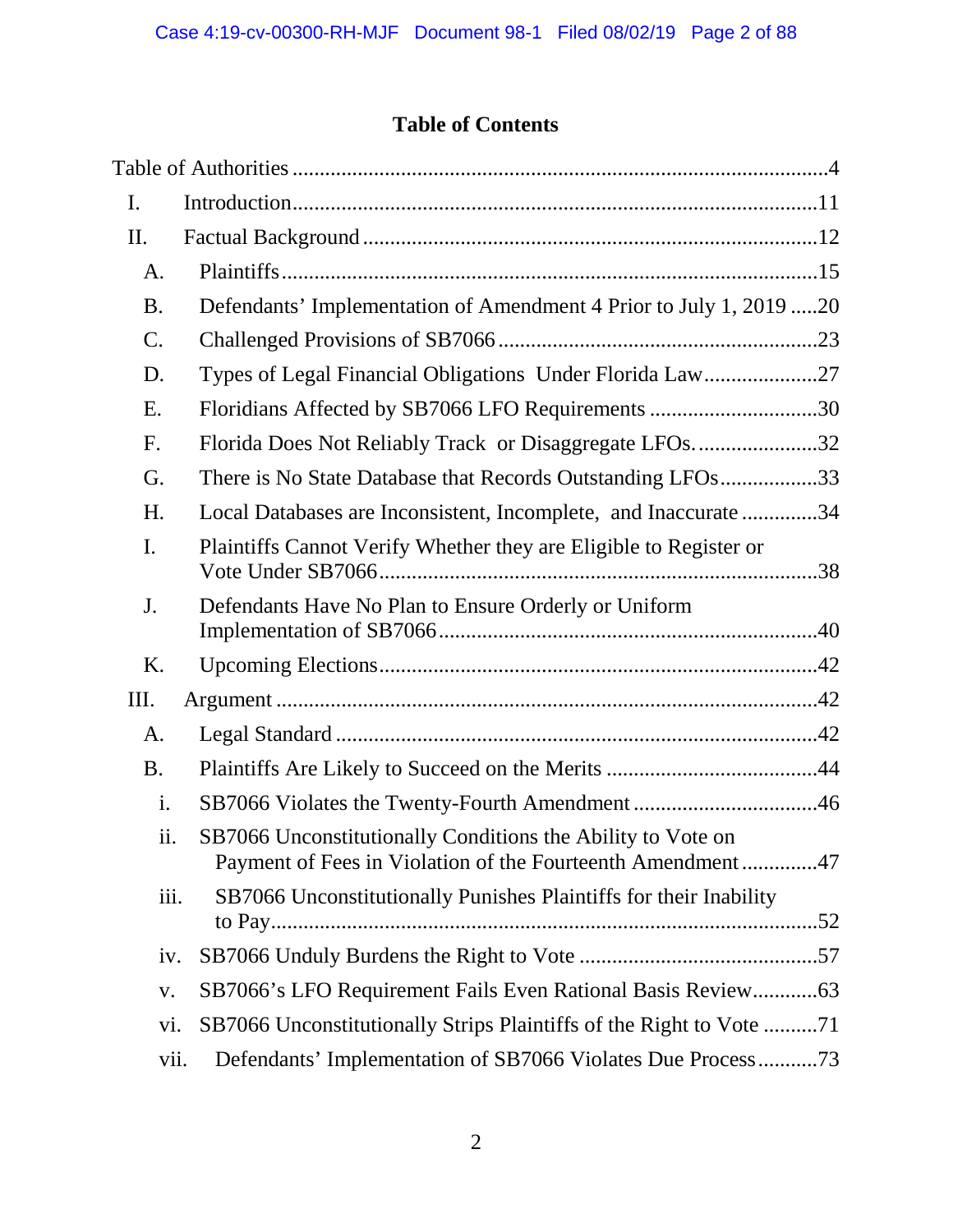# Table of Contents

Table of Authorities ....................................................................................................4

I. Introduction ..........................................................................................................11

II. Factual Background ...........................................................................................12

- A. Plaintiffs .........................................................................................................15
- B. Defendants' Implementation of Amendment 4 Prior to July 1, 2019 .....20
- C. Challenged Provisions of SB7066 ...............................................................23
- D. Types of Legal Financial Obligations Under Florida Law .........................27
- E. Floridians Affected by SB7066 LFO Requirements ...................................30
- F. Florida Does Not Reliably Track or Disaggregate LFOs. ...........................32
- G. There is No State Database that Records Outstanding LFOs ....................33
- H. Local Databases are Inconsistent, Incomplete, and Inaccurate ..................34
- I. Plaintiffs Cannot Verify Whether they are Eligible to Register or Vote Under SB7066 ..........................................................................................38
- J. Defendants Have No Plan to Ensure Orderly or Uniform Implementation of SB7066 ...........................................................................40
- K. Upcoming Elections ......................................................................................42

III. Argument ...........................................................................................................42

- A. Legal Standard ...............................................................................................42
- B. Plaintiffs Are Likely to Succeed on the Merits ...........................................44
  - i. SB7066 Violates the Twenty-Fourth Amendment ....................................46
  - ii. SB7066 Unconstitutionally Conditions the Ability to Vote on Payment of Fees in Violation of the Fourteenth Amendment ..............47
  - iii. SB7066 Unconstitutionally Punishes Plaintiffs for their Inability to Pay ..................................................................................................52
  - iv. SB7066 Unduly Burdens the Right to Vote ...............................................57
  - v. SB7066's LFO Requirement Fails Even Rational Basis Review ............63
  - vi. SB7066 Unconstitutionally Strips Plaintiffs of the Right to Vote ..........71
  - vii. Defendants' Implementation of SB7066 Violates Due Process ...........73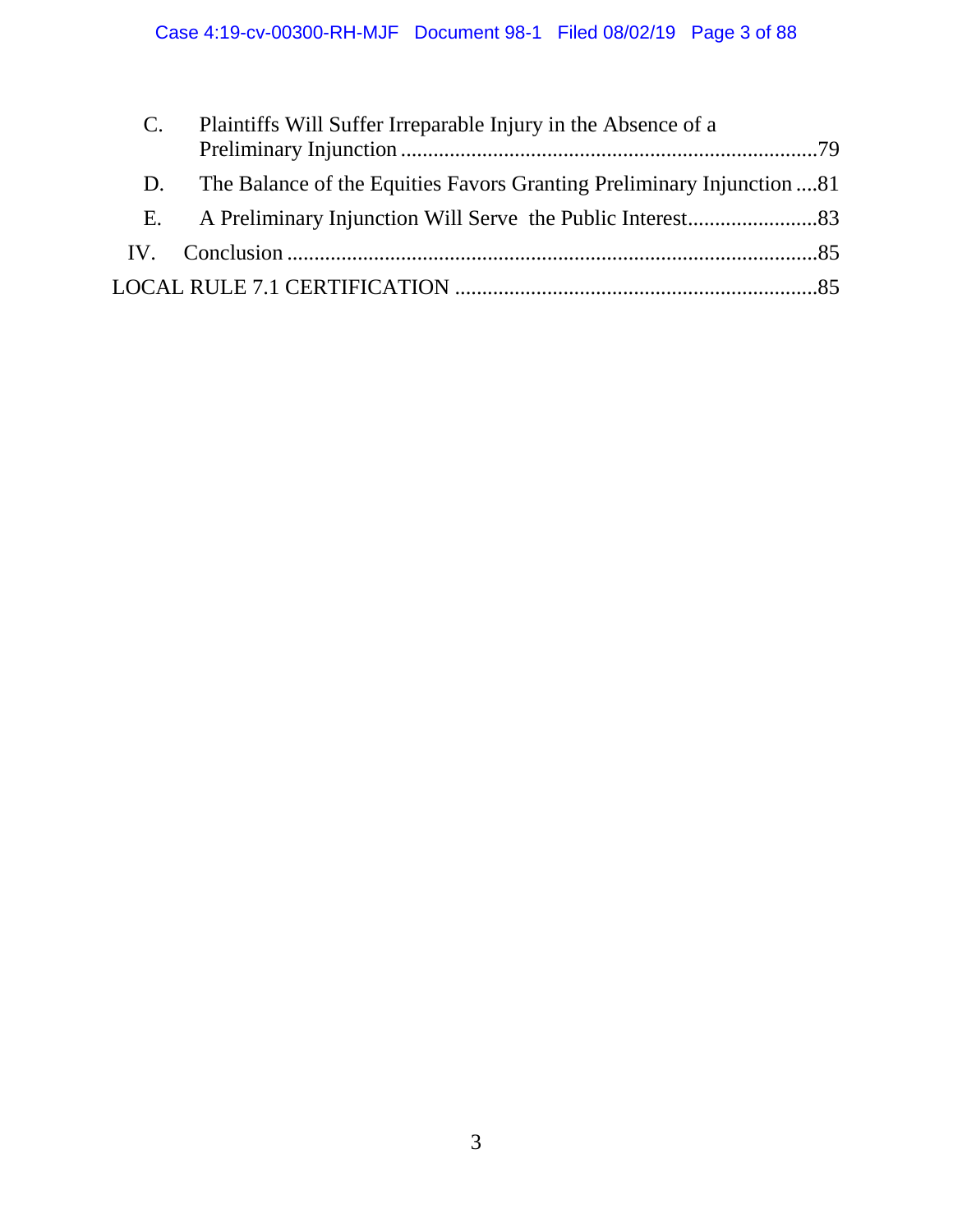C. Plaintiffs Will Suffer Irreparable Injury in the Absence of a Preliminary Injunction ............................................................................79

D. The Balance of the Equities Favors Granting Preliminary Injunction ....81

E. A Preliminary Injunction Will Serve the Public Interest........................83

IV. Conclusion ................................................................................................85

LOCAL RULE 7.1 CERTIFICATION ..................................................................85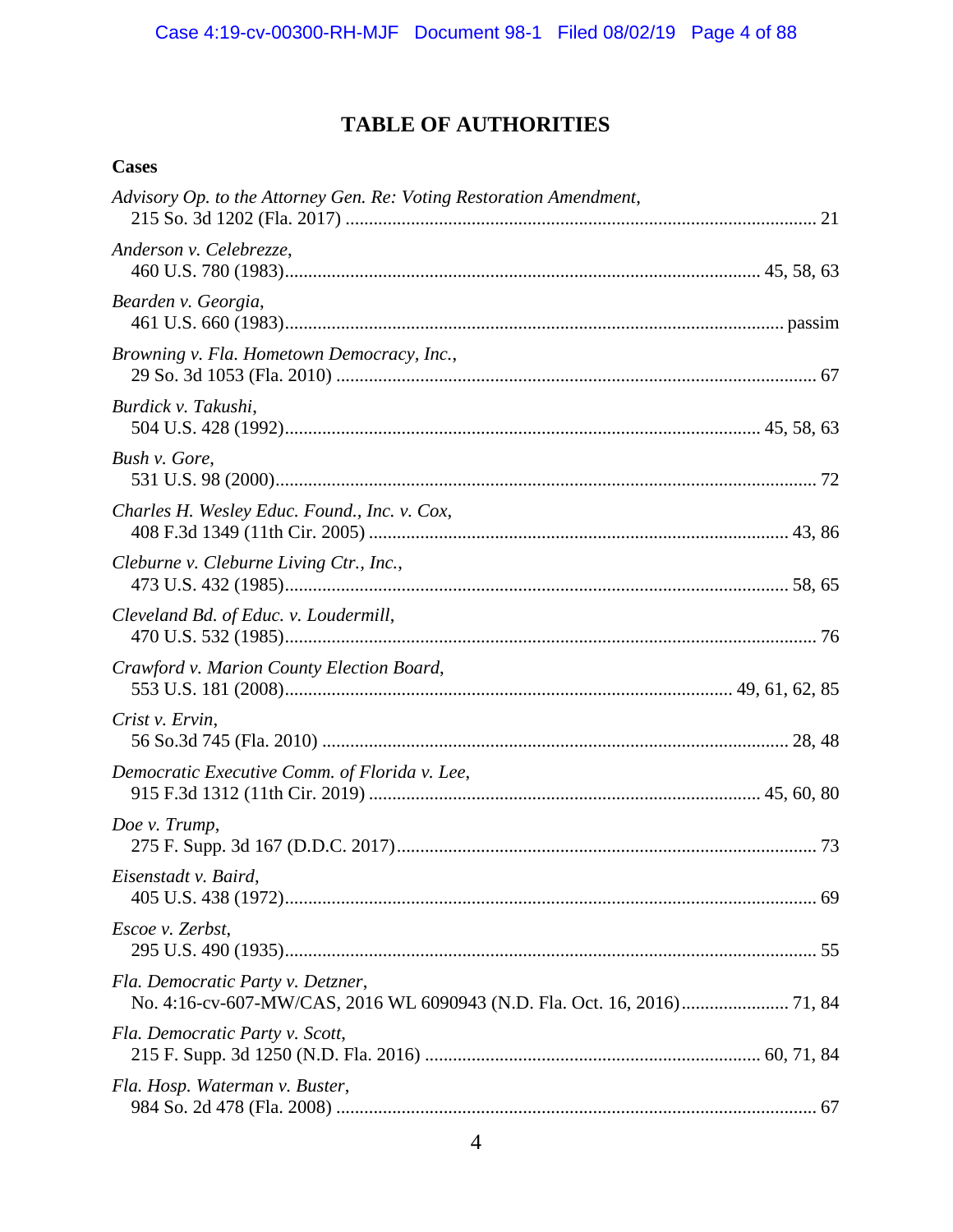# TABLE OF AUTHORITIES

**Cases**

*Advisory Op. to the Attorney Gen. Re: Voting Restoration Amendment*,
215 So. 3d 1202 (Fla. 2017) .................................................................................................. 21

*Anderson v. Celebrezze*,
460 U.S. 780 (1983)................................................................................................. 45, 58, 63

*Bearden v. Georgia*,
461 U.S. 660 (1983)............................................................................................................ passim

*Browning v. Fla. Hometown Democracy, Inc.*,
29 So. 3d 1053 (Fla. 2010) .................................................................................................. 67

*Burdick v. Takushi*,
504 U.S. 428 (1992)................................................................................................. 45, 58, 63

*Bush v. Gore*,
531 U.S. 98 (2000).............................................................................................................. 72

*Charles H. Wesley Educ. Found., Inc. v. Cox*,
408 F.3d 1349 (11th Cir. 2005) ....................................................................................... 43, 86

*Cleburne v. Cleburne Living Ctr., Inc.*,
473 U.S. 432 (1985)........................................................................................................ 58, 65

*Cleveland Bd. of Educ. v. Loudermill*,
470 U.S. 532 (1985)............................................................................................................ 76

*Crawford v. Marion County Election Board*,
553 U.S. 181 (2008)........................................................................................... 49, 61, 62, 85

*Crist v. Ervin*,
56 So.3d 745 (Fla. 2010) ................................................................................................ 28, 48

*Democratic Executive Comm. of Florida v. Lee*,
915 F.3d 1312 (11th Cir. 2019) ..................................................................................... 45, 60, 80

*Doe v. Trump*,
275 F. Supp. 3d 167 (D.D.C. 2017)........................................................................................ 73

*Eisenstadt v. Baird*,
405 U.S. 438 (1972)............................................................................................................ 69

*Escoe v. Zerbst*,
295 U.S. 490 (1935)............................................................................................................ 55

*Fla. Democratic Party v. Detzner*,
No. 4:16-cv-607-MW/CAS, 2016 WL 6090943 (N.D. Fla. Oct. 16, 2016)....................... 71, 84

*Fla. Democratic Party v. Scott*,
215 F. Supp. 3d 1250 (N.D. Fla. 2016) ......................................................................... 60, 71, 84

*Fla. Hosp. Waterman v. Buster*,
984 So. 2d 478 (Fla. 2008) .................................................................................................. 67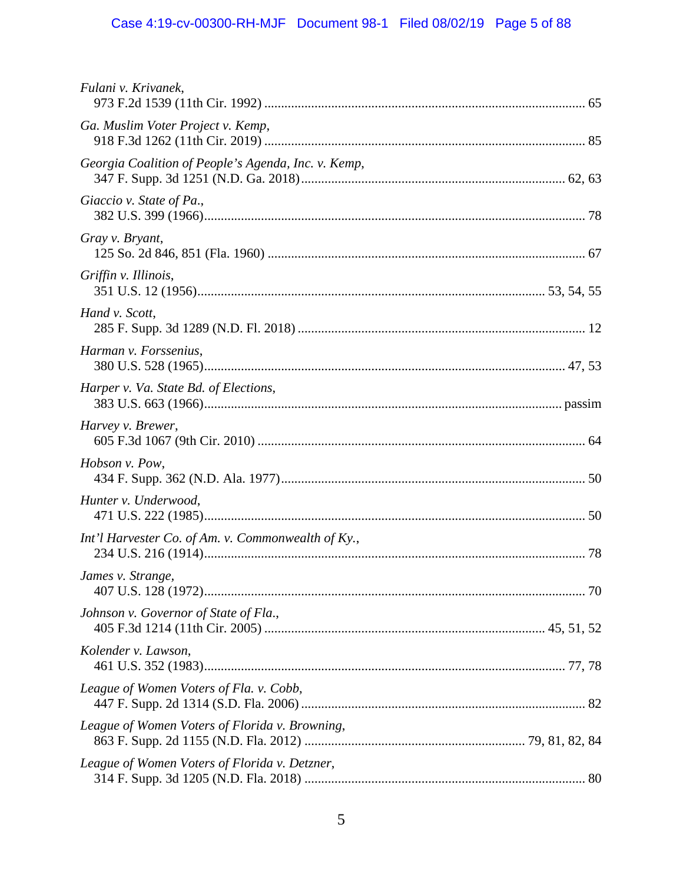*Fulani v. Krivanek*,
973 F.2d 1539 (11th Cir. 1992) ........................................................................................ 65

*Ga. Muslim Voter Project v. Kemp*,
918 F.3d 1262 (11th Cir. 2019) ........................................................................................ 85

*Georgia Coalition of People's Agenda, Inc. v. Kemp*,
347 F. Supp. 3d 1251 (N.D. Ga. 2018)............................................................................ 62, 63

*Giaccio v. State of Pa.*,
382 U.S. 399 (1966).......................................................................................................... 78

*Gray v. Bryant*,
125 So. 2d 846, 851 (Fla. 1960) ....................................................................................... 67

*Griffin v. Illinois*,
351 U.S. 12 (1956).................................................................................................. 53, 54, 55

*Hand v. Scott*,
285 F. Supp. 3d 1289 (N.D. Fl. 2018) .............................................................................. 12

*Harman v. Forssenius*,
380 U.S. 528 (1965)...................................................................................................... 47, 53

*Harper v. Va. State Bd. of Elections*,
383 U.S. 663 (1966)................................................................................................... passim

*Harvey v. Brewer*,
605 F.3d 1067 (9th Cir. 2010) .......................................................................................... 64

*Hobson v. Pow*,
434 F. Supp. 362 (N.D. Ala. 1977).................................................................................... 50

*Hunter v. Underwood*,
471 U.S. 222 (1985).......................................................................................................... 50

*Int'l Harvester Co. of Am. v. Commonwealth of Ky.*,
234 U.S. 216 (1914).......................................................................................................... 78

*James v. Strange*,
407 U.S. 128 (1972).......................................................................................................... 70

*Johnson v. Governor of State of Fla.*,
405 F.3d 1214 (11th Cir. 2005) ............................................................................... 45, 51, 52

*Kolender v. Lawson*,
461 U.S. 352 (1983)...................................................................................................... 77, 78

*League of Women Voters of Fla. v. Cobb*,
447 F. Supp. 2d 1314 (S.D. Fla. 2006) ............................................................................. 82

*League of Women Voters of Florida v. Browning*,
863 F. Supp. 2d 1155 (N.D. Fla. 2012) ................................................................ 79, 81, 82, 84

*League of Women Voters of Florida v. Detzner*,
314 F. Supp. 3d 1205 (N.D. Fla. 2018) ............................................................................. 80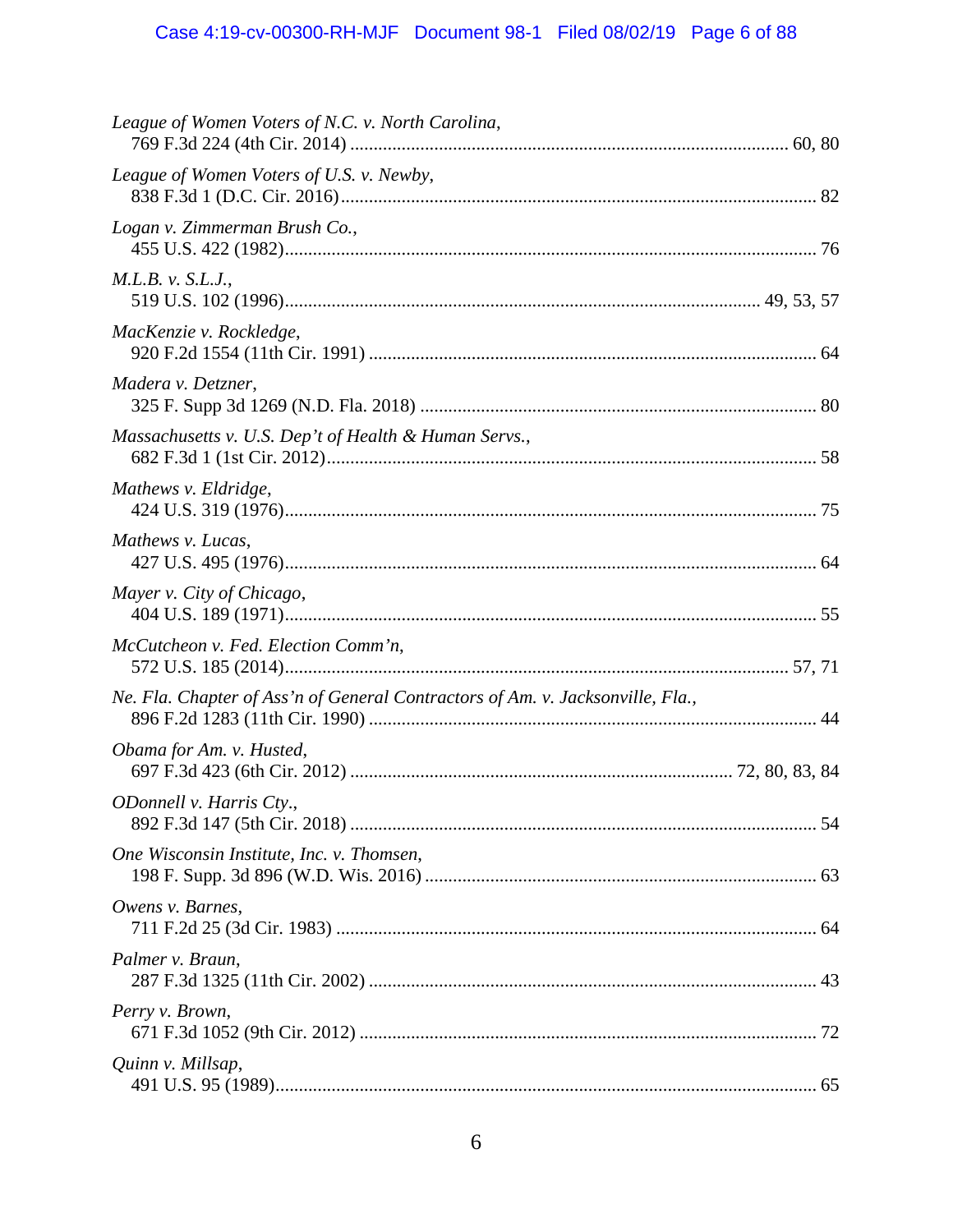*League of Women Voters of N.C. v. North Carolina*,
769 F.3d 224 (4th Cir. 2014) ............................................................................................ 60, 80

*League of Women Voters of U.S. v. Newby*,
838 F.3d 1 (D.C. Cir. 2016)...................................................................................................... 82

*Logan v. Zimmerman Brush Co.*,
455 U.S. 422 (1982)................................................................................................................... 76

*M.L.B. v. S.L.J.*,
519 U.S. 102 (1996)..................................................................................................... 49, 53, 57

*MacKenzie v. Rockledge*,
920 F.2d 1554 (11th Cir. 1991) ................................................................................................ 64

*Madera v. Detzner*,
325 F. Supp 3d 1269 (N.D. Fla. 2018) ..................................................................................... 80

*Massachusetts v. U.S. Dep't of Health & Human Servs.*,
682 F.3d 1 (1st Cir. 2012)......................................................................................................... 58

*Mathews v. Eldridge*,
424 U.S. 319 (1976).................................................................................................................. 75

*Mathews v. Lucas*,
427 U.S. 495 (1976).................................................................................................................. 64

*Mayer v. City of Chicago*,
404 U.S. 189 (1971).................................................................................................................. 55

*McCutcheon v. Fed. Election Comm'n*,
572 U.S. 185 (2014)............................................................................................................ 57, 71

*Ne. Fla. Chapter of Ass'n of General Contractors of Am. v. Jacksonville, Fla.*,
896 F.2d 1283 (11th Cir. 1990) ................................................................................................ 44

*Obama for Am. v. Husted*,
697 F.3d 423 (6th Cir. 2012) .................................................................................. 72, 80, 83, 84

*ODonnell v. Harris Cty.*,
892 F.3d 147 (5th Cir. 2018) .................................................................................................... 54

*One Wisconsin Institute, Inc. v. Thomsen*,
198 F. Supp. 3d 896 (W.D. Wis. 2016) .................................................................................... 63

*Owens v. Barnes*,
711 F.2d 25 (3d Cir. 1983) ....................................................................................................... 64

*Palmer v. Braun*,
287 F.3d 1325 (11th Cir. 2002) ................................................................................................ 43

*Perry v. Brown*,
671 F.3d 1052 (9th Cir. 2012) .................................................................................................. 72

*Quinn v. Millsap*,
491 U.S. 95 (1989).................................................................................................................... 65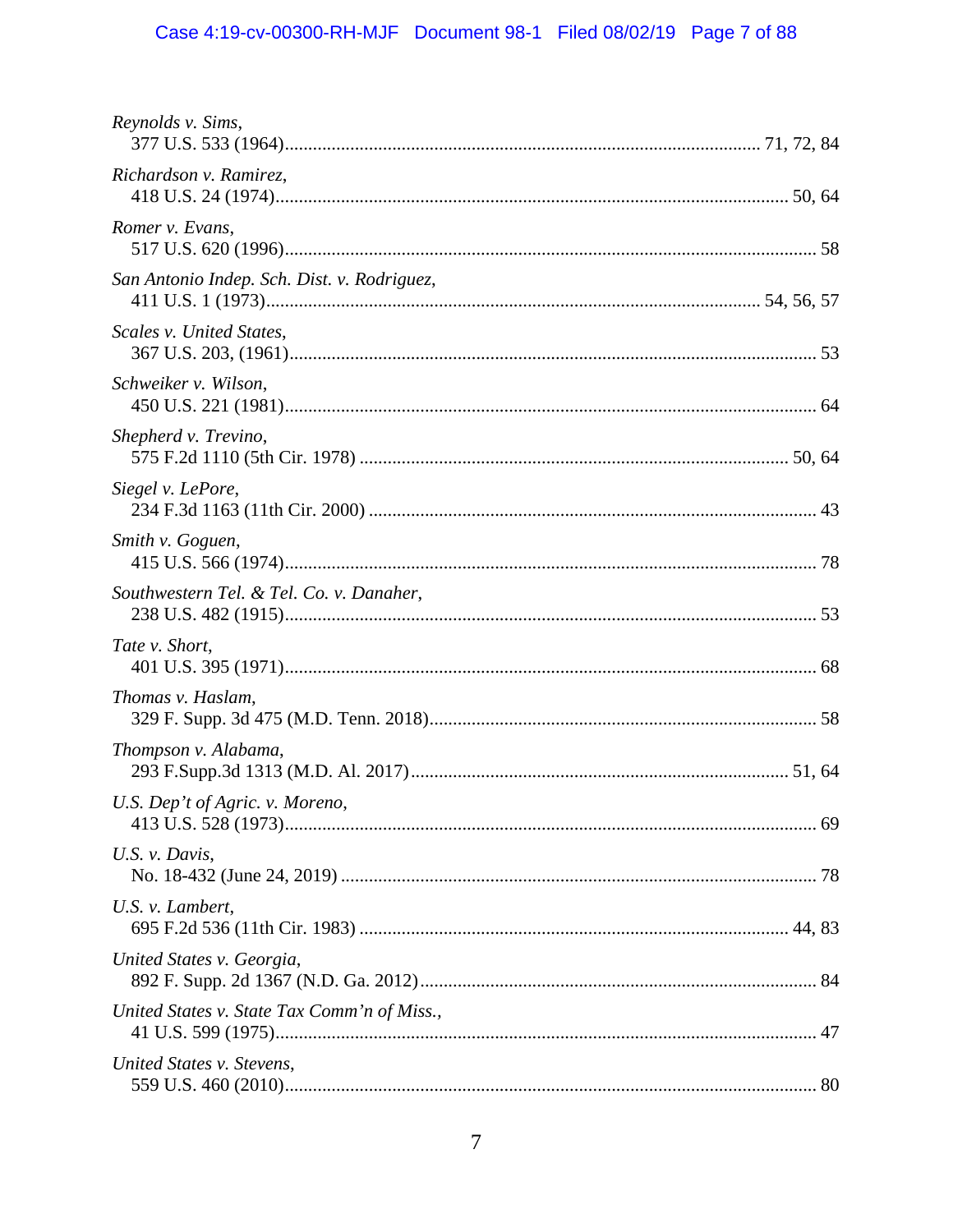*Reynolds v. Sims*,
377 U.S. 533 (1964)........................................................................................................ 71, 72, 84

*Richardson v. Ramirez*,
418 U.S. 24 (1974)................................................................................................................ 50, 64

*Romer v. Evans*,
517 U.S. 620 (1996)..................................................................................................................... 58

*San Antonio Indep. Sch. Dist. v. Rodriguez*,
411 U.S. 1 (1973)............................................................................................................ 54, 56, 57

*Scales v. United States*,
367 U.S. 203, (1961)................................................................................................................... 53

*Schweiker v. Wilson*,
450 U.S. 221 (1981)..................................................................................................................... 64

*Shepherd v. Trevino*,
575 F.2d 1110 (5th Cir. 1978) .............................................................................................. 50, 64

*Siegel v. LePore*,
234 F.3d 1163 (11th Cir. 2000) ................................................................................................... 43

*Smith v. Goguen*,
415 U.S. 566 (1974)..................................................................................................................... 78

*Southwestern Tel. & Tel. Co. v. Danaher*,
238 U.S. 482 (1915)..................................................................................................................... 53

*Tate v. Short*,
401 U.S. 395 (1971)..................................................................................................................... 68

*Thomas v. Haslam*,
329 F. Supp. 3d 475 (M.D. Tenn. 2018)...................................................................................... 58

*Thompson v. Alabama*,
293 F.Supp.3d 1313 (M.D. Al. 2017).................................................................................... 51, 64

*U.S. Dep't of Agric. v. Moreno*,
413 U.S. 528 (1973)..................................................................................................................... 69

*U.S. v. Davis*,
No. 18-432 (June 24, 2019) ......................................................................................................... 78

*U.S. v. Lambert*,
695 F.2d 536 (11th Cir. 1983) .............................................................................................. 44, 83

*United States v. Georgia*,
892 F. Supp. 2d 1367 (N.D. Ga. 2012)........................................................................................ 84

*United States v. State Tax Comm'n of Miss.*,
41 U.S. 599 (1975)....................................................................................................................... 47

*United States v. Stevens*,
559 U.S. 460 (2010)..................................................................................................................... 80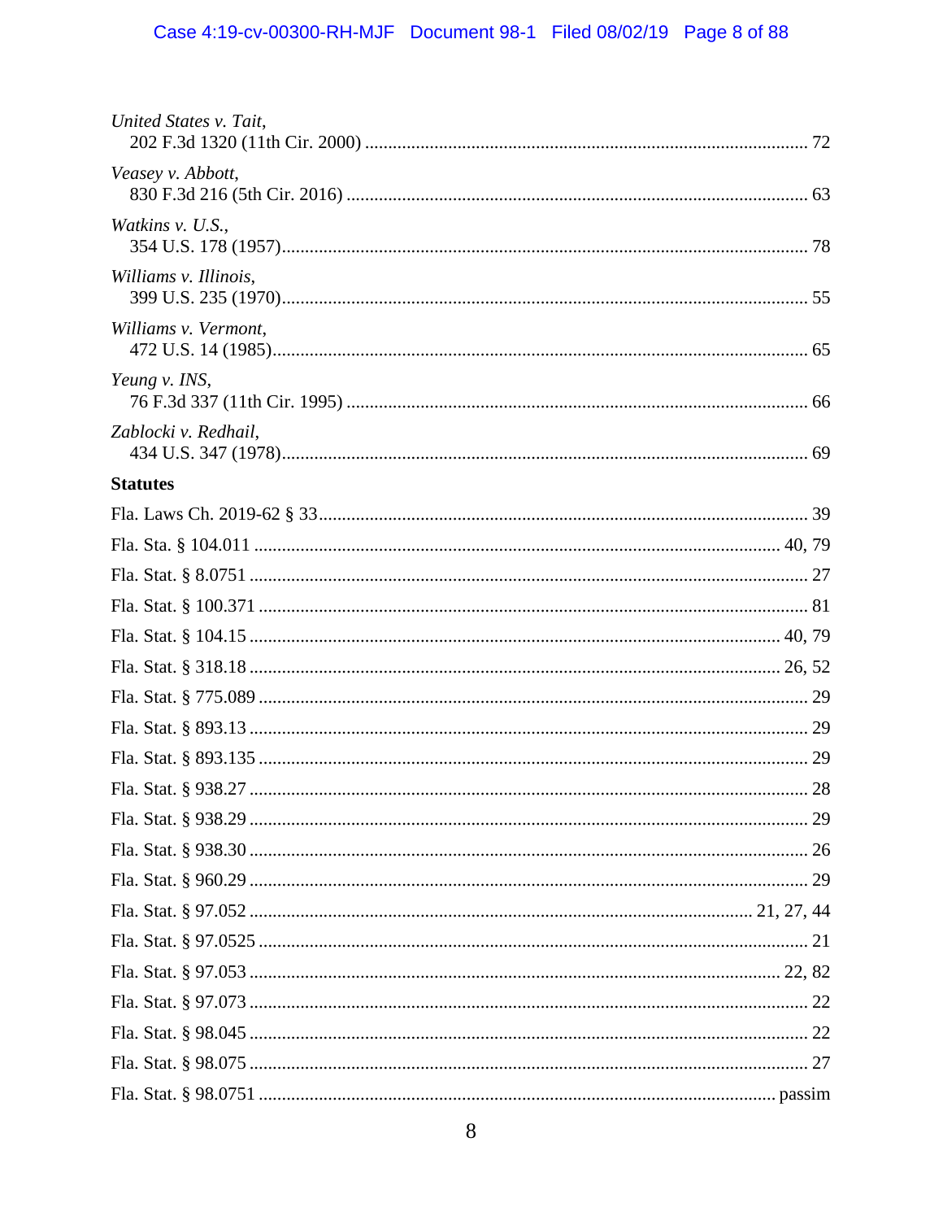*United States v. Tait*,
202 F.3d 1320 (11th Cir. 2000) ............................................................................................. 72

*Veasey v. Abbott*,
830 F.3d 216 (5th Cir. 2016) ................................................................................................. 63

*Watkins v. U.S.*,
354 U.S. 178 (1957)................................................................................................................ 78

*Williams v. Illinois*,
399 U.S. 235 (1970)................................................................................................................ 55

*Williams v. Vermont*,
472 U.S. 14 (1985).................................................................................................................. 65

*Yeung v. INS*,
76 F.3d 337 (11th Cir. 1995) .................................................................................................. 66

*Zablocki v. Redhail*,
434 U.S. 347 (1978)................................................................................................................ 69

**Statutes**

Fla. Laws Ch. 2019-62 § 33........................................................................................................ 39

Fla. Sta. § 104.011 ................................................................................................................. 40, 79

Fla. Stat. § 8.0751 ....................................................................................................................... 27

Fla. Stat. § 100.371 ..................................................................................................................... 81

Fla. Stat. § 104.15 ................................................................................................................. 40, 79

Fla. Stat. § 318.18 ................................................................................................................. 26, 52

Fla. Stat. § 775.089 ..................................................................................................................... 29

Fla. Stat. § 893.13 ....................................................................................................................... 29

Fla. Stat. § 893.135 ..................................................................................................................... 29

Fla. Stat. § 938.27 ....................................................................................................................... 28

Fla. Stat. § 938.29 ....................................................................................................................... 29

Fla. Stat. § 938.30 ....................................................................................................................... 26

Fla. Stat. § 960.29 ....................................................................................................................... 29

Fla. Stat. § 97.052 ............................................................................................................. 21, 27, 44

Fla. Stat. § 97.0525 ..................................................................................................................... 21

Fla. Stat. § 97.053 ................................................................................................................. 22, 82

Fla. Stat. § 97.073 ....................................................................................................................... 22

Fla. Stat. § 98.045 ....................................................................................................................... 22

Fla. Stat. § 98.075 ....................................................................................................................... 27

Fla. Stat. § 98.0751 ............................................................................................................... passim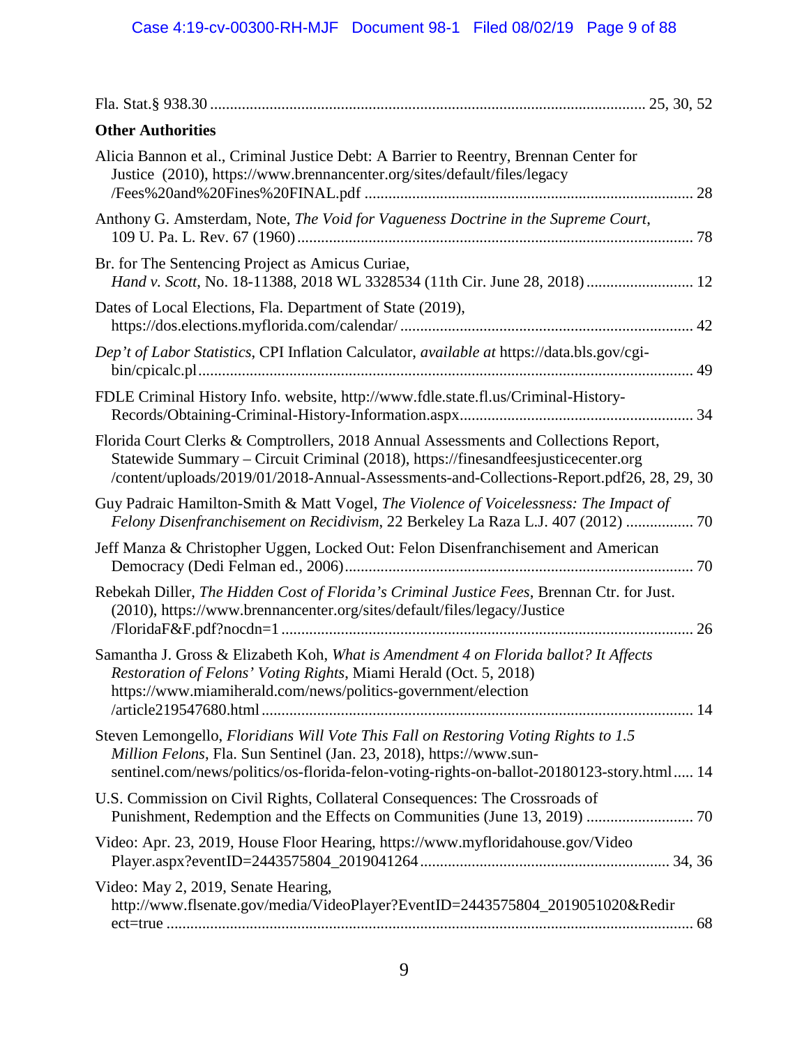Fla. Stat.§ 938.30 .......................................................................................................... 25, 30, 52

**Other Authorities**

Alicia Bannon et al., Criminal Justice Debt: A Barrier to Reentry, Brennan Center for Justice (2010), https://www.brennancenter.org/sites/default/files/legacy /Fees%20and%20Fines%20FINAL.pdf ................................................................................ 28

Anthony G. Amsterdam, Note, *The Void for Vagueness Doctrine in the Supreme Court*, 109 U. Pa. L. Rev. 67 (1960) .................................................................................................. 78

Br. for The Sentencing Project as Amicus Curiae, *Hand v. Scott*, No. 18-11388, 2018 WL 3328534 (11th Cir. June 28, 2018) .......................... 12

Dates of Local Elections, Fla. Department of State (2019), https://dos.elections.myflorida.com/calendar/ ......................................................................... 42

*Dep't of Labor Statistics*, CPI Inflation Calculator, *available at* https://data.bls.gov/cgi-bin/cpicalc.pl ........................................................................................................................ 49

FDLE Criminal History Info. website, http://www.fdle.state.fl.us/Criminal-History-Records/Obtaining-Criminal-History-Information.aspx.......................................................... 34

Florida Court Clerks & Comptrollers, 2018 Annual Assessments and Collections Report, Statewide Summary – Circuit Criminal (2018), https://finesandfeesjusticecenter.org /content/uploads/2019/01/2018-Annual-Assessments-and-Collections-Report.pdf26, 28, 29, 30

Guy Padraic Hamilton-Smith & Matt Vogel, *The Violence of Voicelessness: The Impact of Felony Disenfranchisement on Recidivism*, 22 Berkeley La Raza L.J. 407 (2012) ................. 70

Jeff Manza & Christopher Uggen, Locked Out: Felon Disenfranchisement and American Democracy (Dedi Felman ed., 2006)....................................................................................... 70

Rebekah Diller, *The Hidden Cost of Florida's Criminal Justice Fees*, Brennan Ctr. for Just. (2010), https://www.brennancenter.org/sites/default/files/legacy/Justice /FloridaF&F.pdf?nocdn=1 ....................................................................................................... 26

Samantha J. Gross & Elizabeth Koh, *What is Amendment 4 on Florida ballot? It Affects Restoration of Felons' Voting Rights*, Miami Herald (Oct. 5, 2018) https://www.miamiherald.com/news/politics-government/election /article219547680.html ........................................................................................................... 14

Steven Lemongello, *Floridians Will Vote This Fall on Restoring Voting Rights to 1.5 Million Felons*, Fla. Sun Sentinel (Jan. 23, 2018), https://www.sun-sentinel.com/news/politics/os-florida-felon-voting-rights-on-ballot-20180123-story.html ..... 14

U.S. Commission on Civil Rights, Collateral Consequences: The Crossroads of Punishment, Redemption and the Effects on Communities (June 13, 2019) ........................... 70

Video: Apr. 23, 2019, House Floor Hearing, https://www.myfloridahouse.gov/Video Player.aspx?eventID=2443575804_2019041264 .............................................................. 34, 36

Video: May 2, 2019, Senate Hearing, http://www.flsenate.gov/media/VideoPlayer?EventID=2443575804_2019051020&Redir ect=true ..................................................................................................................................... 68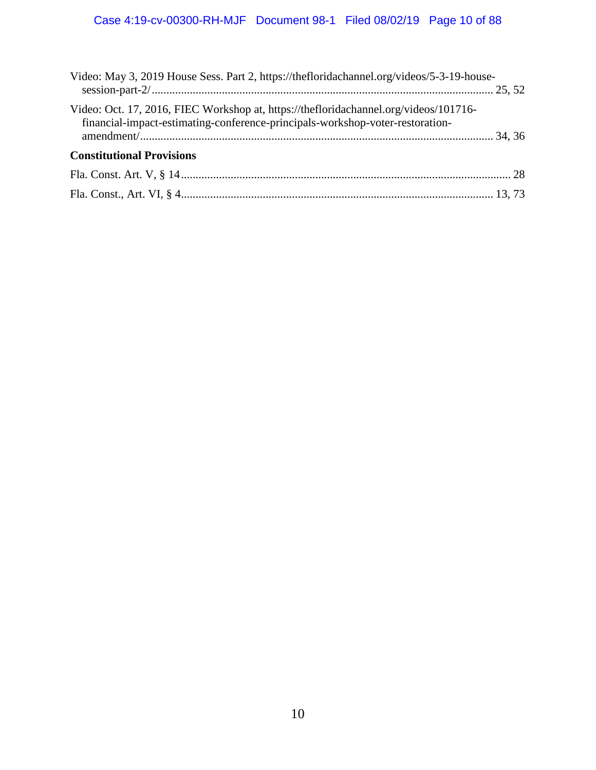Video: May 3, 2019 House Sess. Part 2, https://thefloridachannel.org/videos/5-3-19-house-session-part-2/ ..................................................................................................................... 25, 52

Video: Oct. 17, 2016, FIEC Workshop at, https://thefloridachannel.org/videos/101716-financial-impact-estimating-conference-principals-workshop-voter-restoration-amendment/......................................................................................................................... 34, 36

**Constitutional Provisions**

Fla. Const. Art. V, § 14................................................................................................................. 28

Fla. Const., Art. VI, § 4........................................................................................................... 13, 73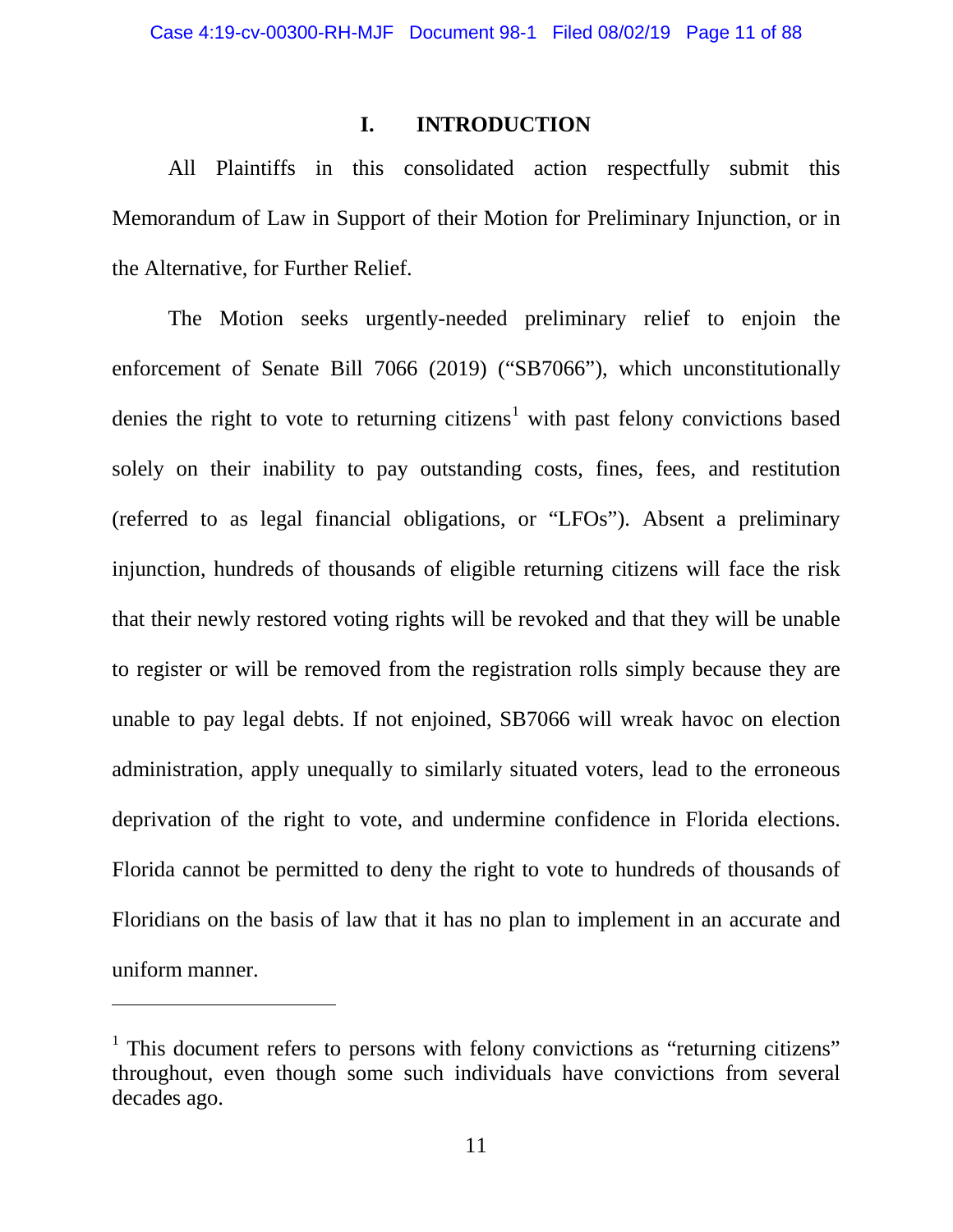# I. INTRODUCTION

All Plaintiffs in this consolidated action respectfully submit this Memorandum of Law in Support of their Motion for Preliminary Injunction, or in the Alternative, for Further Relief.

The Motion seeks urgently-needed preliminary relief to enjoin the enforcement of Senate Bill 7066 (2019) ("SB7066"), which unconstitutionally denies the right to vote to returning citizens[1] with past felony convictions based solely on their inability to pay outstanding costs, fines, fees, and restitution (referred to as legal financial obligations, or "LFOs"). Absent a preliminary injunction, hundreds of thousands of eligible returning citizens will face the risk that their newly restored voting rights will be revoked and that they will be unable to register or will be removed from the registration rolls simply because they are unable to pay legal debts. If not enjoined, SB7066 will wreak havoc on election administration, apply unequally to similarly situated voters, lead to the erroneous deprivation of the right to vote, and undermine confidence in Florida elections. Florida cannot be permitted to deny the right to vote to hundreds of thousands of Floridians on the basis of law that it has no plan to implement in an accurate and uniform manner.

---

[1] This document refers to persons with felony convictions as "returning citizens" throughout, even though some such individuals have convictions from several decades ago.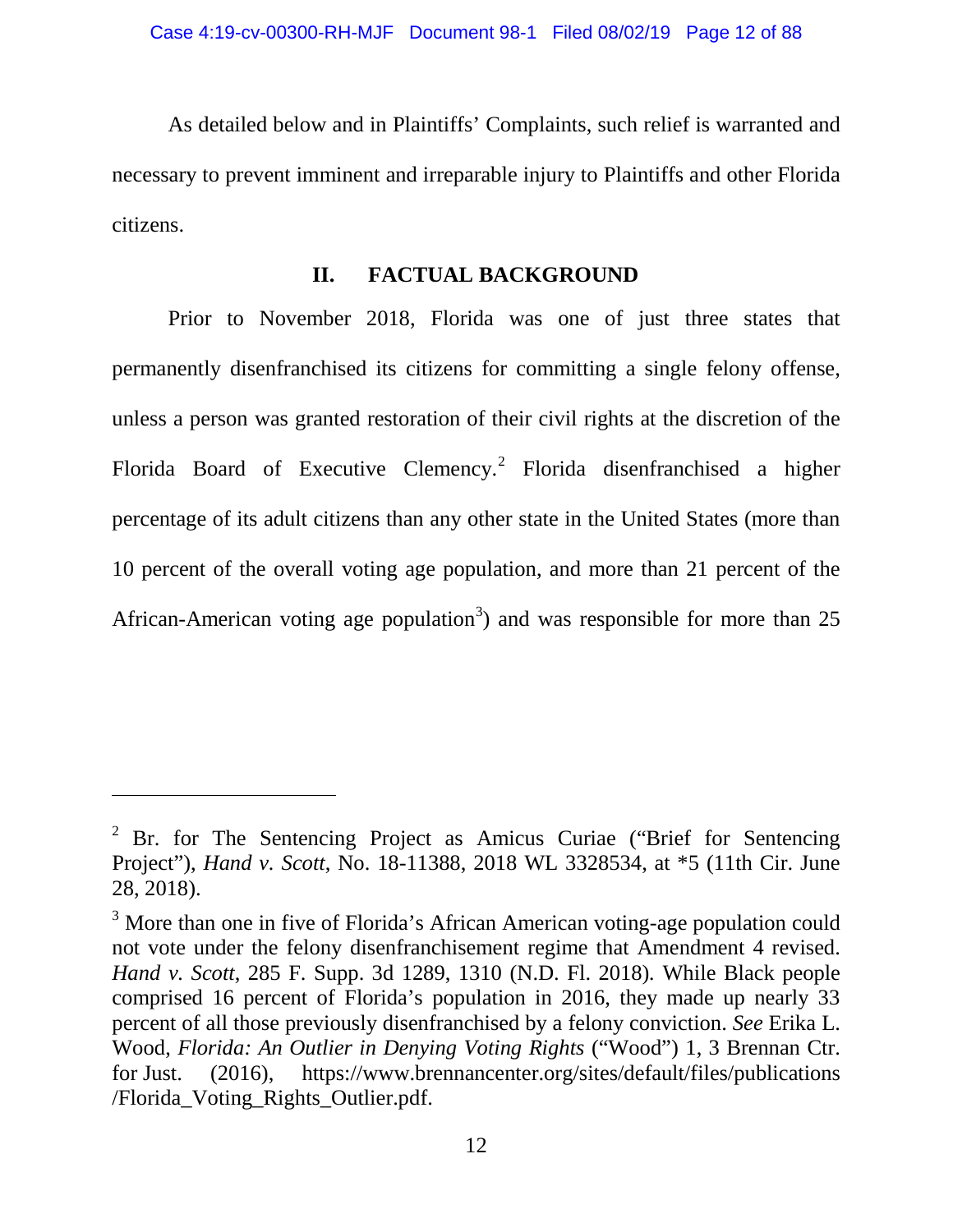As detailed below and in Plaintiffs' Complaints, such relief is warranted and necessary to prevent imminent and irreparable injury to Plaintiffs and other Florida citizens.

## II. FACTUAL BACKGROUND

Prior to November 2018, Florida was one of just three states that permanently disenfranchised its citizens for committing a single felony offense, unless a person was granted restoration of their civil rights at the discretion of the Florida Board of Executive Clemency.[2] Florida disenfranchised a higher percentage of its adult citizens than any other state in the United States (more than 10 percent of the overall voting age population, and more than 21 percent of the African-American voting age population[3]) and was responsible for more than 25

---

[2] Br. for The Sentencing Project as Amicus Curiae ("Brief for Sentencing Project"), *Hand v. Scott*, No. 18-11388, 2018 WL 3328534, at *5 (11th Cir. June 28, 2018).

[3] More than one in five of Florida's African American voting-age population could not vote under the felony disenfranchisement regime that Amendment 4 revised. *Hand v. Scott*, 285 F. Supp. 3d 1289, 1310 (N.D. Fl. 2018). While Black people comprised 16 percent of Florida's population in 2016, they made up nearly 33 percent of all those previously disenfranchised by a felony conviction. *See* Erika L. Wood, *Florida: An Outlier in Denying Voting Rights* ("Wood") 1, 3 Brennan Ctr. for Just. (2016), https://www.brennancenter.org/sites/default/files/publications/Florida_Voting_Rights_Outlier.pdf.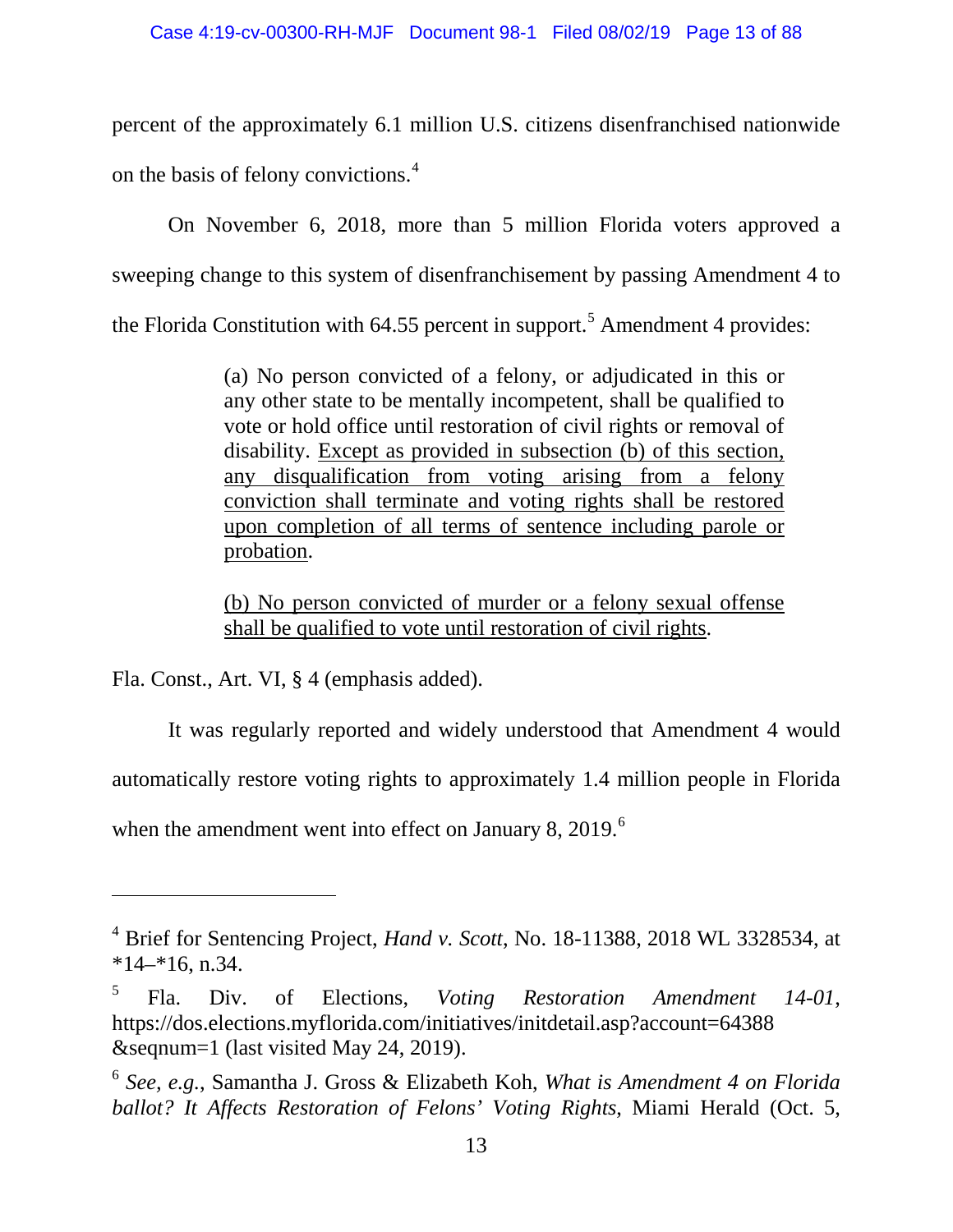percent of the approximately 6.1 million U.S. citizens disenfranchised nationwide on the basis of felony convictions.[4]

On November 6, 2018, more than 5 million Florida voters approved a sweeping change to this system of disenfranchisement by passing Amendment 4 to the Florida Constitution with 64.55 percent in support.[5] Amendment 4 provides:

> (a) No person convicted of a felony, or adjudicated in this or any other state to be mentally incompetent, shall be qualified to vote or hold office until restoration of civil rights or removal of disability. <u>Except as provided in subsection (b) of this section, any disqualification from voting arising from a felony conviction shall terminate and voting rights shall be restored upon completion of all terms of sentence including parole or probation</u>.
>
> <u>(b) No person convicted of murder or a felony sexual offense shall be qualified to vote until restoration of civil rights</u>.

Fla. Const., Art. VI, § 4 (emphasis added).

It was regularly reported and widely understood that Amendment 4 would automatically restore voting rights to approximately 1.4 million people in Florida when the amendment went into effect on January 8, 2019.[6]

---

[4] Brief for Sentencing Project, *Hand v. Scott*, No. 18-11388, 2018 WL 3328534, at *14–*16, n.34.

[5] Fla. Div. of Elections, *Voting Restoration Amendment 14-01*, https://dos.elections.myflorida.com/initiatives/initdetail.asp?account=64388&seqnum=1 (last visited May 24, 2019).

[6] *See, e.g.*, Samantha J. Gross & Elizabeth Koh, *What is Amendment 4 on Florida ballot? It Affects Restoration of Felons' Voting Rights*, Miami Herald (Oct. 5,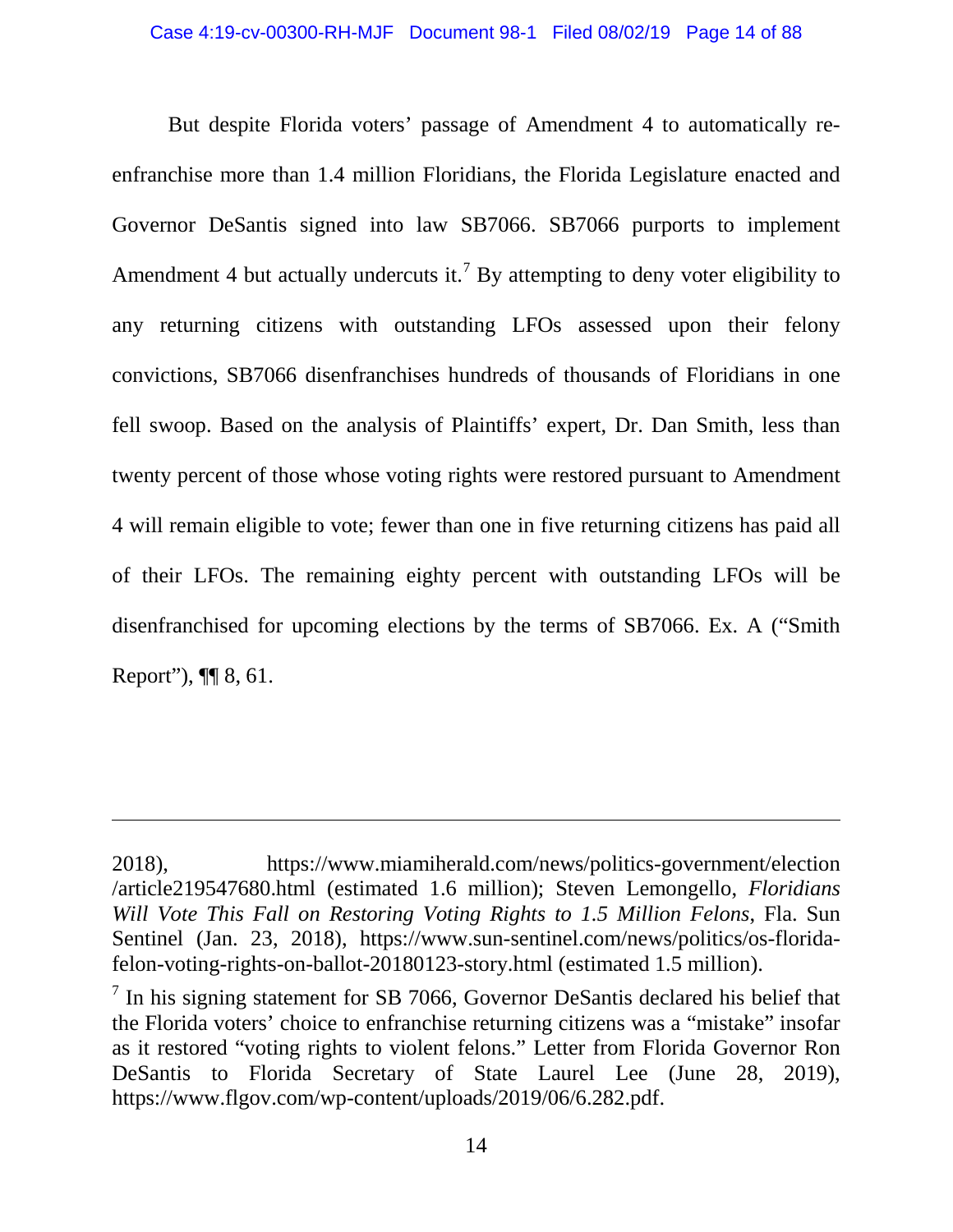But despite Florida voters' passage of Amendment 4 to automatically re-enfranchise more than 1.4 million Floridians, the Florida Legislature enacted and Governor DeSantis signed into law SB7066. SB7066 purports to implement Amendment 4 but actually undercuts it.[7] By attempting to deny voter eligibility to any returning citizens with outstanding LFOs assessed upon their felony convictions, SB7066 disenfranchises hundreds of thousands of Floridians in one fell swoop. Based on the analysis of Plaintiffs' expert, Dr. Dan Smith, less than twenty percent of those whose voting rights were restored pursuant to Amendment 4 will remain eligible to vote; fewer than one in five returning citizens has paid all of their LFOs. The remaining eighty percent with outstanding LFOs will be disenfranchised for upcoming elections by the terms of SB7066. Ex. A ("Smith Report"), ¶¶ 8, 61.

---

2018), https://www.miamiherald.com/news/politics-government/election/article219547680.html (estimated 1.6 million); Steven Lemongello, *Floridians Will Vote This Fall on Restoring Voting Rights to 1.5 Million Felons*, Fla. Sun Sentinel (Jan. 23, 2018), https://www.sun-sentinel.com/news/politics/os-florida-felon-voting-rights-on-ballot-20180123-story.html (estimated 1.5 million).

[7] In his signing statement for SB 7066, Governor DeSantis declared his belief that the Florida voters' choice to enfranchise returning citizens was a "mistake" insofar as it restored "voting rights to violent felons." Letter from Florida Governor Ron DeSantis to Florida Secretary of State Laurel Lee (June 28, 2019), https://www.flgov.com/wp-content/uploads/2019/06/6.282.pdf.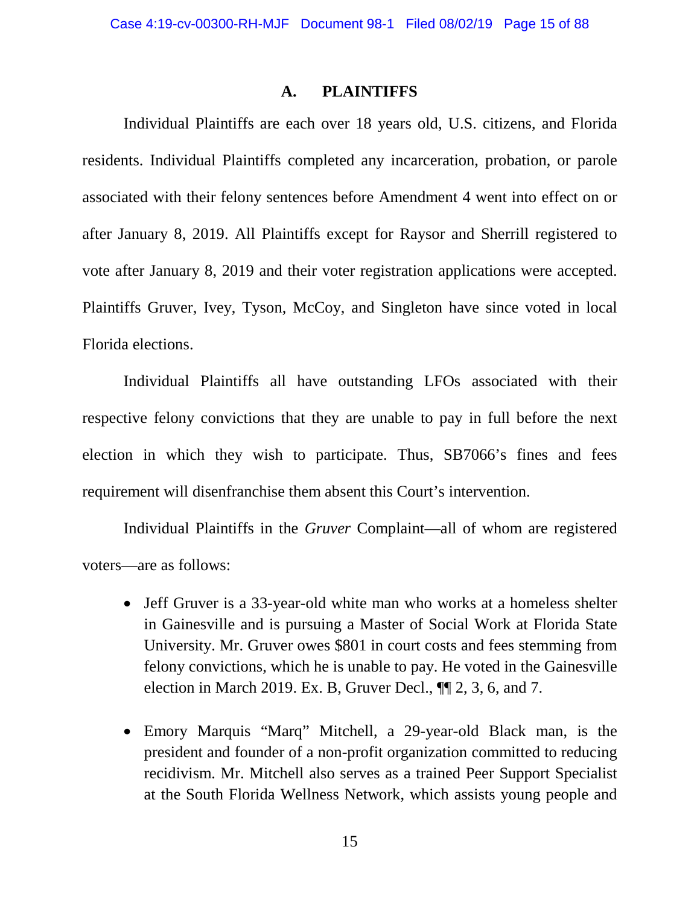### A. PLAINTIFFS

Individual Plaintiffs are each over 18 years old, U.S. citizens, and Florida residents. Individual Plaintiffs completed any incarceration, probation, or parole associated with their felony sentences before Amendment 4 went into effect on or after January 8, 2019. All Plaintiffs except for Raysor and Sherrill registered to vote after January 8, 2019 and their voter registration applications were accepted. Plaintiffs Gruver, Ivey, Tyson, McCoy, and Singleton have since voted in local Florida elections.

Individual Plaintiffs all have outstanding LFOs associated with their respective felony convictions that they are unable to pay in full before the next election in which they wish to participate. Thus, SB7066's fines and fees requirement will disenfranchise them absent this Court's intervention.

Individual Plaintiffs in the *Gruver* Complaint—all of whom are registered voters—are as follows:

- Jeff Gruver is a 33-year-old white man who works at a homeless shelter in Gainesville and is pursuing a Master of Social Work at Florida State University. Mr. Gruver owes $801 in court costs and fees stemming from felony convictions, which he is unable to pay. He voted in the Gainesville election in March 2019. Ex. B, Gruver Decl., ¶¶ 2, 3, 6, and 7.

- Emory Marquis "Marq" Mitchell, a 29-year-old Black man, is the president and founder of a non-profit organization committed to reducing recidivism. Mr. Mitchell also serves as a trained Peer Support Specialist at the South Florida Wellness Network, which assists young people and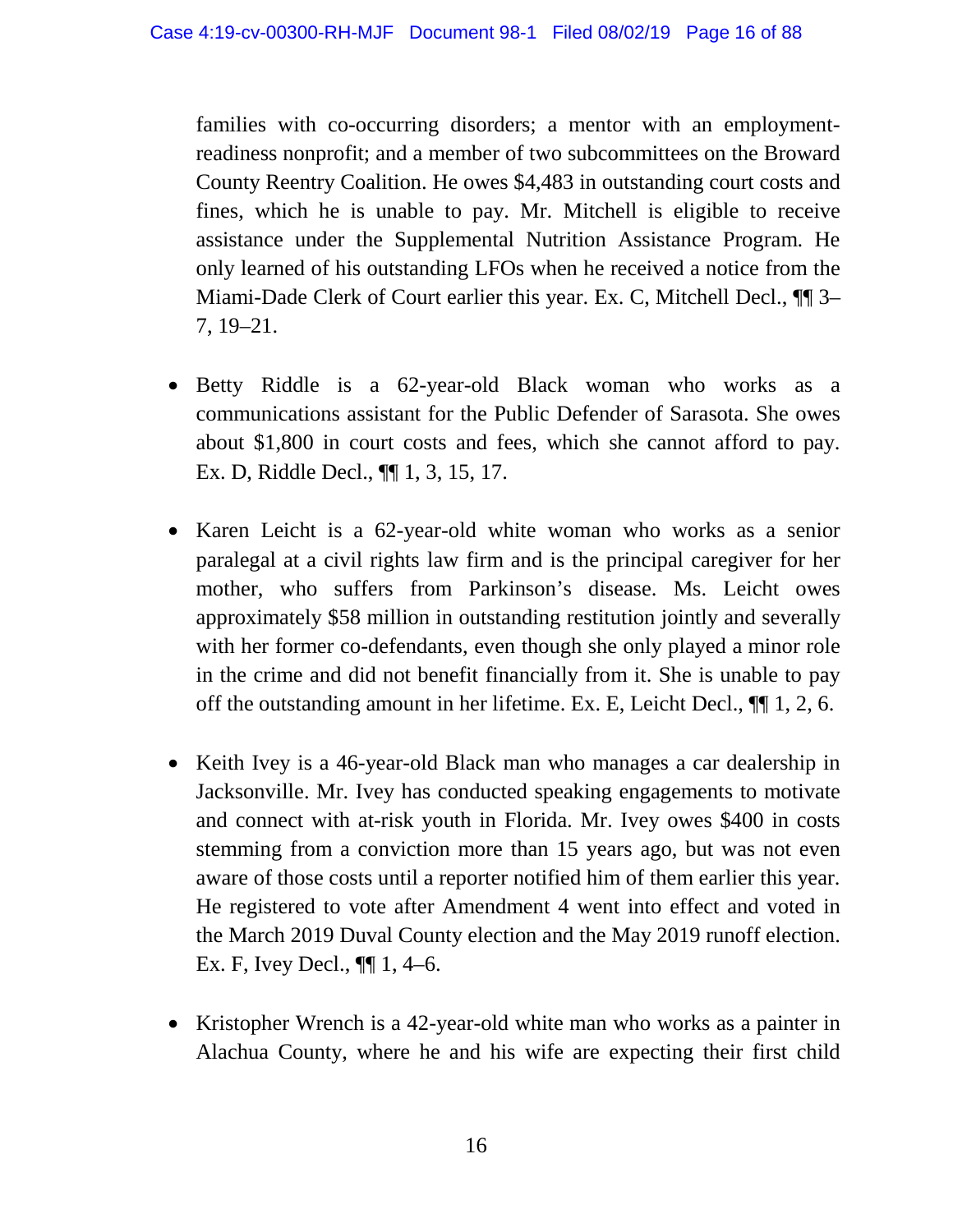families with co-occurring disorders; a mentor with an employment-readiness nonprofit; and a member of two subcommittees on the Broward County Reentry Coalition. He owes $4,483 in outstanding court costs and fines, which he is unable to pay. Mr. Mitchell is eligible to receive assistance under the Supplemental Nutrition Assistance Program. He only learned of his outstanding LFOs when he received a notice from the Miami-Dade Clerk of Court earlier this year. Ex. C, Mitchell Decl., ¶¶ 3–7, 19–21.

- Betty Riddle is a 62-year-old Black woman who works as a communications assistant for the Public Defender of Sarasota. She owes about $1,800 in court costs and fees, which she cannot afford to pay. Ex. D, Riddle Decl., ¶¶ 1, 3, 15, 17.

- Karen Leicht is a 62-year-old white woman who works as a senior paralegal at a civil rights law firm and is the principal caregiver for her mother, who suffers from Parkinson's disease. Ms. Leicht owes approximately $58 million in outstanding restitution jointly and severally with her former co-defendants, even though she only played a minor role in the crime and did not benefit financially from it. She is unable to pay off the outstanding amount in her lifetime. Ex. E, Leicht Decl., ¶¶ 1, 2, 6.

- Keith Ivey is a 46-year-old Black man who manages a car dealership in Jacksonville. Mr. Ivey has conducted speaking engagements to motivate and connect with at-risk youth in Florida. Mr. Ivey owes $400 in costs stemming from a conviction more than 15 years ago, but was not even aware of those costs until a reporter notified him of them earlier this year. He registered to vote after Amendment 4 went into effect and voted in the March 2019 Duval County election and the May 2019 runoff election. Ex. F, Ivey Decl., ¶¶ 1, 4–6.

- Kristopher Wrench is a 42-year-old white man who works as a painter in Alachua County, where he and his wife are expecting their first child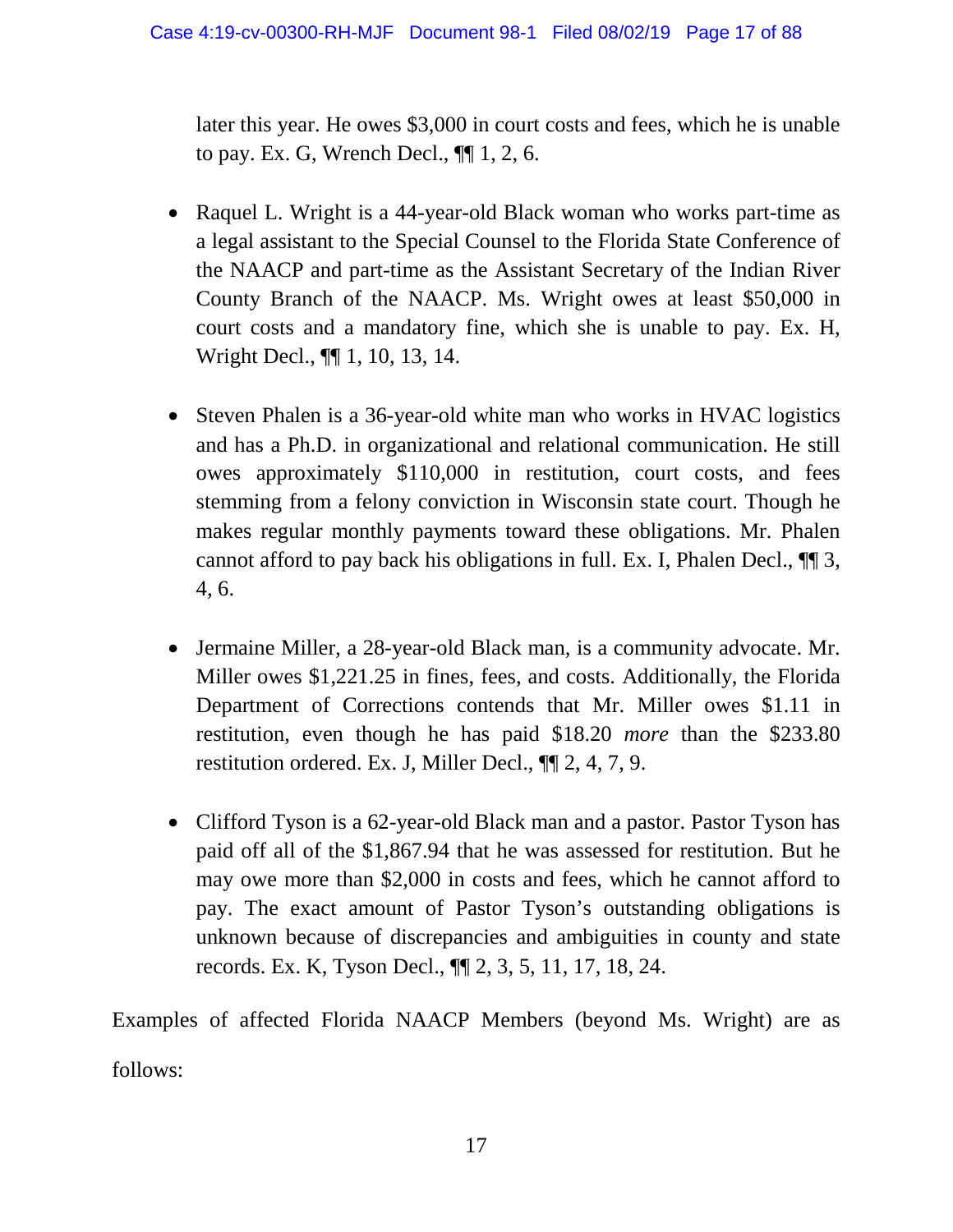later this year. He owes $3,000 in court costs and fees, which he is unable to pay. Ex. G, Wrench Decl., ¶¶ 1, 2, 6.

- Raquel L. Wright is a 44-year-old Black woman who works part-time as a legal assistant to the Special Counsel to the Florida State Conference of the NAACP and part-time as the Assistant Secretary of the Indian River County Branch of the NAACP. Ms. Wright owes at least $50,000 in court costs and a mandatory fine, which she is unable to pay. Ex. H, Wright Decl., ¶¶ 1, 10, 13, 14.

- Steven Phalen is a 36-year-old white man who works in HVAC logistics and has a Ph.D. in organizational and relational communication. He still owes approximately $110,000 in restitution, court costs, and fees stemming from a felony conviction in Wisconsin state court. Though he makes regular monthly payments toward these obligations. Mr. Phalen cannot afford to pay back his obligations in full. Ex. I, Phalen Decl., ¶¶ 3, 4, 6.

- Jermaine Miller, a 28-year-old Black man, is a community advocate. Mr. Miller owes $1,221.25 in fines, fees, and costs. Additionally, the Florida Department of Corrections contends that Mr. Miller owes $1.11 in restitution, even though he has paid $18.20 *more* than the $233.80 restitution ordered. Ex. J, Miller Decl., ¶¶ 2, 4, 7, 9.

- Clifford Tyson is a 62-year-old Black man and a pastor. Pastor Tyson has paid off all of the $1,867.94 that he was assessed for restitution. But he may owe more than $2,000 in costs and fees, which he cannot afford to pay. The exact amount of Pastor Tyson's outstanding obligations is unknown because of discrepancies and ambiguities in county and state records. Ex. K, Tyson Decl., ¶¶ 2, 3, 5, 11, 17, 18, 24.

Examples of affected Florida NAACP Members (beyond Ms. Wright) are as follows: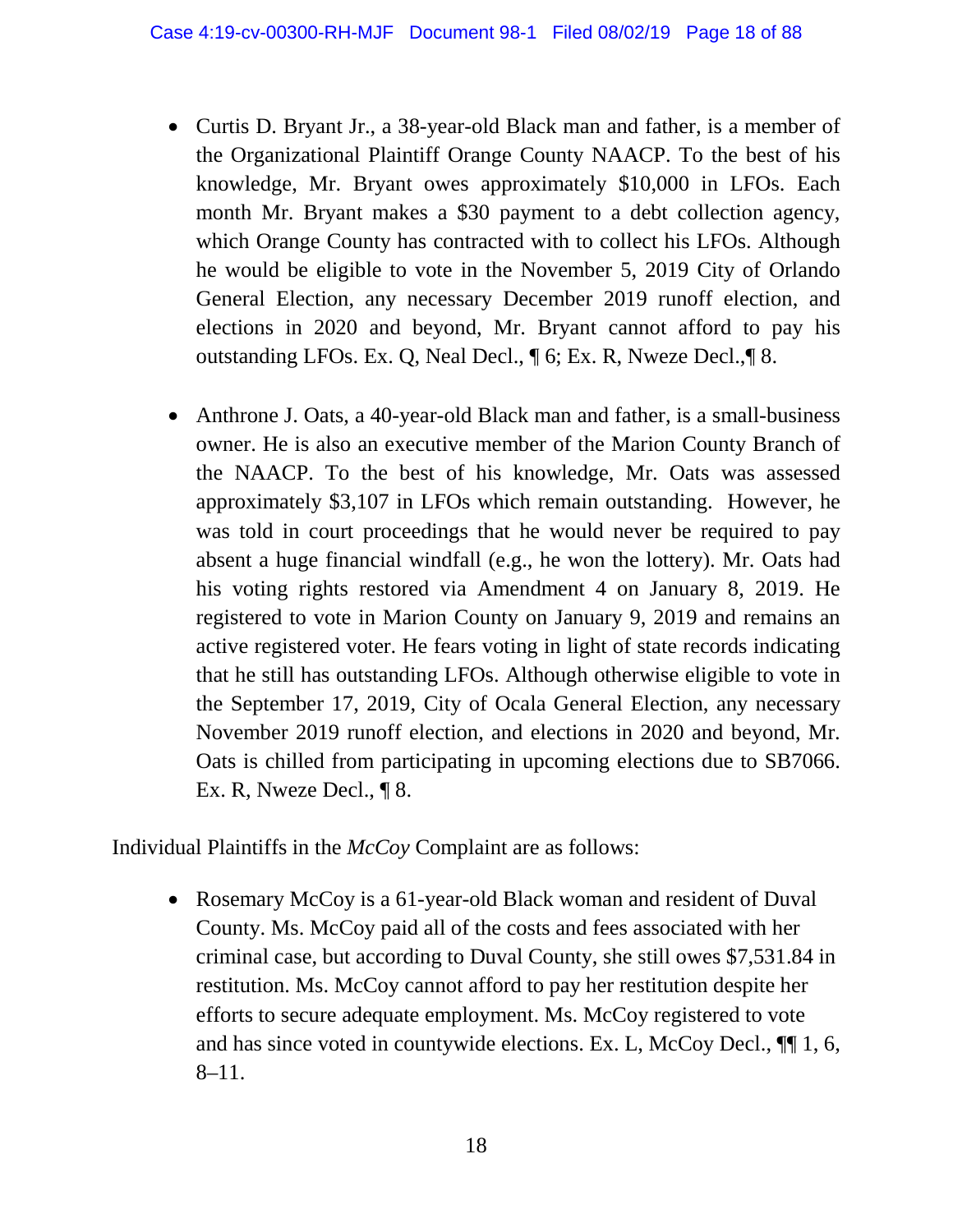- Curtis D. Bryant Jr., a 38-year-old Black man and father, is a member of the Organizational Plaintiff Orange County NAACP. To the best of his knowledge, Mr. Bryant owes approximately $10,000 in LFOs. Each month Mr. Bryant makes a $30 payment to a debt collection agency, which Orange County has contracted with to collect his LFOs. Although he would be eligible to vote in the November 5, 2019 City of Orlando General Election, any necessary December 2019 runoff election, and elections in 2020 and beyond, Mr. Bryant cannot afford to pay his outstanding LFOs. Ex. Q, Neal Decl., ¶ 6; Ex. R, Nweze Decl.,¶ 8.

- Anthrone J. Oats, a 40-year-old Black man and father, is a small-business owner. He is also an executive member of the Marion County Branch of the NAACP. To the best of his knowledge, Mr. Oats was assessed approximately $3,107 in LFOs which remain outstanding. However, he was told in court proceedings that he would never be required to pay absent a huge financial windfall (e.g., he won the lottery). Mr. Oats had his voting rights restored via Amendment 4 on January 8, 2019. He registered to vote in Marion County on January 9, 2019 and remains an active registered voter. He fears voting in light of state records indicating that he still has outstanding LFOs. Although otherwise eligible to vote in the September 17, 2019, City of Ocala General Election, any necessary November 2019 runoff election, and elections in 2020 and beyond, Mr. Oats is chilled from participating in upcoming elections due to SB7066. Ex. R, Nweze Decl., ¶ 8.

Individual Plaintiffs in the *McCoy* Complaint are as follows:

- Rosemary McCoy is a 61-year-old Black woman and resident of Duval County. Ms. McCoy paid all of the costs and fees associated with her criminal case, but according to Duval County, she still owes $7,531.84 in restitution. Ms. McCoy cannot afford to pay her restitution despite her efforts to secure adequate employment. Ms. McCoy registered to vote and has since voted in countywide elections. Ex. L, McCoy Decl., ¶¶ 1, 6, 8–11.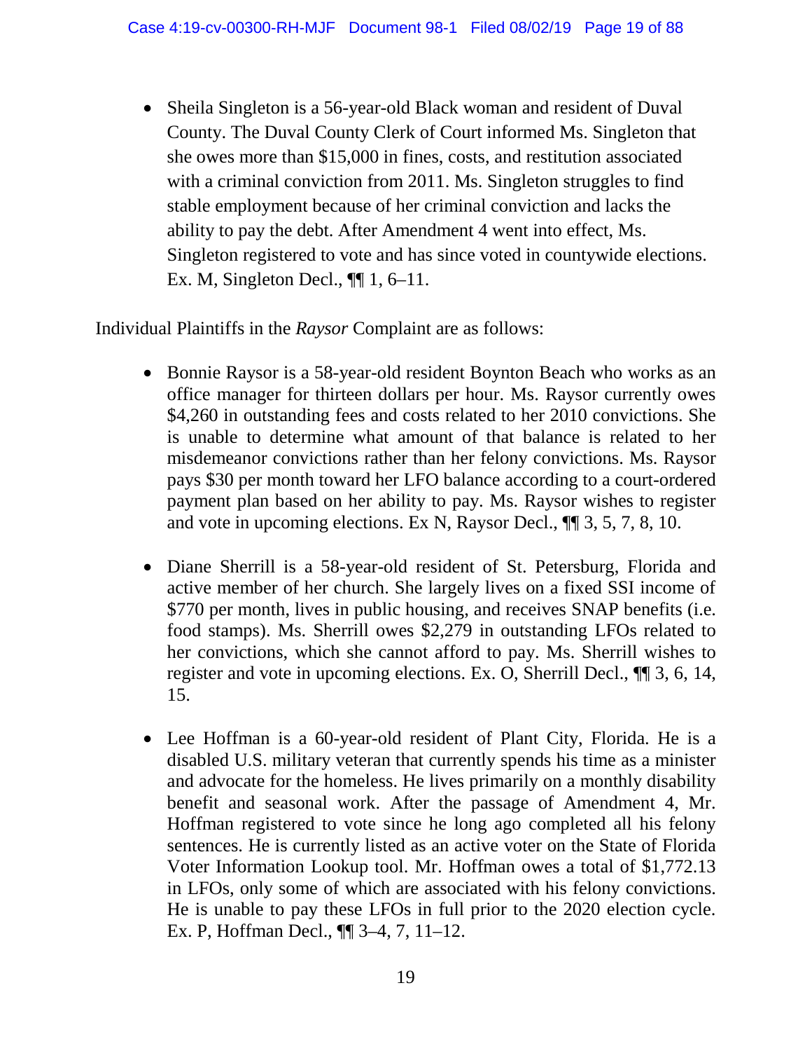- Sheila Singleton is a 56-year-old Black woman and resident of Duval County. The Duval County Clerk of Court informed Ms. Singleton that she owes more than $15,000 in fines, costs, and restitution associated with a criminal conviction from 2011. Ms. Singleton struggles to find stable employment because of her criminal conviction and lacks the ability to pay the debt. After Amendment 4 went into effect, Ms. Singleton registered to vote and has since voted in countywide elections. Ex. M, Singleton Decl., ¶¶ 1, 6–11.

Individual Plaintiffs in the *Raysor* Complaint are as follows:

- Bonnie Raysor is a 58-year-old resident Boynton Beach who works as an office manager for thirteen dollars per hour. Ms. Raysor currently owes $4,260 in outstanding fees and costs related to her 2010 convictions. She is unable to determine what amount of that balance is related to her misdemeanor convictions rather than her felony convictions. Ms. Raysor pays $30 per month toward her LFO balance according to a court-ordered payment plan based on her ability to pay. Ms. Raysor wishes to register and vote in upcoming elections. Ex N, Raysor Decl., ¶¶ 3, 5, 7, 8, 10.

- Diane Sherrill is a 58-year-old resident of St. Petersburg, Florida and active member of her church. She largely lives on a fixed SSI income of $770 per month, lives in public housing, and receives SNAP benefits (i.e. food stamps). Ms. Sherrill owes $2,279 in outstanding LFOs related to her convictions, which she cannot afford to pay. Ms. Sherrill wishes to register and vote in upcoming elections. Ex. O, Sherrill Decl., ¶¶ 3, 6, 14, 15.

- Lee Hoffman is a 60-year-old resident of Plant City, Florida. He is a disabled U.S. military veteran that currently spends his time as a minister and advocate for the homeless. He lives primarily on a monthly disability benefit and seasonal work. After the passage of Amendment 4, Mr. Hoffman registered to vote since he long ago completed all his felony sentences. He is currently listed as an active voter on the State of Florida Voter Information Lookup tool. Mr. Hoffman owes a total of $1,772.13 in LFOs, only some of which are associated with his felony convictions. He is unable to pay these LFOs in full prior to the 2020 election cycle. Ex. P, Hoffman Decl., ¶¶ 3–4, 7, 11–12.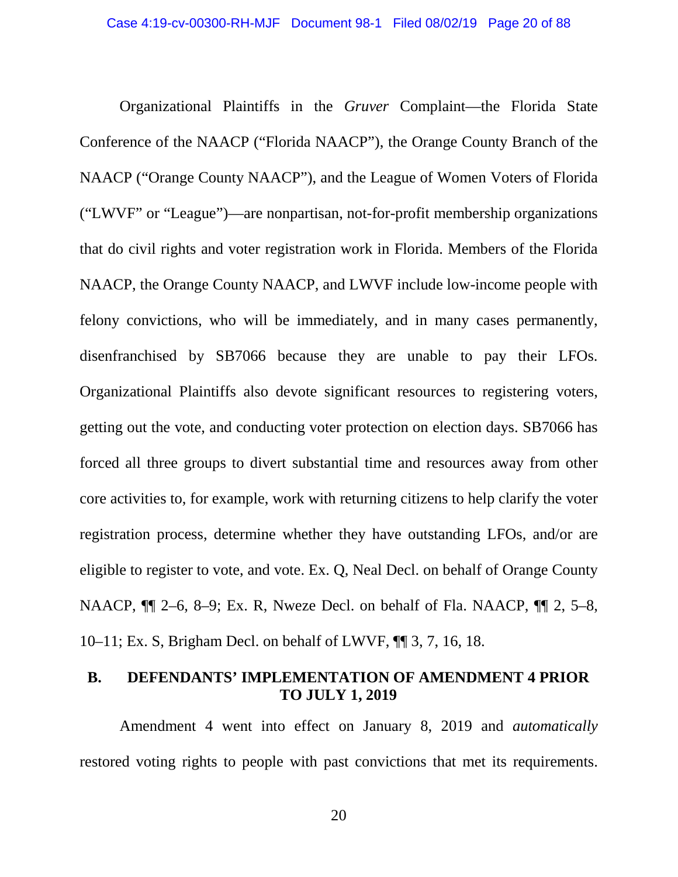Organizational Plaintiffs in the *Gruver* Complaint—the Florida State Conference of the NAACP ("Florida NAACP"), the Orange County Branch of the NAACP ("Orange County NAACP"), and the League of Women Voters of Florida ("LWVF" or "League")—are nonpartisan, not-for-profit membership organizations that do civil rights and voter registration work in Florida. Members of the Florida NAACP, the Orange County NAACP, and LWVF include low-income people with felony convictions, who will be immediately, and in many cases permanently, disenfranchised by SB7066 because they are unable to pay their LFOs. Organizational Plaintiffs also devote significant resources to registering voters, getting out the vote, and conducting voter protection on election days. SB7066 has forced all three groups to divert substantial time and resources away from other core activities to, for example, work with returning citizens to help clarify the voter registration process, determine whether they have outstanding LFOs, and/or are eligible to register to vote, and vote. Ex. Q, Neal Decl. on behalf of Orange County NAACP, ¶¶ 2–6, 8–9; Ex. R, Nweze Decl. on behalf of Fla. NAACP, ¶¶ 2, 5–8, 10–11; Ex. S, Brigham Decl. on behalf of LWVF, ¶¶ 3, 7, 16, 18.

## B. DEFENDANTS' IMPLEMENTATION OF AMENDMENT 4 PRIOR TO JULY 1, 2019

Amendment 4 went into effect on January 8, 2019 and *automatically* restored voting rights to people with past convictions that met its requirements.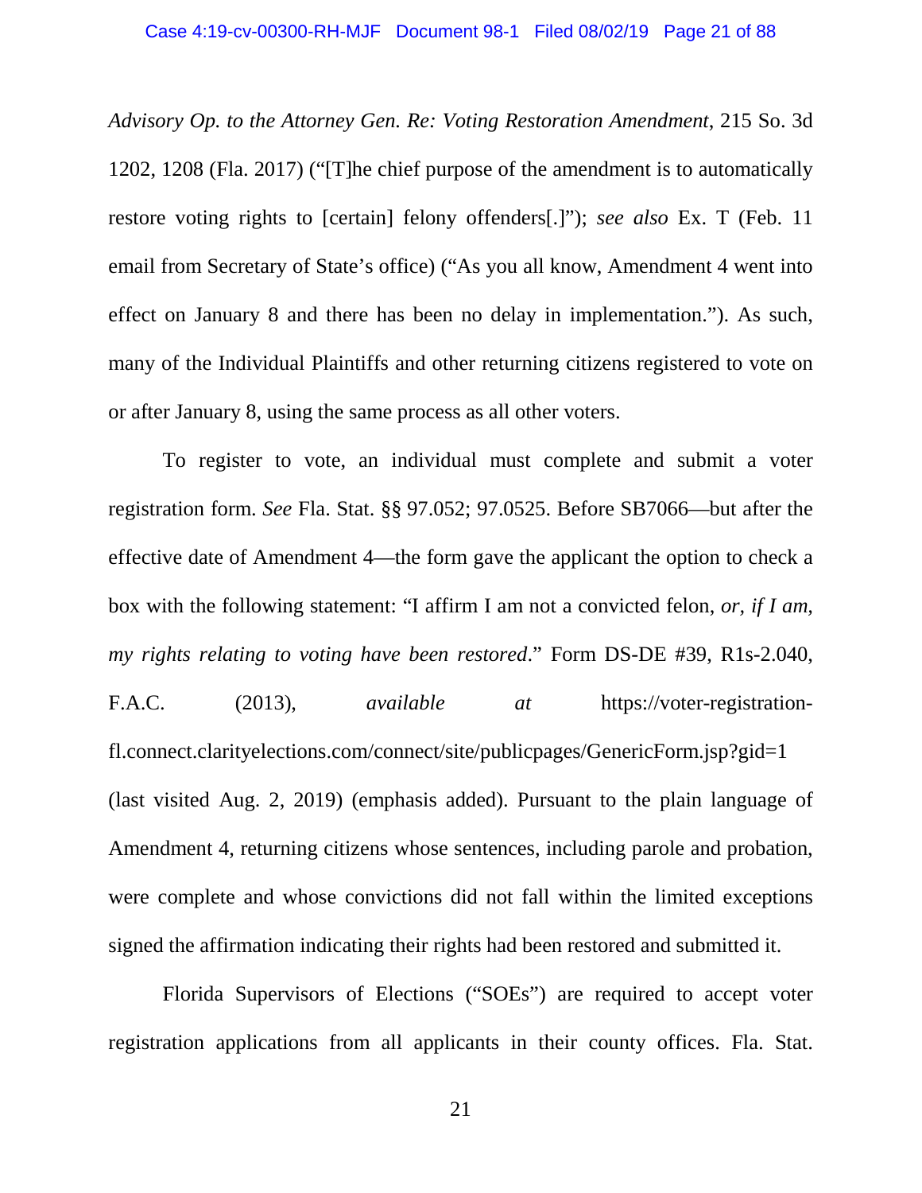*Advisory Op. to the Attorney Gen. Re: Voting Restoration Amendment*, 215 So. 3d 1202, 1208 (Fla. 2017) ("[T]he chief purpose of the amendment is to automatically restore voting rights to [certain] felony offenders[.]"); *see also* Ex. T (Feb. 11 email from Secretary of State's office) ("As you all know, Amendment 4 went into effect on January 8 and there has been no delay in implementation."). As such, many of the Individual Plaintiffs and other returning citizens registered to vote on or after January 8, using the same process as all other voters.

To register to vote, an individual must complete and submit a voter registration form. *See* Fla. Stat. §§ 97.052; 97.0525. Before SB7066—but after the effective date of Amendment 4—the form gave the applicant the option to check a box with the following statement: "I affirm I am not a convicted felon, *or, if I am, my rights relating to voting have been restored*." Form DS-DE #39, R1s-2.040, F.A.C. (2013), *available at* https://voter-registration-fl.connect.clarityelections.com/connect/site/publicpages/GenericForm.jsp?gid=1 (last visited Aug. 2, 2019) (emphasis added). Pursuant to the plain language of Amendment 4, returning citizens whose sentences, including parole and probation, were complete and whose convictions did not fall within the limited exceptions signed the affirmation indicating their rights had been restored and submitted it.

Florida Supervisors of Elections ("SOEs") are required to accept voter registration applications from all applicants in their county offices. Fla. Stat.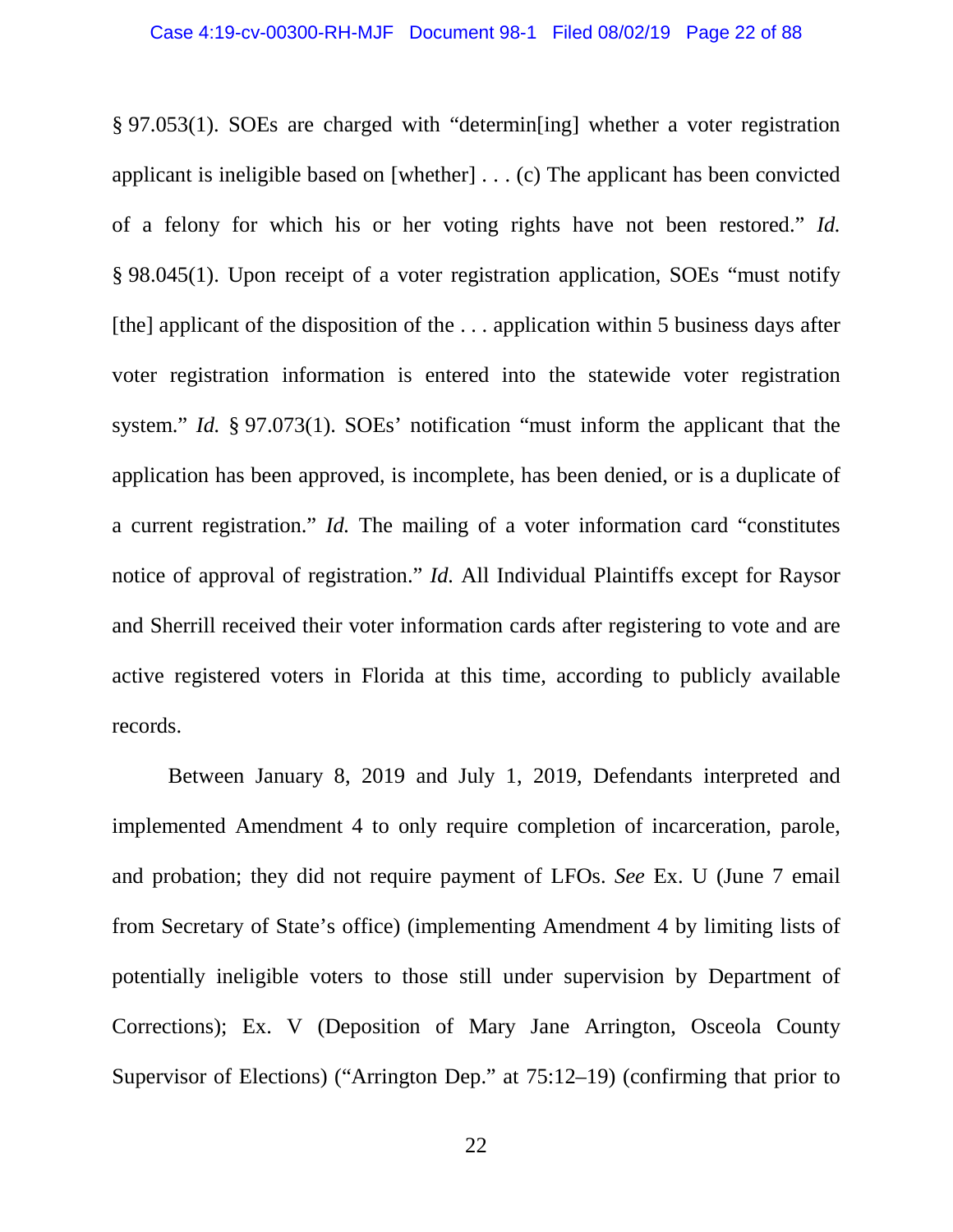§ 97.053(1). SOEs are charged with "determin[ing] whether a voter registration applicant is ineligible based on [whether] . . . (c) The applicant has been convicted of a felony for which his or her voting rights have not been restored." *Id.* § 98.045(1). Upon receipt of a voter registration application, SOEs "must notify [the] applicant of the disposition of the . . . application within 5 business days after voter registration information is entered into the statewide voter registration system." *Id.* § 97.073(1). SOEs' notification "must inform the applicant that the application has been approved, is incomplete, has been denied, or is a duplicate of a current registration." *Id.* The mailing of a voter information card "constitutes notice of approval of registration." *Id.* All Individual Plaintiffs except for Raysor and Sherrill received their voter information cards after registering to vote and are active registered voters in Florida at this time, according to publicly available records.

Between January 8, 2019 and July 1, 2019, Defendants interpreted and implemented Amendment 4 to only require completion of incarceration, parole, and probation; they did not require payment of LFOs. *See* Ex. U (June 7 email from Secretary of State's office) (implementing Amendment 4 by limiting lists of potentially ineligible voters to those still under supervision by Department of Corrections); Ex. V (Deposition of Mary Jane Arrington, Osceola County Supervisor of Elections) ("Arrington Dep." at 75:12–19) (confirming that prior to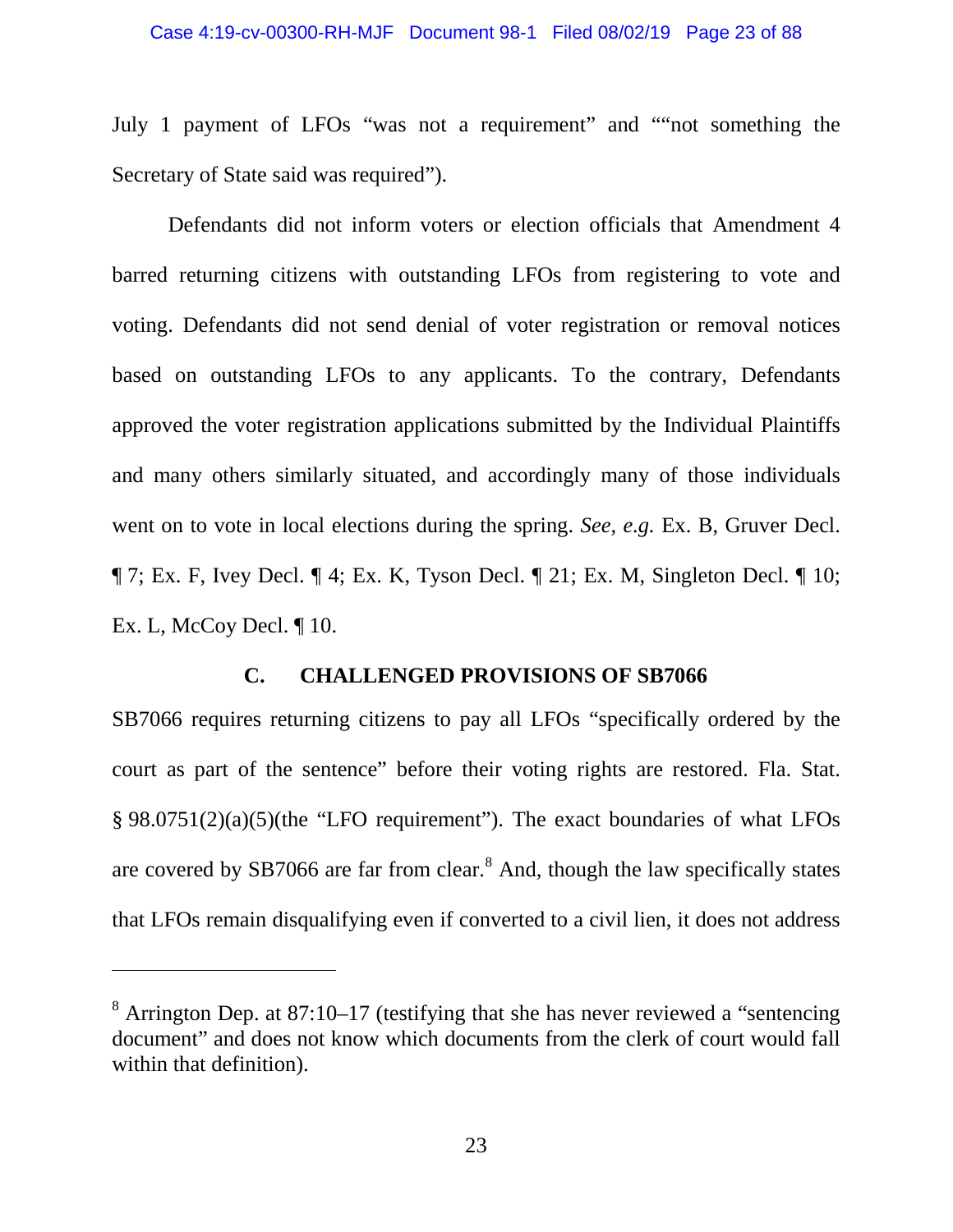July 1 payment of LFOs "was not a requirement" and ""not something the Secretary of State said was required").

Defendants did not inform voters or election officials that Amendment 4 barred returning citizens with outstanding LFOs from registering to vote and voting. Defendants did not send denial of voter registration or removal notices based on outstanding LFOs to any applicants. To the contrary, Defendants approved the voter registration applications submitted by the Individual Plaintiffs and many others similarly situated, and accordingly many of those individuals went on to vote in local elections during the spring. *See, e.g.* Ex. B, Gruver Decl. ¶ 7; Ex. F, Ivey Decl. ¶ 4; Ex. K, Tyson Decl. ¶ 21; Ex. M, Singleton Decl. ¶ 10; Ex. L, McCoy Decl. ¶ 10.

### C. CHALLENGED PROVISIONS OF SB7066

SB7066 requires returning citizens to pay all LFOs "specifically ordered by the court as part of the sentence" before their voting rights are restored. Fla. Stat. § 98.0751(2)(a)(5)(the "LFO requirement"). The exact boundaries of what LFOs are covered by SB7066 are far from clear.[8] And, though the law specifically states that LFOs remain disqualifying even if converted to a civil lien, it does not address

---

[8] Arrington Dep. at 87:10–17 (testifying that she has never reviewed a "sentencing document" and does not know which documents from the clerk of court would fall within that definition).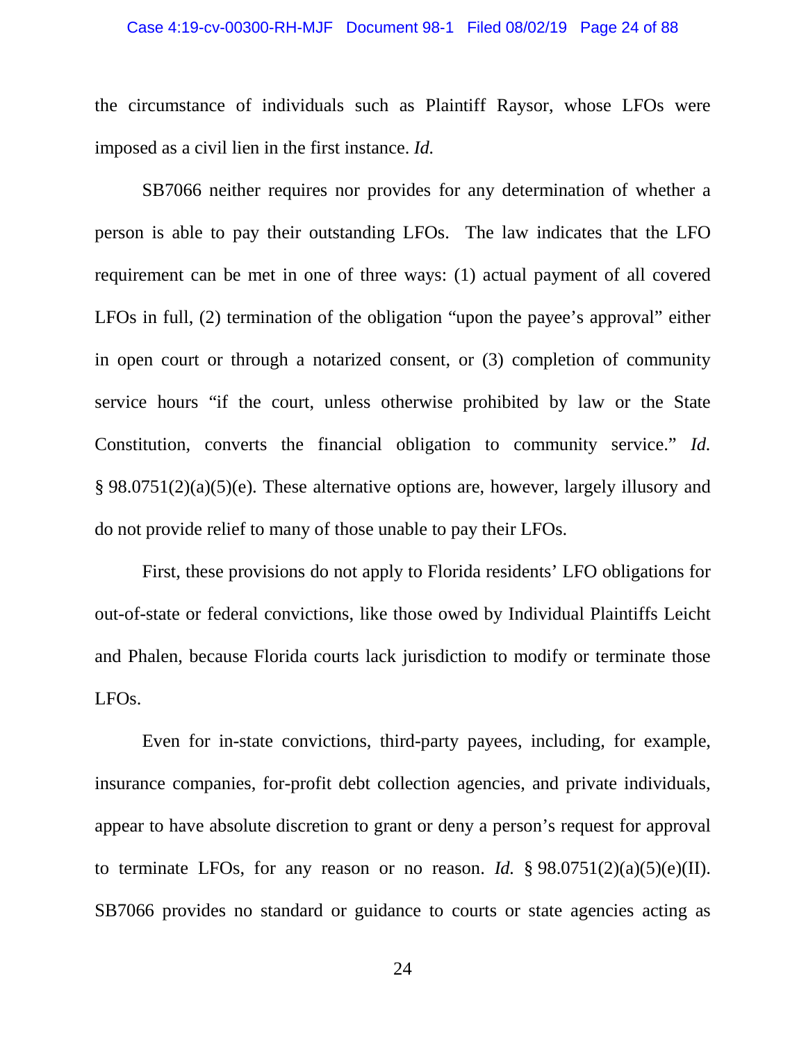the circumstance of individuals such as Plaintiff Raysor, whose LFOs were imposed as a civil lien in the first instance. *Id.*

SB7066 neither requires nor provides for any determination of whether a person is able to pay their outstanding LFOs. The law indicates that the LFO requirement can be met in one of three ways: (1) actual payment of all covered LFOs in full, (2) termination of the obligation "upon the payee's approval" either in open court or through a notarized consent, or (3) completion of community service hours "if the court, unless otherwise prohibited by law or the State Constitution, converts the financial obligation to community service." *Id.* § 98.0751(2)(a)(5)(e). These alternative options are, however, largely illusory and do not provide relief to many of those unable to pay their LFOs.

First, these provisions do not apply to Florida residents' LFO obligations for out-of-state or federal convictions, like those owed by Individual Plaintiffs Leicht and Phalen, because Florida courts lack jurisdiction to modify or terminate those LFOs.

Even for in-state convictions, third-party payees, including, for example, insurance companies, for-profit debt collection agencies, and private individuals, appear to have absolute discretion to grant or deny a person's request for approval to terminate LFOs, for any reason or no reason. *Id.* § 98.0751(2)(a)(5)(e)(II). SB7066 provides no standard or guidance to courts or state agencies acting as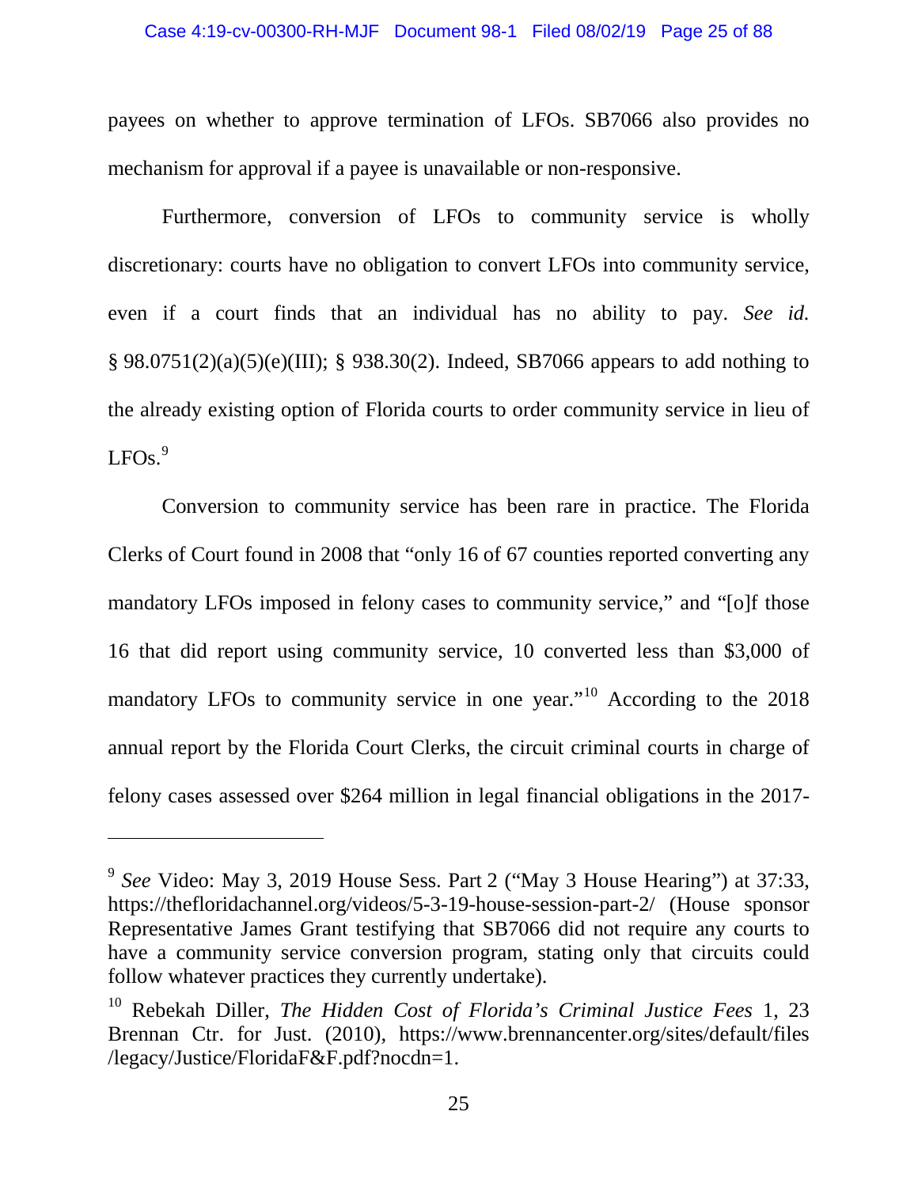payees on whether to approve termination of LFOs. SB7066 also provides no mechanism for approval if a payee is unavailable or non-responsive.

Furthermore, conversion of LFOs to community service is wholly discretionary: courts have no obligation to convert LFOs into community service, even if a court finds that an individual has no ability to pay. *See id.* § 98.0751(2)(a)(5)(e)(III); § 938.30(2). Indeed, SB7066 appears to add nothing to the already existing option of Florida courts to order community service in lieu of LFOs.[9]

Conversion to community service has been rare in practice. The Florida Clerks of Court found in 2008 that "only 16 of 67 counties reported converting any mandatory LFOs imposed in felony cases to community service," and "[o]f those 16 that did report using community service, 10 converted less than $3,000 of mandatory LFOs to community service in one year."[10] According to the 2018 annual report by the Florida Court Clerks, the circuit criminal courts in charge of felony cases assessed over $264 million in legal financial obligations in the 2017-

---

[9] *See* Video: May 3, 2019 House Sess. Part 2 ("May 3 House Hearing") at 37:33, https://thefloridachannel.org/videos/5-3-19-house-session-part-2/ (House sponsor Representative James Grant testifying that SB7066 did not require any courts to have a community service conversion program, stating only that circuits could follow whatever practices they currently undertake).

[10] Rebekah Diller, *The Hidden Cost of Florida's Criminal Justice Fees* 1, 23 Brennan Ctr. for Just. (2010), https://www.brennancenter.org/sites/default/files/legacy/Justice/FloridaF&F.pdf?nocdn=1.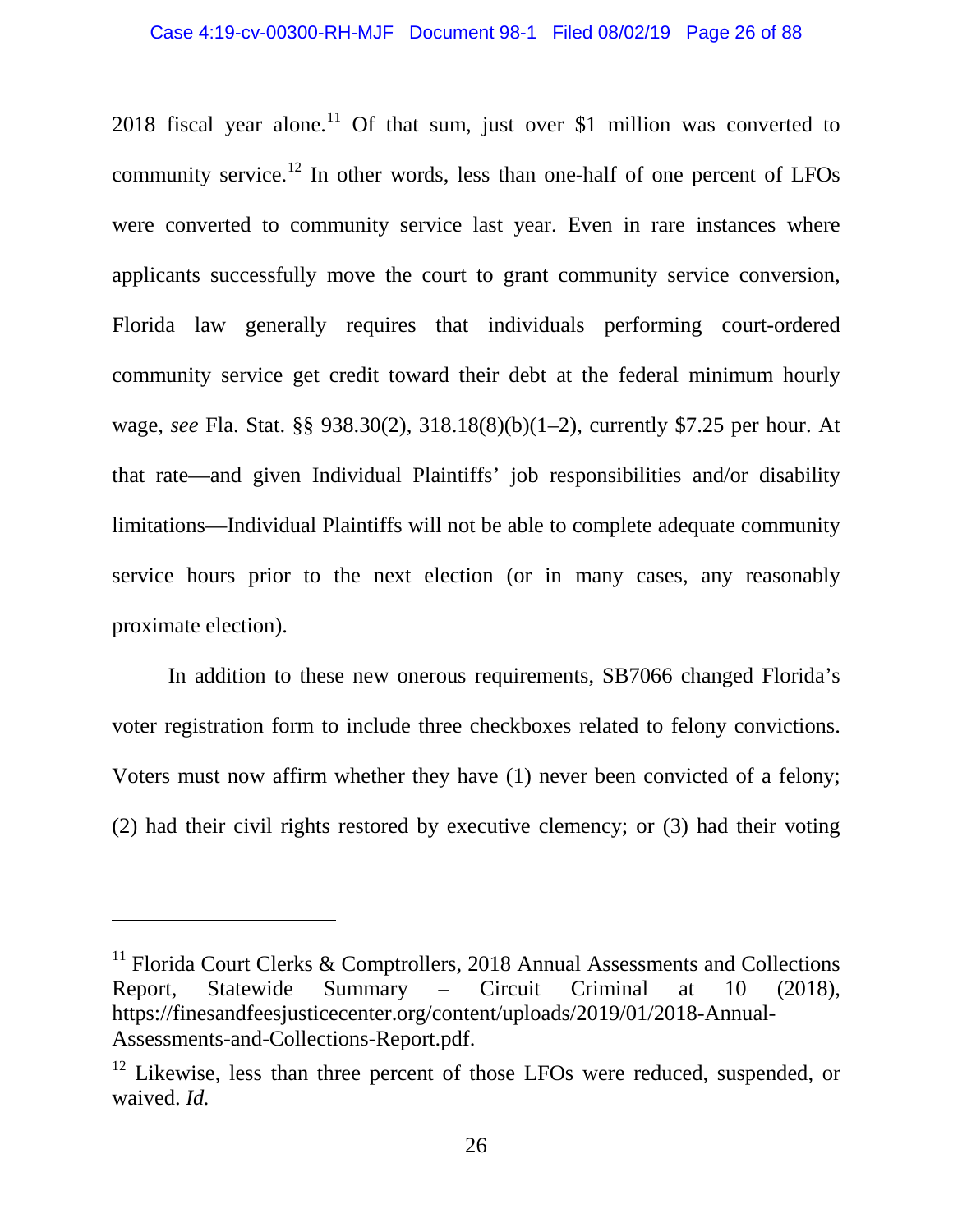2018 fiscal year alone.[11] Of that sum, just over $1 million was converted to community service.[12] In other words, less than one-half of one percent of LFOs were converted to community service last year. Even in rare instances where applicants successfully move the court to grant community service conversion, Florida law generally requires that individuals performing court-ordered community service get credit toward their debt at the federal minimum hourly wage, *see* Fla. Stat. §§ 938.30(2), 318.18(8)(b)(1–2), currently $7.25 per hour. At that rate—and given Individual Plaintiffs' job responsibilities and/or disability limitations—Individual Plaintiffs will not be able to complete adequate community service hours prior to the next election (or in many cases, any reasonably proximate election).

In addition to these new onerous requirements, SB7066 changed Florida's voter registration form to include three checkboxes related to felony convictions. Voters must now affirm whether they have (1) never been convicted of a felony; (2) had their civil rights restored by executive clemency; or (3) had their voting

---

[11] Florida Court Clerks & Comptrollers, 2018 Annual Assessments and Collections Report, Statewide Summary – Circuit Criminal at 10 (2018), https://finesandfeesjusticecenter.org/content/uploads/2019/01/2018-Annual-Assessments-and-Collections-Report.pdf.

[12] Likewise, less than three percent of those LFOs were reduced, suspended, or waived. *Id.*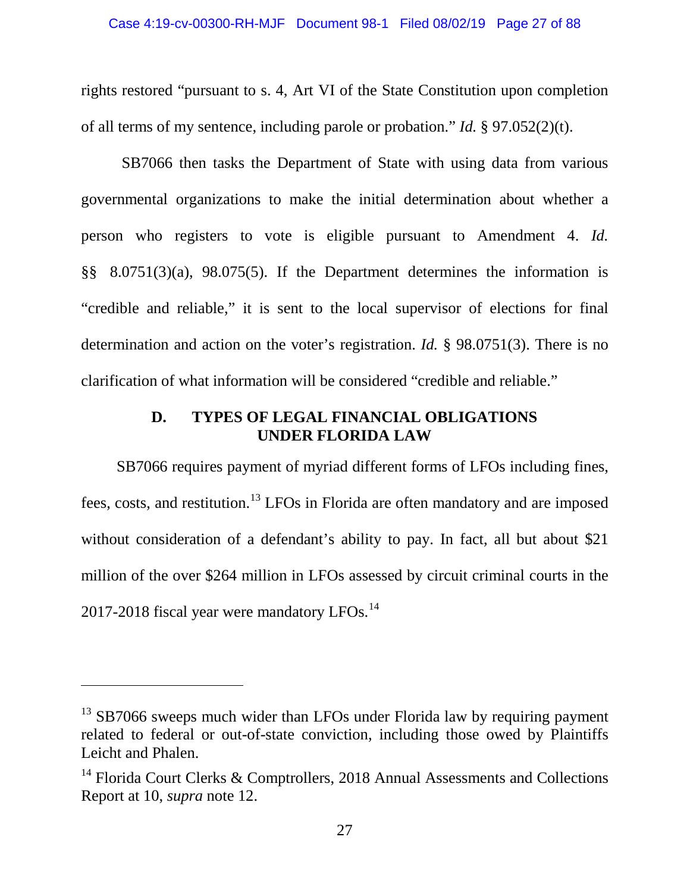rights restored "pursuant to s. 4, Art VI of the State Constitution upon completion of all terms of my sentence, including parole or probation." *Id.* § 97.052(2)(t).

SB7066 then tasks the Department of State with using data from various governmental organizations to make the initial determination about whether a person who registers to vote is eligible pursuant to Amendment 4. *Id.* §§ 8.0751(3)(a), 98.075(5). If the Department determines the information is "credible and reliable," it is sent to the local supervisor of elections for final determination and action on the voter's registration. *Id.* § 98.0751(3). There is no clarification of what information will be considered "credible and reliable."

### D. TYPES OF LEGAL FINANCIAL OBLIGATIONS UNDER FLORIDA LAW

SB7066 requires payment of myriad different forms of LFOs including fines, fees, costs, and restitution.[13] LFOs in Florida are often mandatory and are imposed without consideration of a defendant's ability to pay. In fact, all but about $21 million of the over $264 million in LFOs assessed by circuit criminal courts in the 2017-2018 fiscal year were mandatory LFOs.[14]

---

[13] SB7066 sweeps much wider than LFOs under Florida law by requiring payment related to federal or out-of-state conviction, including those owed by Plaintiffs Leicht and Phalen.

[14] Florida Court Clerks & Comptrollers, 2018 Annual Assessments and Collections Report at 10, *supra* note 12.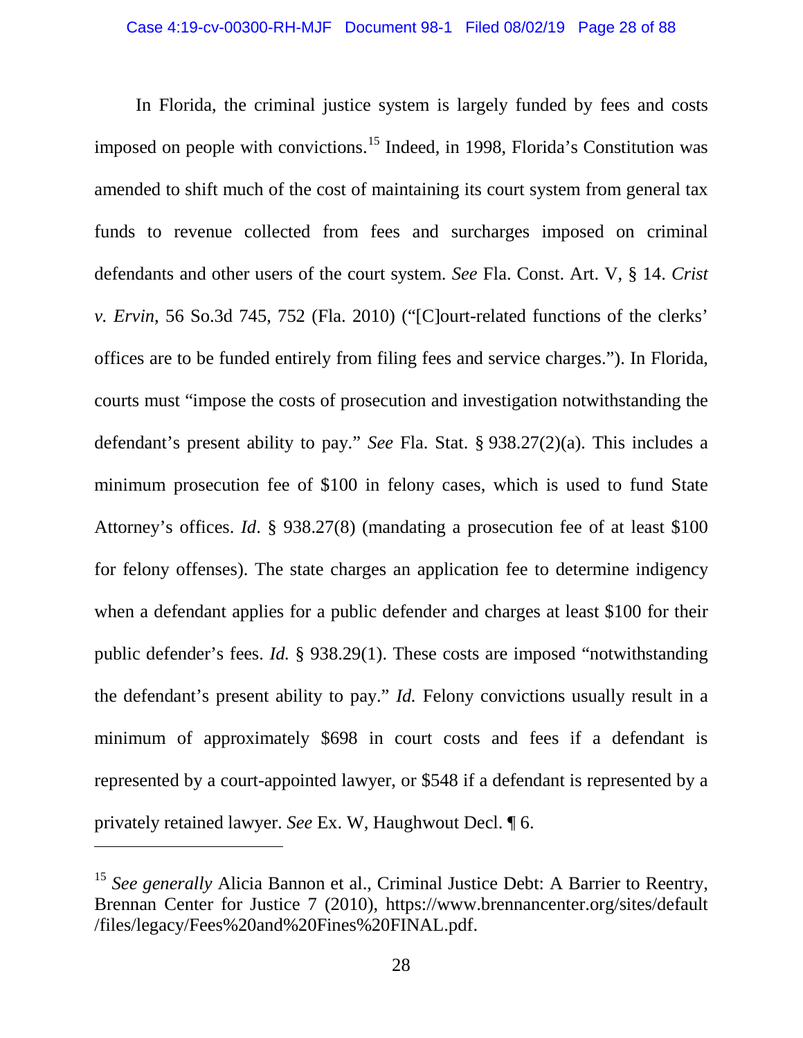In Florida, the criminal justice system is largely funded by fees and costs imposed on people with convictions.[15] Indeed, in 1998, Florida's Constitution was amended to shift much of the cost of maintaining its court system from general tax funds to revenue collected from fees and surcharges imposed on criminal defendants and other users of the court system. *See* Fla. Const. Art. V, § 14. *Crist v. Ervin*, 56 So.3d 745, 752 (Fla. 2010) ("[C]ourt-related functions of the clerks' offices are to be funded entirely from filing fees and service charges."). In Florida, courts must "impose the costs of prosecution and investigation notwithstanding the defendant's present ability to pay." *See* Fla. Stat. § 938.27(2)(a). This includes a minimum prosecution fee of $100 in felony cases, which is used to fund State Attorney's offices. *Id*. § 938.27(8) (mandating a prosecution fee of at least $100 for felony offenses). The state charges an application fee to determine indigency when a defendant applies for a public defender and charges at least $100 for their public defender's fees. *Id.* § 938.29(1). These costs are imposed "notwithstanding the defendant's present ability to pay." *Id.* Felony convictions usually result in a minimum of approximately $698 in court costs and fees if a defendant is represented by a court-appointed lawyer, or $548 if a defendant is represented by a privately retained lawyer. *See* Ex. W, Haughwout Decl. ¶ 6.

---

[15] *See generally* Alicia Bannon et al., Criminal Justice Debt: A Barrier to Reentry, Brennan Center for Justice 7 (2010), https://www.brennancenter.org/sites/default/files/legacy/Fees%20and%20Fines%20FINAL.pdf.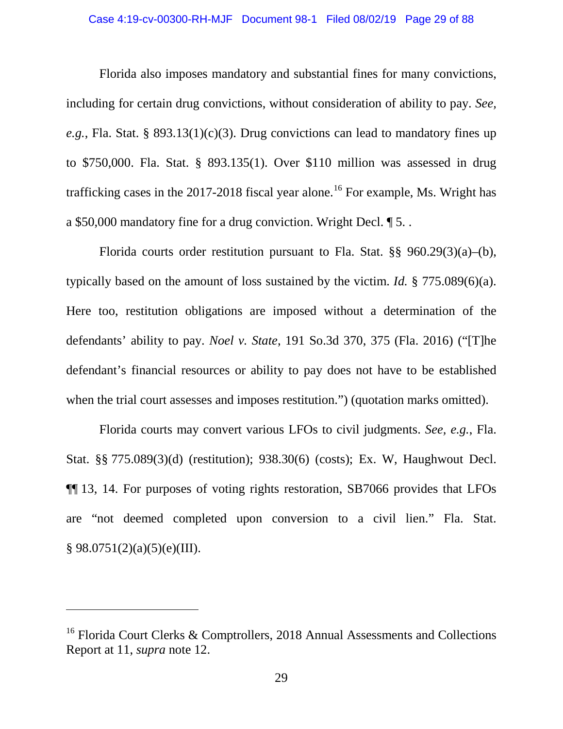Florida also imposes mandatory and substantial fines for many convictions, including for certain drug convictions, without consideration of ability to pay. *See, e.g.*, Fla. Stat. § 893.13(1)(c)(3). Drug convictions can lead to mandatory fines up to $750,000. Fla. Stat. § 893.135(1). Over $110 million was assessed in drug trafficking cases in the 2017-2018 fiscal year alone.[16] For example, Ms. Wright has a $50,000 mandatory fine for a drug conviction. Wright Decl. ¶ 5. .

Florida courts order restitution pursuant to Fla. Stat. §§ 960.29(3)(a)–(b), typically based on the amount of loss sustained by the victim. *Id.* § 775.089(6)(a). Here too, restitution obligations are imposed without a determination of the defendants' ability to pay. *Noel v. State*, 191 So.3d 370, 375 (Fla. 2016) ("[T]he defendant's financial resources or ability to pay does not have to be established when the trial court assesses and imposes restitution.") (quotation marks omitted).

Florida courts may convert various LFOs to civil judgments. *See, e.g.*, Fla. Stat. §§ 775.089(3)(d) (restitution); 938.30(6) (costs); Ex. W, Haughwout Decl. ¶¶ 13, 14. For purposes of voting rights restoration, SB7066 provides that LFOs are "not deemed completed upon conversion to a civil lien." Fla. Stat. § 98.0751(2)(a)(5)(e)(III).

---

[16] Florida Court Clerks & Comptrollers, 2018 Annual Assessments and Collections Report at 11, *supra* note 12.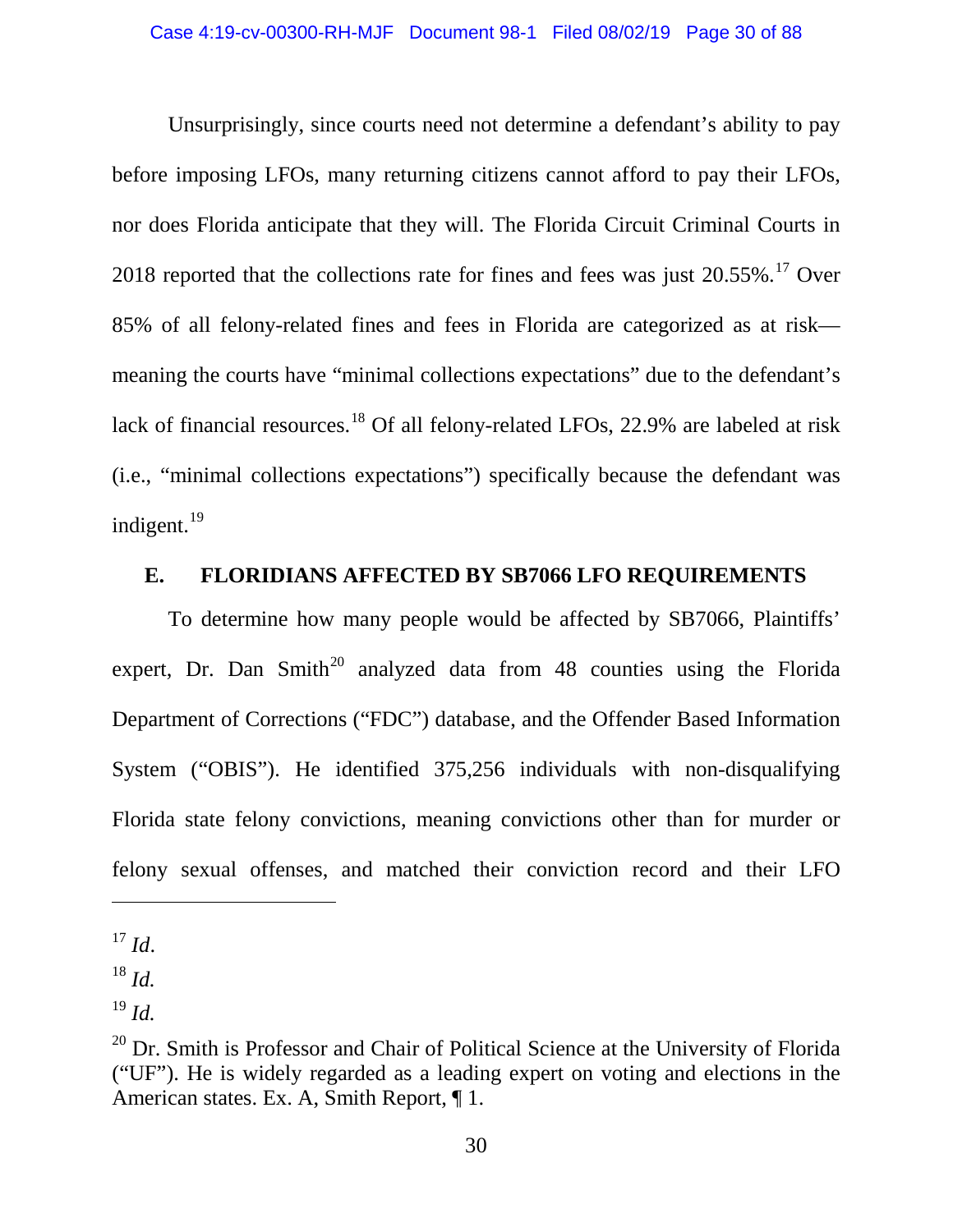Unsurprisingly, since courts need not determine a defendant's ability to pay before imposing LFOs, many returning citizens cannot afford to pay their LFOs, nor does Florida anticipate that they will. The Florida Circuit Criminal Courts in 2018 reported that the collections rate for fines and fees was just 20.55%.[17] Over 85% of all felony-related fines and fees in Florida are categorized as at risk—meaning the courts have "minimal collections expectations" due to the defendant's lack of financial resources.[18] Of all felony-related LFOs, 22.9% are labeled at risk (i.e., "minimal collections expectations") specifically because the defendant was indigent.[19]

### E. FLORIDIANS AFFECTED BY SB7066 LFO REQUIREMENTS

To determine how many people would be affected by SB7066, Plaintiffs' expert, Dr. Dan Smith[20] analyzed data from 48 counties using the Florida Department of Corrections ("FDC") database, and the Offender Based Information System ("OBIS"). He identified 375,256 individuals with non-disqualifying Florida state felony convictions, meaning convictions other than for murder or felony sexual offenses, and matched their conviction record and their LFO

---

[17] *Id*.

[18] *Id.*

[19] *Id.*

[20] Dr. Smith is Professor and Chair of Political Science at the University of Florida ("UF"). He is widely regarded as a leading expert on voting and elections in the American states. Ex. A, Smith Report, ¶ 1.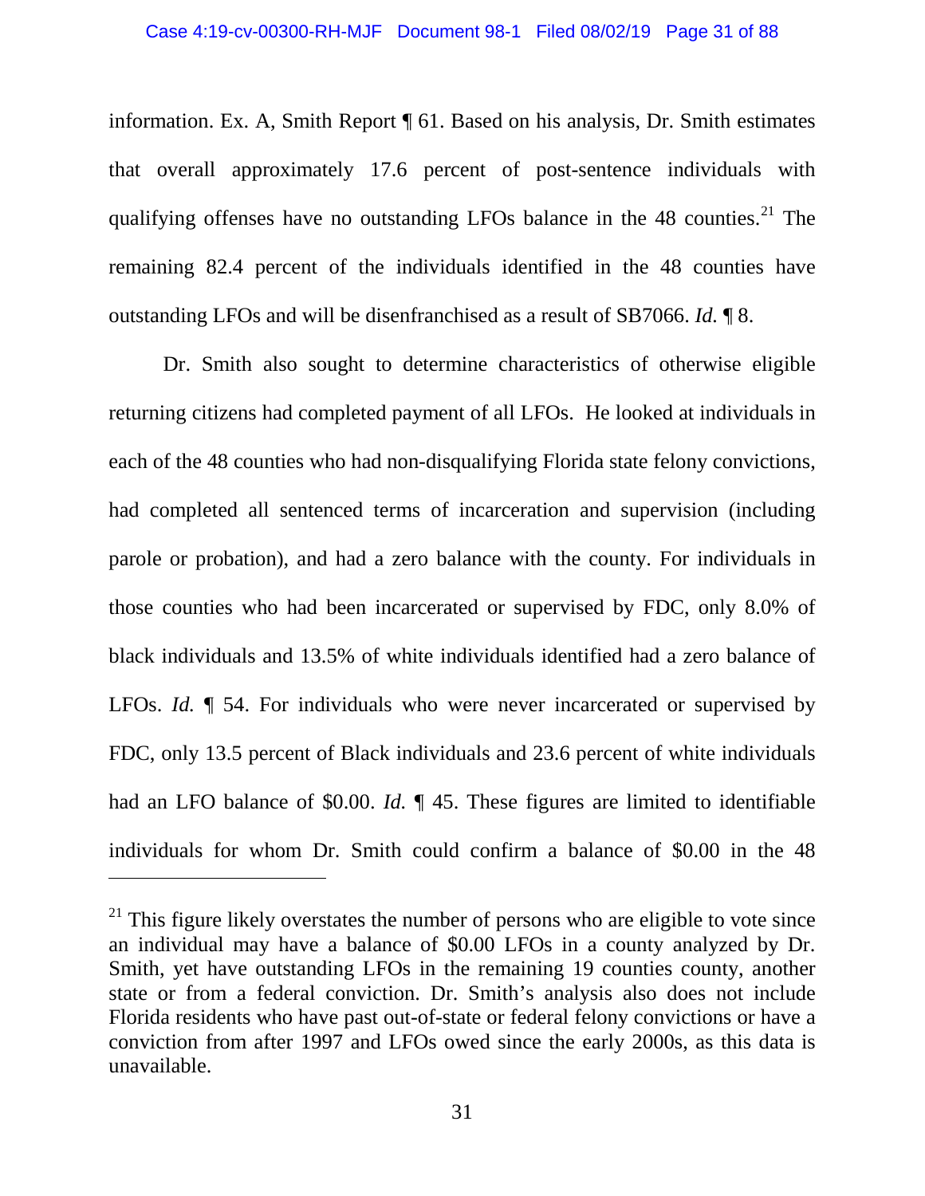information. Ex. A, Smith Report ¶ 61. Based on his analysis, Dr. Smith estimates that overall approximately 17.6 percent of post-sentence individuals with qualifying offenses have no outstanding LFOs balance in the 48 counties.[21] The remaining 82.4 percent of the individuals identified in the 48 counties have outstanding LFOs and will be disenfranchised as a result of SB7066. *Id.* ¶ 8.

Dr. Smith also sought to determine characteristics of otherwise eligible returning citizens had completed payment of all LFOs. He looked at individuals in each of the 48 counties who had non-disqualifying Florida state felony convictions, had completed all sentenced terms of incarceration and supervision (including parole or probation), and had a zero balance with the county. For individuals in those counties who had been incarcerated or supervised by FDC, only 8.0% of black individuals and 13.5% of white individuals identified had a zero balance of LFOs. *Id.* ¶ 54. For individuals who were never incarcerated or supervised by FDC, only 13.5 percent of Black individuals and 23.6 percent of white individuals had an LFO balance of $0.00. *Id.* ¶ 45. These figures are limited to identifiable individuals for whom Dr. Smith could confirm a balance of $0.00 in the 48

[21] This figure likely overstates the number of persons who are eligible to vote since an individual may have a balance of $0.00 LFOs in a county analyzed by Dr. Smith, yet have outstanding LFOs in the remaining 19 counties county, another state or from a federal conviction. Dr. Smith's analysis also does not include Florida residents who have past out-of-state or federal felony convictions or have a conviction from after 1997 and LFOs owed since the early 2000s, as this data is unavailable.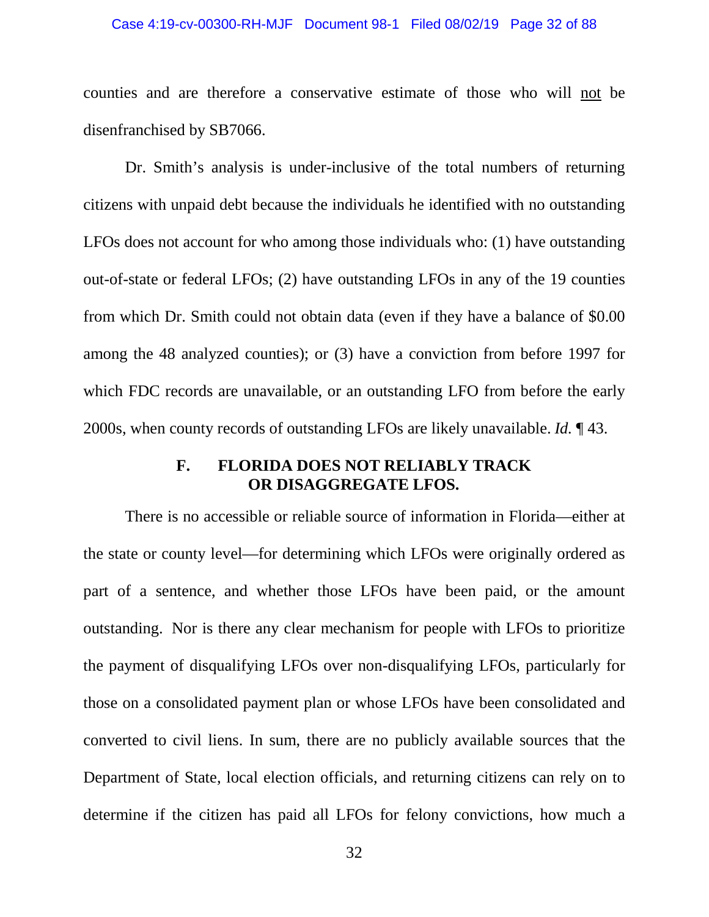counties and are therefore a conservative estimate of those who will not be disenfranchised by SB7066.

Dr. Smith's analysis is under-inclusive of the total numbers of returning citizens with unpaid debt because the individuals he identified with no outstanding LFOs does not account for who among those individuals who: (1) have outstanding out-of-state or federal LFOs; (2) have outstanding LFOs in any of the 19 counties from which Dr. Smith could not obtain data (even if they have a balance of $0.00 among the 48 analyzed counties); or (3) have a conviction from before 1997 for which FDC records are unavailable, or an outstanding LFO from before the early 2000s, when county records of outstanding LFOs are likely unavailable. *Id.* ¶ 43.

### F. FLORIDA DOES NOT RELIABLY TRACK OR DISAGGREGATE LFOS.

There is no accessible or reliable source of information in Florida—either at the state or county level—for determining which LFOs were originally ordered as part of a sentence, and whether those LFOs have been paid, or the amount outstanding. Nor is there any clear mechanism for people with LFOs to prioritize the payment of disqualifying LFOs over non-disqualifying LFOs, particularly for those on a consolidated payment plan or whose LFOs have been consolidated and converted to civil liens. In sum, there are no publicly available sources that the Department of State, local election officials, and returning citizens can rely on to determine if the citizen has paid all LFOs for felony convictions, how much a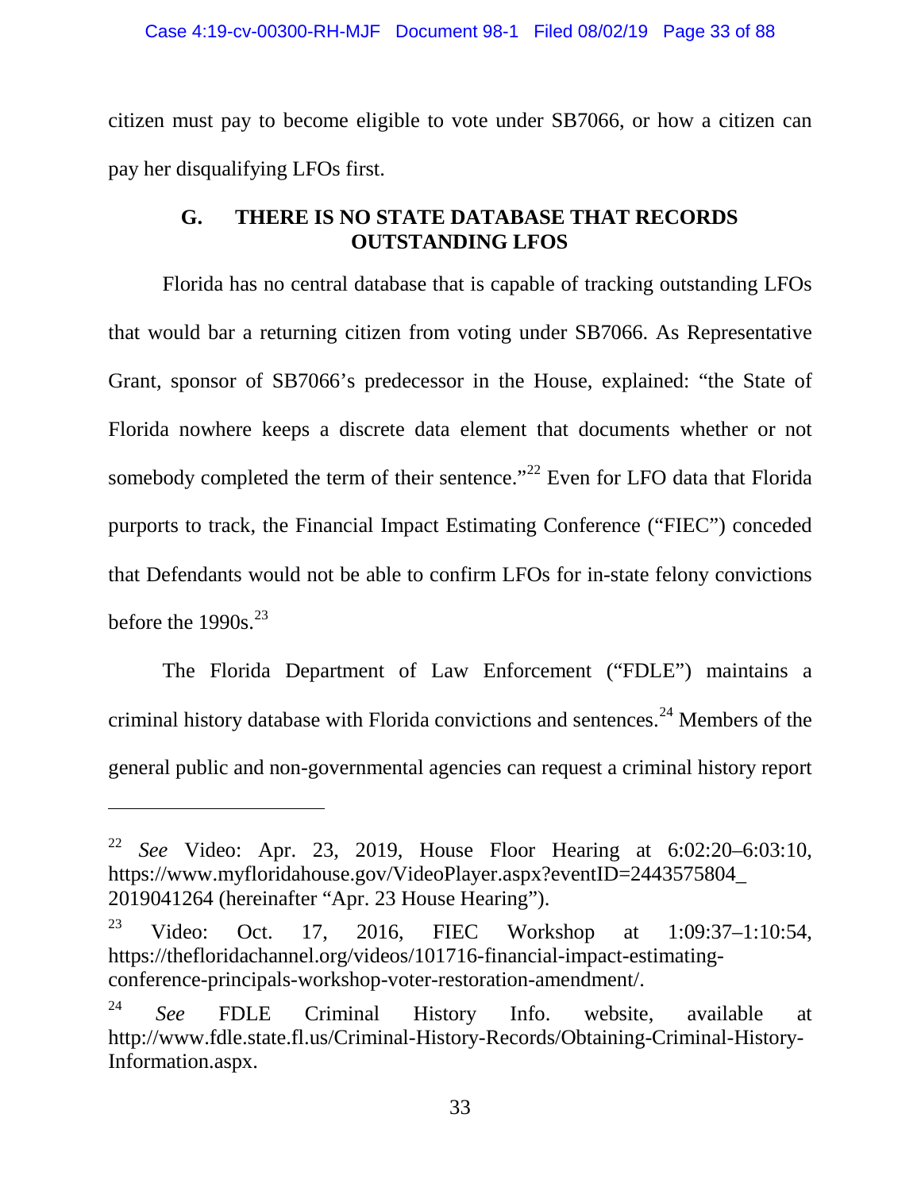citizen must pay to become eligible to vote under SB7066, or how a citizen can pay her disqualifying LFOs first.

### G. THERE IS NO STATE DATABASE THAT RECORDS OUTSTANDING LFOS

Florida has no central database that is capable of tracking outstanding LFOs that would bar a returning citizen from voting under SB7066. As Representative Grant, sponsor of SB7066's predecessor in the House, explained: "the State of Florida nowhere keeps a discrete data element that documents whether or not somebody completed the term of their sentence."[22] Even for LFO data that Florida purports to track, the Financial Impact Estimating Conference ("FIEC") conceded that Defendants would not be able to confirm LFOs for in-state felony convictions before the 1990s.[23]

The Florida Department of Law Enforcement ("FDLE") maintains a criminal history database with Florida convictions and sentences.[24] Members of the general public and non-governmental agencies can request a criminal history report

---

[22] *See* Video: Apr. 23, 2019, House Floor Hearing at 6:02:20–6:03:10, https://www.myfloridahouse.gov/VideoPlayer.aspx?eventID=2443575804_2019041264 (hereinafter "Apr. 23 House Hearing").

[23] Video: Oct. 17, 2016, FIEC Workshop at 1:09:37–1:10:54, https://thefloridachannel.org/videos/101716-financial-impact-estimating-conference-principals-workshop-voter-restoration-amendment/.

[24] *See* FDLE Criminal History Info. website, available at http://www.fdle.state.fl.us/Criminal-History-Records/Obtaining-Criminal-History-Information.aspx.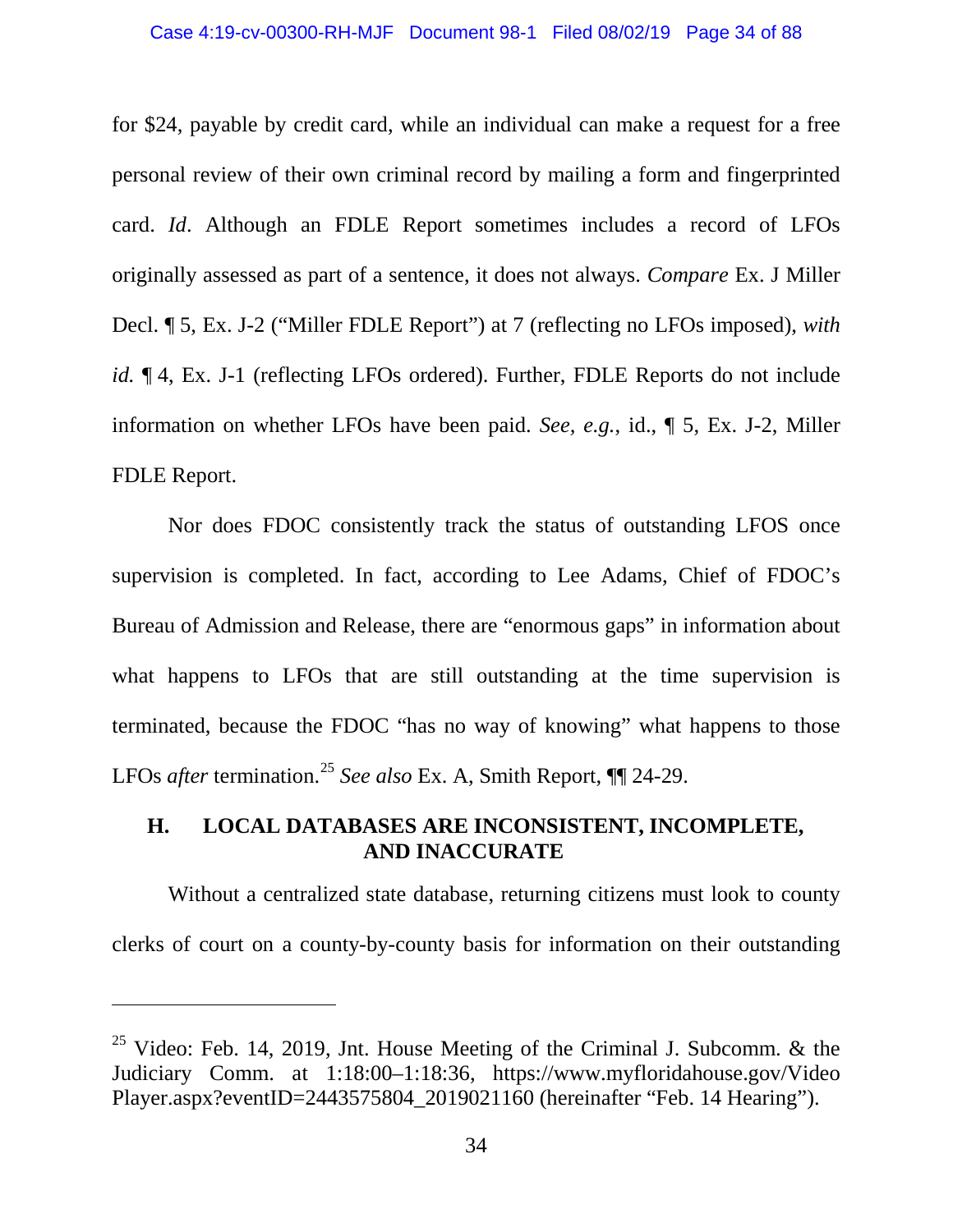for $24, payable by credit card, while an individual can make a request for a free personal review of their own criminal record by mailing a form and fingerprinted card. *Id*. Although an FDLE Report sometimes includes a record of LFOs originally assessed as part of a sentence, it does not always. *Compare* Ex. J Miller Decl. ¶ 5, Ex. J-2 ("Miller FDLE Report") at 7 (reflecting no LFOs imposed), *with id.* ¶ 4, Ex. J-1 (reflecting LFOs ordered). Further, FDLE Reports do not include information on whether LFOs have been paid. *See, e.g.*, id., ¶ 5, Ex. J-2, Miller FDLE Report.

Nor does FDOC consistently track the status of outstanding LFOS once supervision is completed. In fact, according to Lee Adams, Chief of FDOC's Bureau of Admission and Release, there are "enormous gaps" in information about what happens to LFOs that are still outstanding at the time supervision is terminated, because the FDOC "has no way of knowing" what happens to those LFOs *after* termination.[25] *See also* Ex. A, Smith Report, ¶¶ 24-29.

## H. LOCAL DATABASES ARE INCONSISTENT, INCOMPLETE, AND INACCURATE

Without a centralized state database, returning citizens must look to county clerks of court on a county-by-county basis for information on their outstanding

---

[25] Video: Feb. 14, 2019, Jnt. House Meeting of the Criminal J. Subcomm. & the Judiciary Comm. at 1:18:00–1:18:36, https://www.myfloridahouse.gov/VideoPlayer.aspx?eventID=2443575804_2019021160 (hereinafter "Feb. 14 Hearing").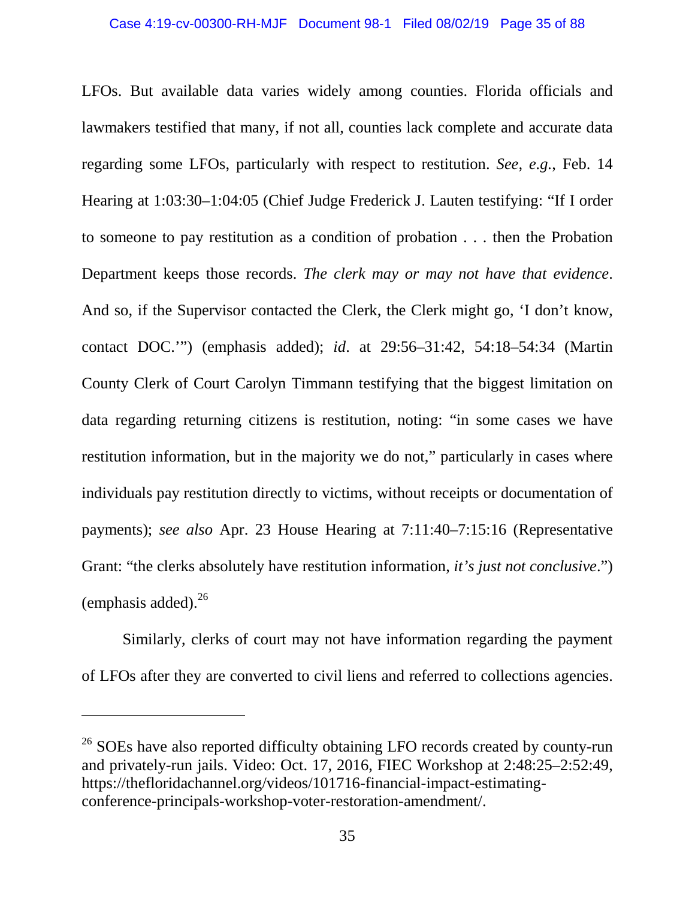LFOs. But available data varies widely among counties. Florida officials and lawmakers testified that many, if not all, counties lack complete and accurate data regarding some LFOs, particularly with respect to restitution. *See, e.g.*, Feb. 14 Hearing at 1:03:30–1:04:05 (Chief Judge Frederick J. Lauten testifying: "If I order to someone to pay restitution as a condition of probation . . . then the Probation Department keeps those records. *The clerk may or may not have that evidence*. And so, if the Supervisor contacted the Clerk, the Clerk might go, 'I don't know, contact DOC.'") (emphasis added); *id*. at 29:56–31:42, 54:18–54:34 (Martin County Clerk of Court Carolyn Timmann testifying that the biggest limitation on data regarding returning citizens is restitution, noting: "in some cases we have restitution information, but in the majority we do not," particularly in cases where individuals pay restitution directly to victims, without receipts or documentation of payments); *see also* Apr. 23 House Hearing at 7:11:40–7:15:16 (Representative Grant: "the clerks absolutely have restitution information, *it's just not conclusive*.") (emphasis added).[26]

Similarly, clerks of court may not have information regarding the payment of LFOs after they are converted to civil liens and referred to collections agencies.

---

[26] SOEs have also reported difficulty obtaining LFO records created by county-run and privately-run jails. Video: Oct. 17, 2016, FIEC Workshop at 2:48:25–2:52:49, https://thefloridachannel.org/videos/101716-financial-impact-estimating-conference-principals-workshop-voter-restoration-amendment/.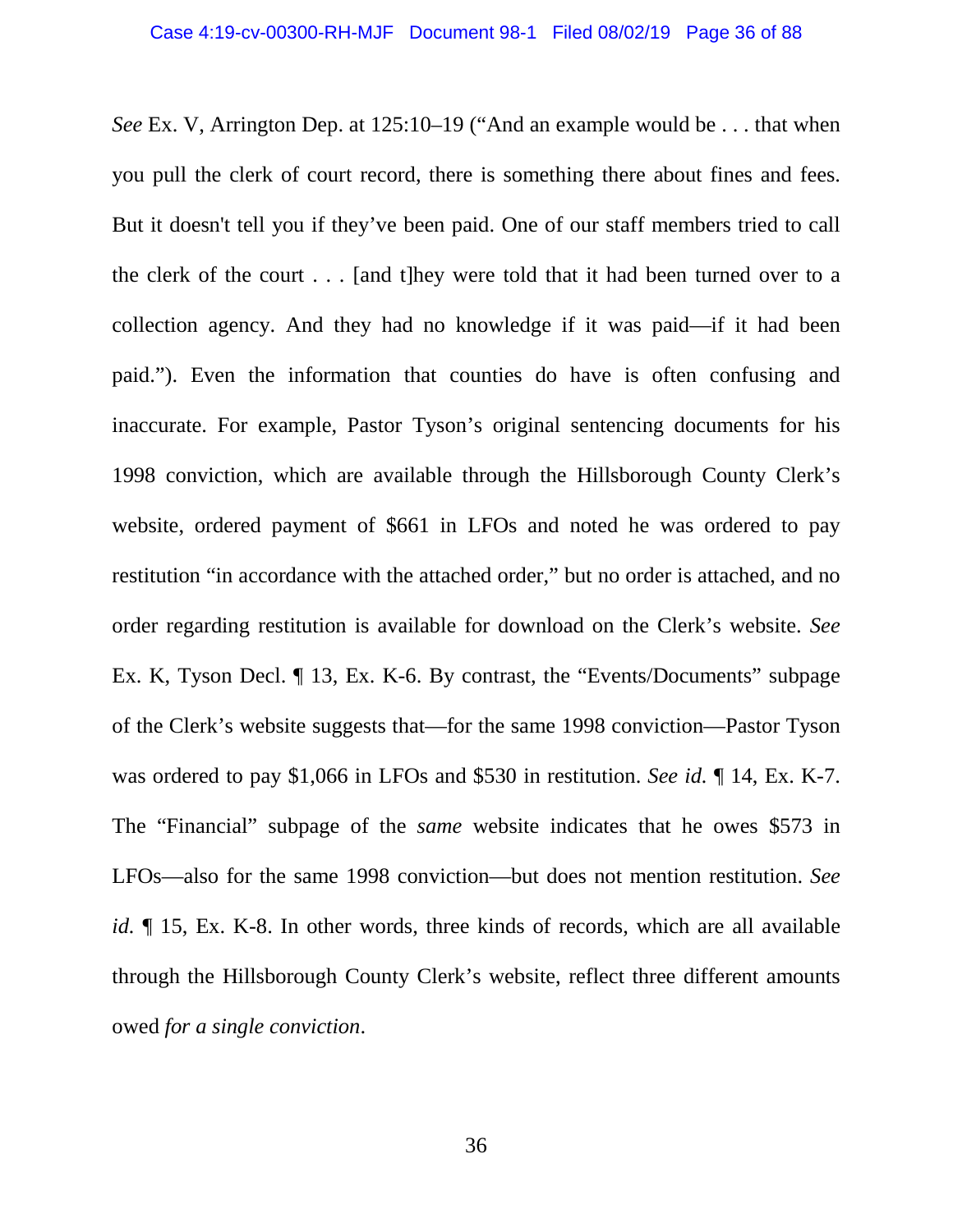*See* Ex. V, Arrington Dep. at 125:10–19 ("And an example would be . . . that when you pull the clerk of court record, there is something there about fines and fees. But it doesn't tell you if they've been paid. One of our staff members tried to call the clerk of the court . . . [and t]hey were told that it had been turned over to a collection agency. And they had no knowledge if it was paid—if it had been paid."). Even the information that counties do have is often confusing and inaccurate. For example, Pastor Tyson's original sentencing documents for his 1998 conviction, which are available through the Hillsborough County Clerk's website, ordered payment of $661 in LFOs and noted he was ordered to pay restitution "in accordance with the attached order," but no order is attached, and no order regarding restitution is available for download on the Clerk's website. *See* Ex. K, Tyson Decl. ¶ 13, Ex. K-6. By contrast, the "Events/Documents" subpage of the Clerk's website suggests that—for the same 1998 conviction—Pastor Tyson was ordered to pay $1,066 in LFOs and $530 in restitution. *See id.* ¶ 14, Ex. K-7. The "Financial" subpage of the *same* website indicates that he owes $573 in LFOs—also for the same 1998 conviction—but does not mention restitution. *See id.* ¶ 15, Ex. K-8. In other words, three kinds of records, which are all available through the Hillsborough County Clerk's website, reflect three different amounts owed *for a single conviction*.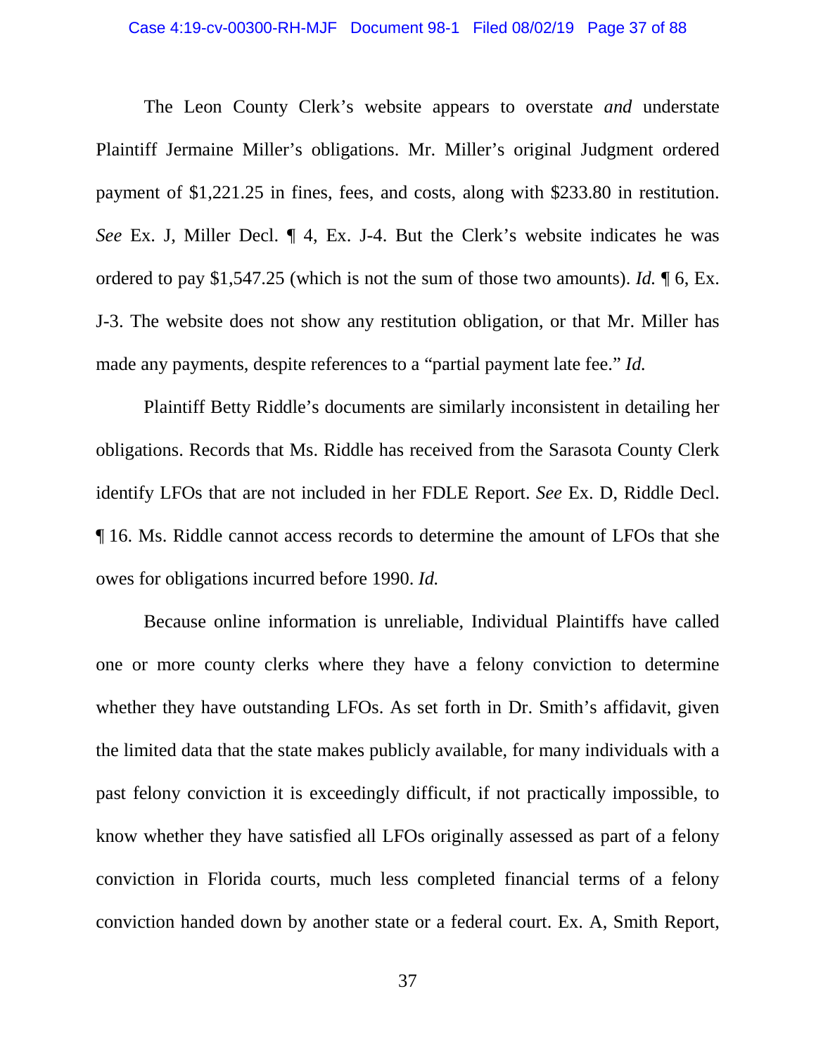The Leon County Clerk's website appears to overstate *and* understate Plaintiff Jermaine Miller's obligations. Mr. Miller's original Judgment ordered payment of $1,221.25 in fines, fees, and costs, along with $233.80 in restitution. *See* Ex. J, Miller Decl. ¶ 4, Ex. J-4. But the Clerk's website indicates he was ordered to pay $1,547.25 (which is not the sum of those two amounts). *Id.* ¶ 6, Ex. J-3. The website does not show any restitution obligation, or that Mr. Miller has made any payments, despite references to a "partial payment late fee." *Id.*

Plaintiff Betty Riddle's documents are similarly inconsistent in detailing her obligations. Records that Ms. Riddle has received from the Sarasota County Clerk identify LFOs that are not included in her FDLE Report. *See* Ex. D, Riddle Decl. ¶ 16. Ms. Riddle cannot access records to determine the amount of LFOs that she owes for obligations incurred before 1990. *Id.*

Because online information is unreliable, Individual Plaintiffs have called one or more county clerks where they have a felony conviction to determine whether they have outstanding LFOs. As set forth in Dr. Smith's affidavit, given the limited data that the state makes publicly available, for many individuals with a past felony conviction it is exceedingly difficult, if not practically impossible, to know whether they have satisfied all LFOs originally assessed as part of a felony conviction in Florida courts, much less completed financial terms of a felony conviction handed down by another state or a federal court. Ex. A, Smith Report,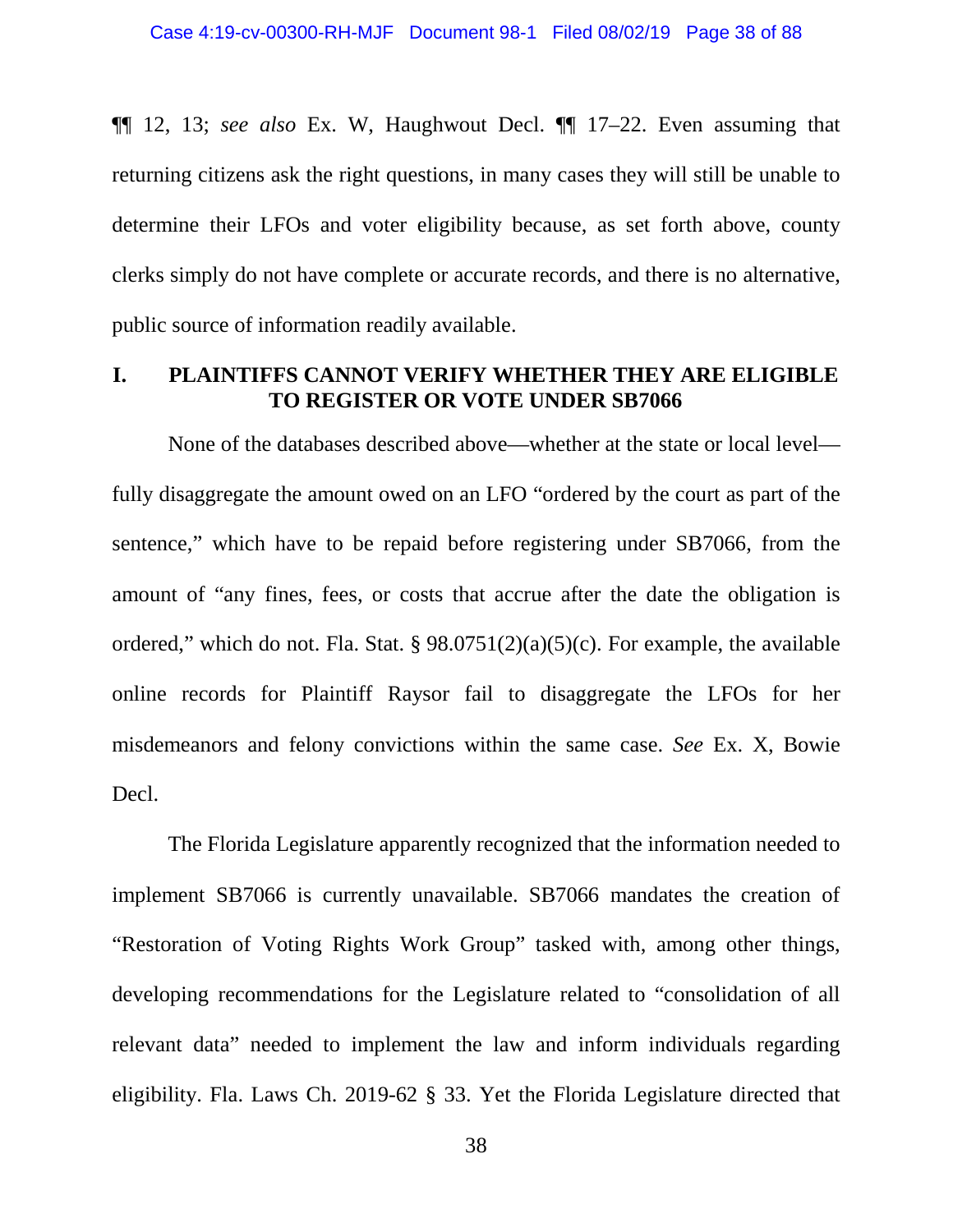¶¶ 12, 13; *see also* Ex. W, Haughwout Decl. ¶¶ 17–22. Even assuming that returning citizens ask the right questions, in many cases they will still be unable to determine their LFOs and voter eligibility because, as set forth above, county clerks simply do not have complete or accurate records, and there is no alternative, public source of information readily available.

## I. PLAINTIFFS CANNOT VERIFY WHETHER THEY ARE ELIGIBLE TO REGISTER OR VOTE UNDER SB7066

None of the databases described above—whether at the state or local level—fully disaggregate the amount owed on an LFO "ordered by the court as part of the sentence," which have to be repaid before registering under SB7066, from the amount of "any fines, fees, or costs that accrue after the date the obligation is ordered," which do not. Fla. Stat. § 98.0751(2)(a)(5)(c). For example, the available online records for Plaintiff Raysor fail to disaggregate the LFOs for her misdemeanors and felony convictions within the same case. *See* Ex. X, Bowie Decl.

The Florida Legislature apparently recognized that the information needed to implement SB7066 is currently unavailable. SB7066 mandates the creation of "Restoration of Voting Rights Work Group" tasked with, among other things, developing recommendations for the Legislature related to "consolidation of all relevant data" needed to implement the law and inform individuals regarding eligibility. Fla. Laws Ch. 2019-62 § 33. Yet the Florida Legislature directed that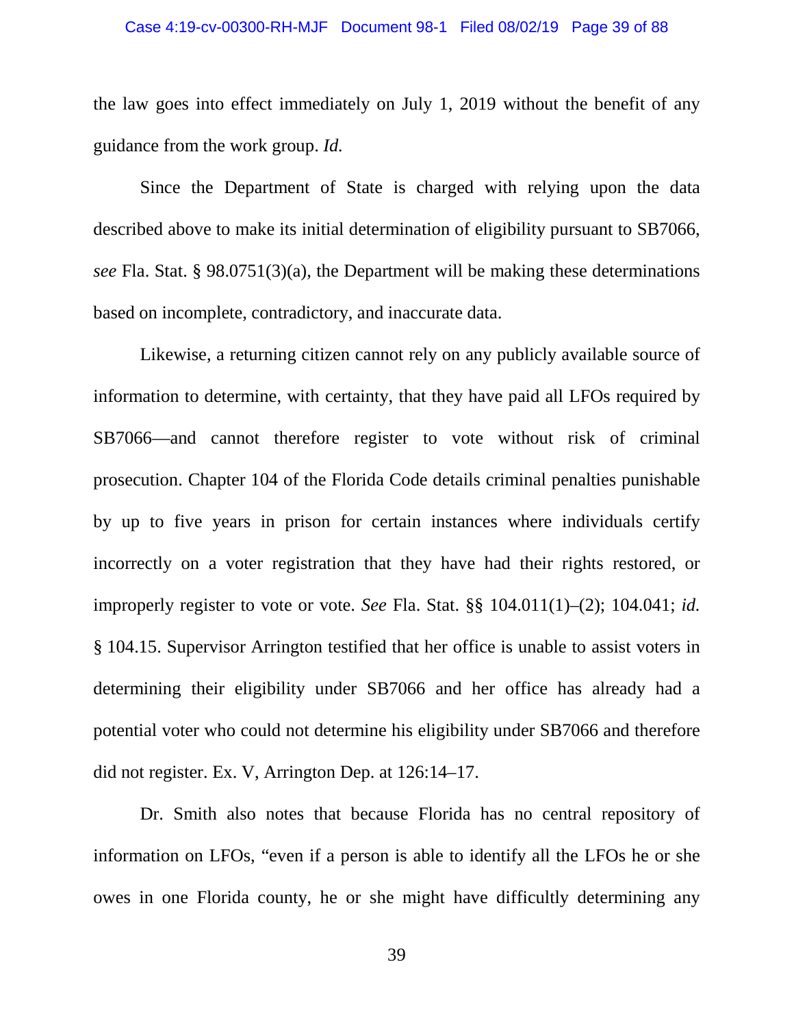the law goes into effect immediately on July 1, 2019 without the benefit of any guidance from the work group. *Id.*

Since the Department of State is charged with relying upon the data described above to make its initial determination of eligibility pursuant to SB7066, *see* Fla. Stat. § 98.0751(3)(a), the Department will be making these determinations based on incomplete, contradictory, and inaccurate data.

Likewise, a returning citizen cannot rely on any publicly available source of information to determine, with certainty, that they have paid all LFOs required by SB7066—and cannot therefore register to vote without risk of criminal prosecution. Chapter 104 of the Florida Code details criminal penalties punishable by up to five years in prison for certain instances where individuals certify incorrectly on a voter registration that they have had their rights restored, or improperly register to vote or vote. *See* Fla. Stat. §§ 104.011(1)–(2); 104.041; *id.* § 104.15. Supervisor Arrington testified that her office is unable to assist voters in determining their eligibility under SB7066 and her office has already had a potential voter who could not determine his eligibility under SB7066 and therefore did not register. Ex. V, Arrington Dep. at 126:14–17.

Dr. Smith also notes that because Florida has no central repository of information on LFOs, "even if a person is able to identify all the LFOs he or she owes in one Florida county, he or she might have difficultly determining any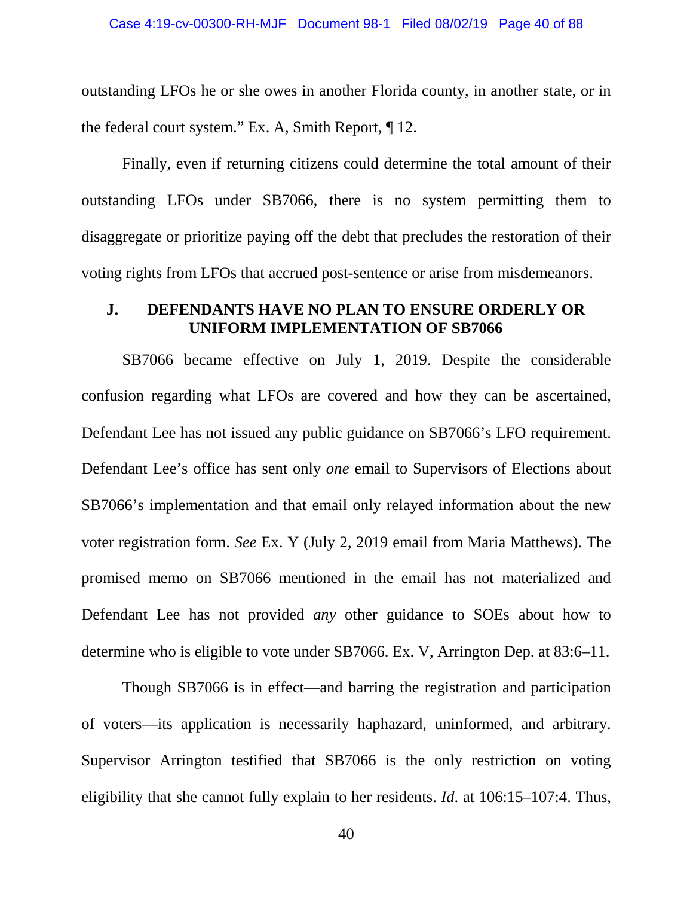outstanding LFOs he or she owes in another Florida county, in another state, or in the federal court system." Ex. A, Smith Report, ¶ 12.

Finally, even if returning citizens could determine the total amount of their outstanding LFOs under SB7066, there is no system permitting them to disaggregate or prioritize paying off the debt that precludes the restoration of their voting rights from LFOs that accrued post-sentence or arise from misdemeanors.

### J. DEFENDANTS HAVE NO PLAN TO ENSURE ORDERLY OR UNIFORM IMPLEMENTATION OF SB7066

SB7066 became effective on July 1, 2019. Despite the considerable confusion regarding what LFOs are covered and how they can be ascertained, Defendant Lee has not issued any public guidance on SB7066's LFO requirement. Defendant Lee's office has sent only *one* email to Supervisors of Elections about SB7066's implementation and that email only relayed information about the new voter registration form. *See* Ex. Y (July 2, 2019 email from Maria Matthews). The promised memo on SB7066 mentioned in the email has not materialized and Defendant Lee has not provided *any* other guidance to SOEs about how to determine who is eligible to vote under SB7066. Ex. V, Arrington Dep. at 83:6–11.

Though SB7066 is in effect—and barring the registration and participation of voters—its application is necessarily haphazard, uninformed, and arbitrary. Supervisor Arrington testified that SB7066 is the only restriction on voting eligibility that she cannot fully explain to her residents. *Id*. at 106:15–107:4. Thus,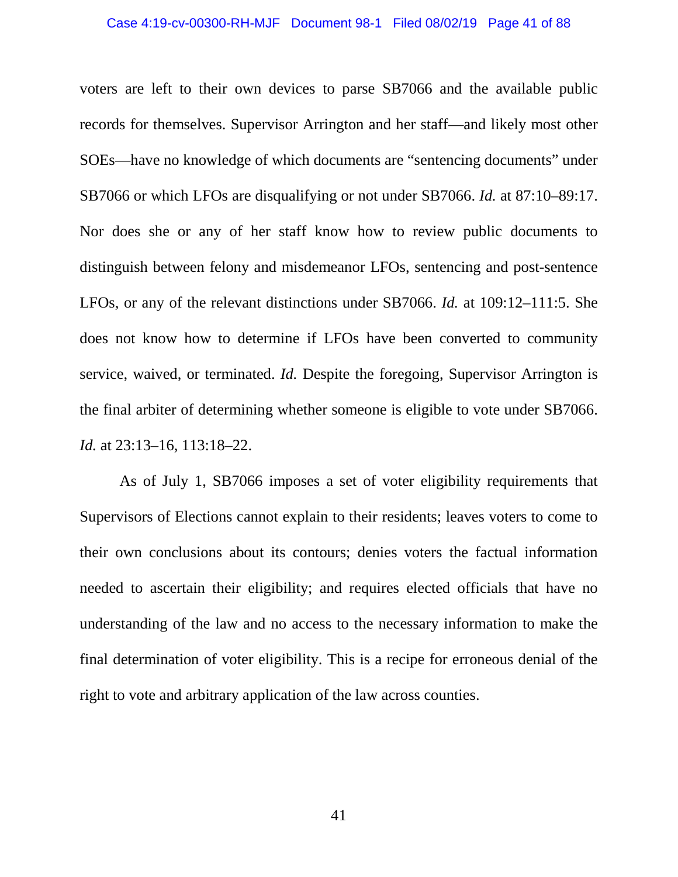voters are left to their own devices to parse SB7066 and the available public records for themselves. Supervisor Arrington and her staff—and likely most other SOEs—have no knowledge of which documents are "sentencing documents" under SB7066 or which LFOs are disqualifying or not under SB7066. *Id.* at 87:10–89:17. Nor does she or any of her staff know how to review public documents to distinguish between felony and misdemeanor LFOs, sentencing and post-sentence LFOs, or any of the relevant distinctions under SB7066. *Id.* at 109:12–111:5. She does not know how to determine if LFOs have been converted to community service, waived, or terminated. *Id.* Despite the foregoing, Supervisor Arrington is the final arbiter of determining whether someone is eligible to vote under SB7066. *Id.* at 23:13–16, 113:18–22.

As of July 1, SB7066 imposes a set of voter eligibility requirements that Supervisors of Elections cannot explain to their residents; leaves voters to come to their own conclusions about its contours; denies voters the factual information needed to ascertain their eligibility; and requires elected officials that have no understanding of the law and no access to the necessary information to make the final determination of voter eligibility. This is a recipe for erroneous denial of the right to vote and arbitrary application of the law across counties.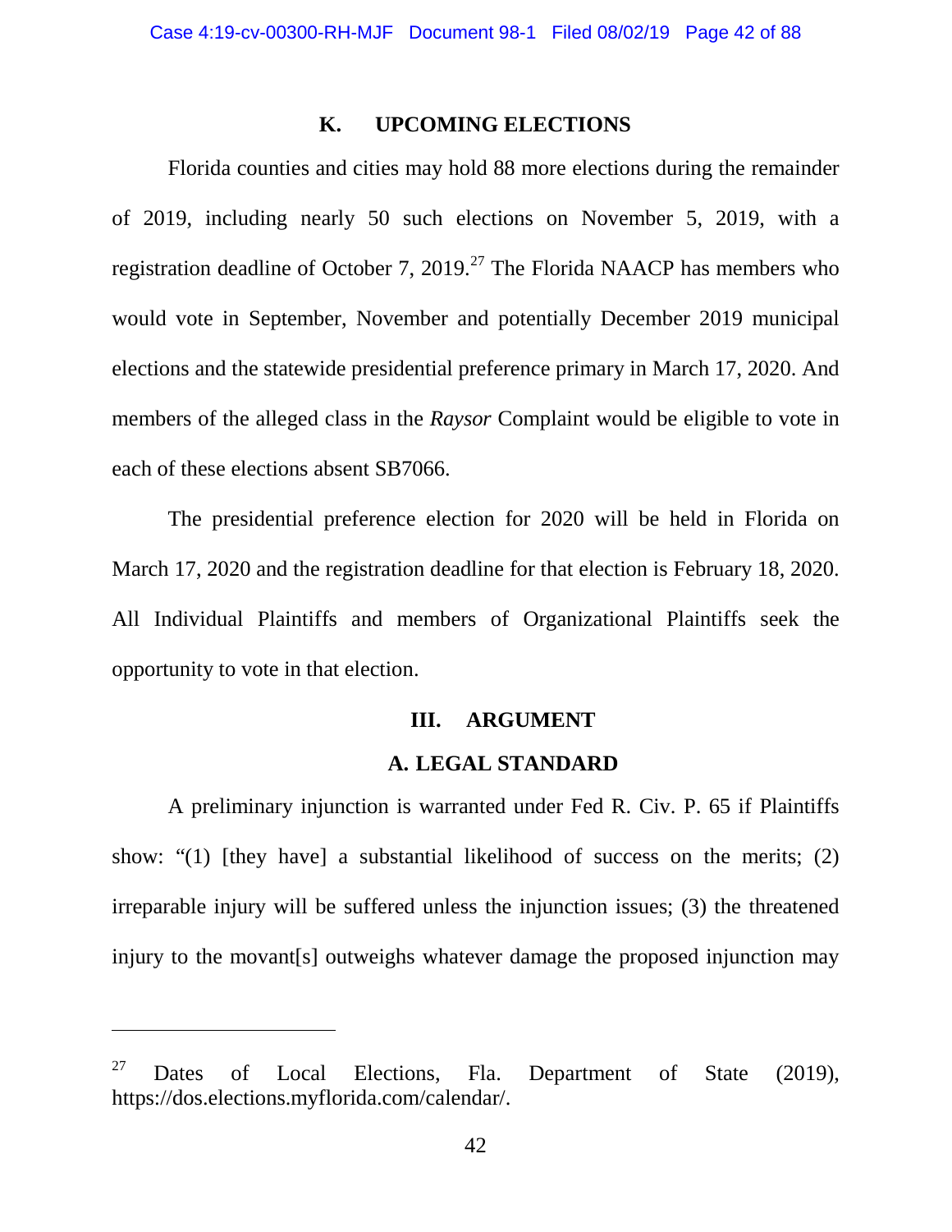### K. UPCOMING ELECTIONS

Florida counties and cities may hold 88 more elections during the remainder of 2019, including nearly 50 such elections on November 5, 2019, with a registration deadline of October 7, 2019.[27] The Florida NAACP has members who would vote in September, November and potentially December 2019 municipal elections and the statewide presidential preference primary in March 17, 2020. And members of the alleged class in the *Raysor* Complaint would be eligible to vote in each of these elections absent SB7066.

The presidential preference election for 2020 will be held in Florida on March 17, 2020 and the registration deadline for that election is February 18, 2020. All Individual Plaintiffs and members of Organizational Plaintiffs seek the opportunity to vote in that election.

## III. ARGUMENT

### A. LEGAL STANDARD

A preliminary injunction is warranted under Fed R. Civ. P. 65 if Plaintiffs show: "(1) [they have] a substantial likelihood of success on the merits; (2) irreparable injury will be suffered unless the injunction issues; (3) the threatened injury to the movant[s] outweighs whatever damage the proposed injunction may

---

[27] Dates of Local Elections, Fla. Department of State (2019), https://dos.elections.myflorida.com/calendar/.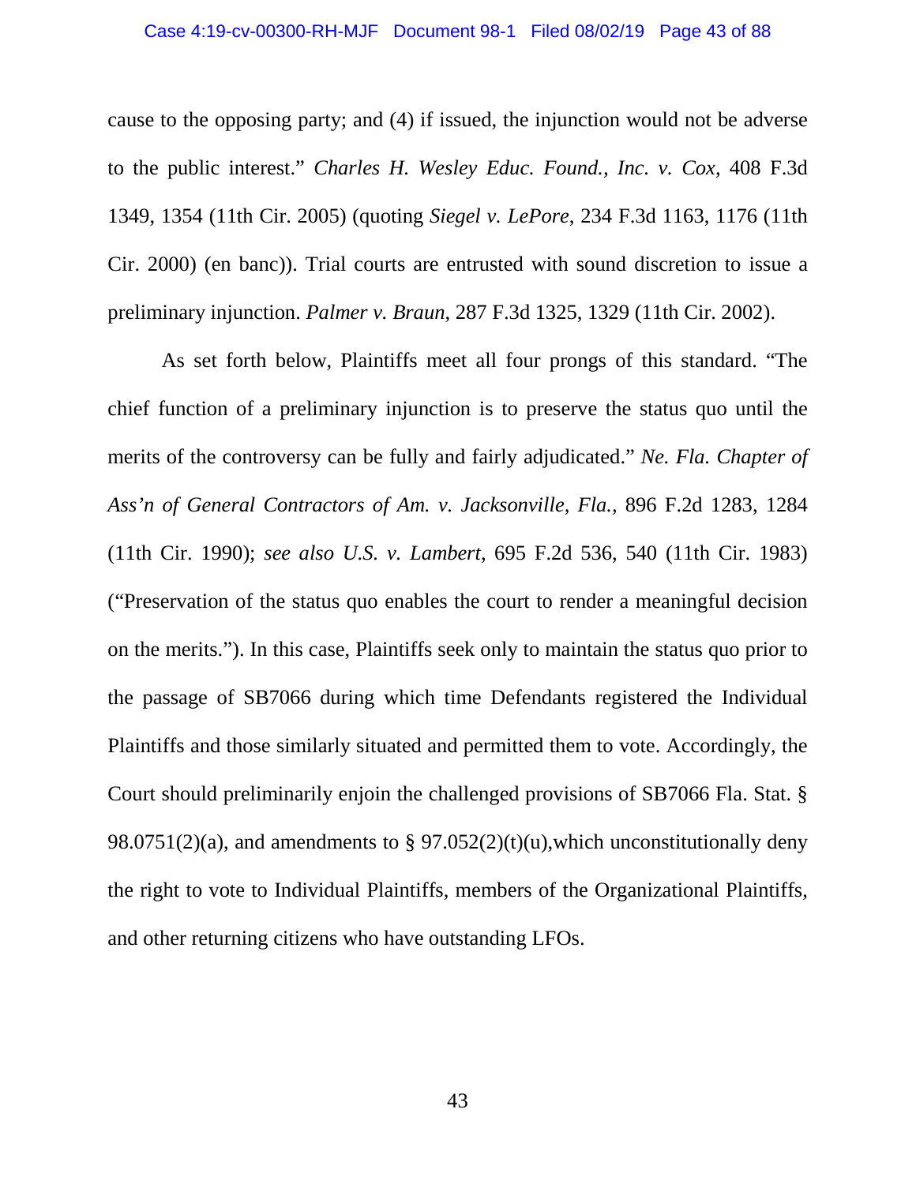cause to the opposing party; and (4) if issued, the injunction would not be adverse to the public interest." *Charles H. Wesley Educ. Found., Inc. v. Cox*, 408 F.3d 1349, 1354 (11th Cir. 2005) (quoting *Siegel v. LePore*, 234 F.3d 1163, 1176 (11th Cir. 2000) (en banc)). Trial courts are entrusted with sound discretion to issue a preliminary injunction. *Palmer v. Braun*, 287 F.3d 1325, 1329 (11th Cir. 2002).

As set forth below, Plaintiffs meet all four prongs of this standard. "The chief function of a preliminary injunction is to preserve the status quo until the merits of the controversy can be fully and fairly adjudicated." *Ne. Fla. Chapter of Ass'n of General Contractors of Am. v. Jacksonville, Fla.*, 896 F.2d 1283, 1284 (11th Cir. 1990); *see also U.S. v. Lambert*, 695 F.2d 536, 540 (11th Cir. 1983) ("Preservation of the status quo enables the court to render a meaningful decision on the merits."). In this case, Plaintiffs seek only to maintain the status quo prior to the passage of SB7066 during which time Defendants registered the Individual Plaintiffs and those similarly situated and permitted them to vote. Accordingly, the Court should preliminarily enjoin the challenged provisions of SB7066 Fla. Stat. § 98.0751(2)(a), and amendments to § 97.052(2)(t)(u),which unconstitutionally deny the right to vote to Individual Plaintiffs, members of the Organizational Plaintiffs, and other returning citizens who have outstanding LFOs.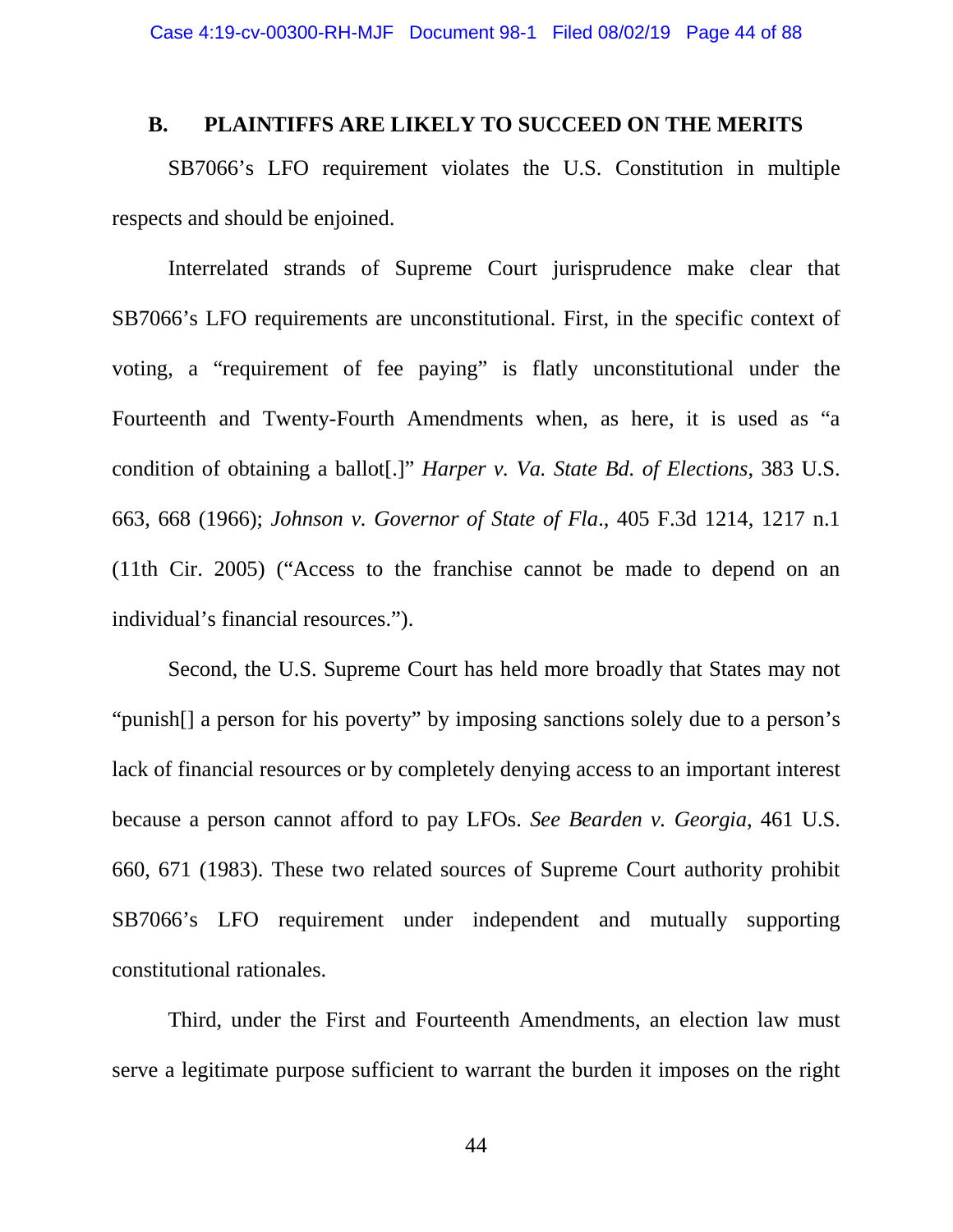## B. PLAINTIFFS ARE LIKELY TO SUCCEED ON THE MERITS

SB7066's LFO requirement violates the U.S. Constitution in multiple respects and should be enjoined.

Interrelated strands of Supreme Court jurisprudence make clear that SB7066's LFO requirements are unconstitutional. First, in the specific context of voting, a "requirement of fee paying" is flatly unconstitutional under the Fourteenth and Twenty-Fourth Amendments when, as here, it is used as "a condition of obtaining a ballot[.]" *Harper v. Va. State Bd. of Elections*, 383 U.S. 663, 668 (1966); *Johnson v. Governor of State of Fla*., 405 F.3d 1214, 1217 n.1 (11th Cir. 2005) ("Access to the franchise cannot be made to depend on an individual's financial resources.").

Second, the U.S. Supreme Court has held more broadly that States may not "punish[] a person for his poverty" by imposing sanctions solely due to a person's lack of financial resources or by completely denying access to an important interest because a person cannot afford to pay LFOs. *See Bearden v. Georgia*, 461 U.S. 660, 671 (1983). These two related sources of Supreme Court authority prohibit SB7066's LFO requirement under independent and mutually supporting constitutional rationales.

Third, under the First and Fourteenth Amendments, an election law must serve a legitimate purpose sufficient to warrant the burden it imposes on the right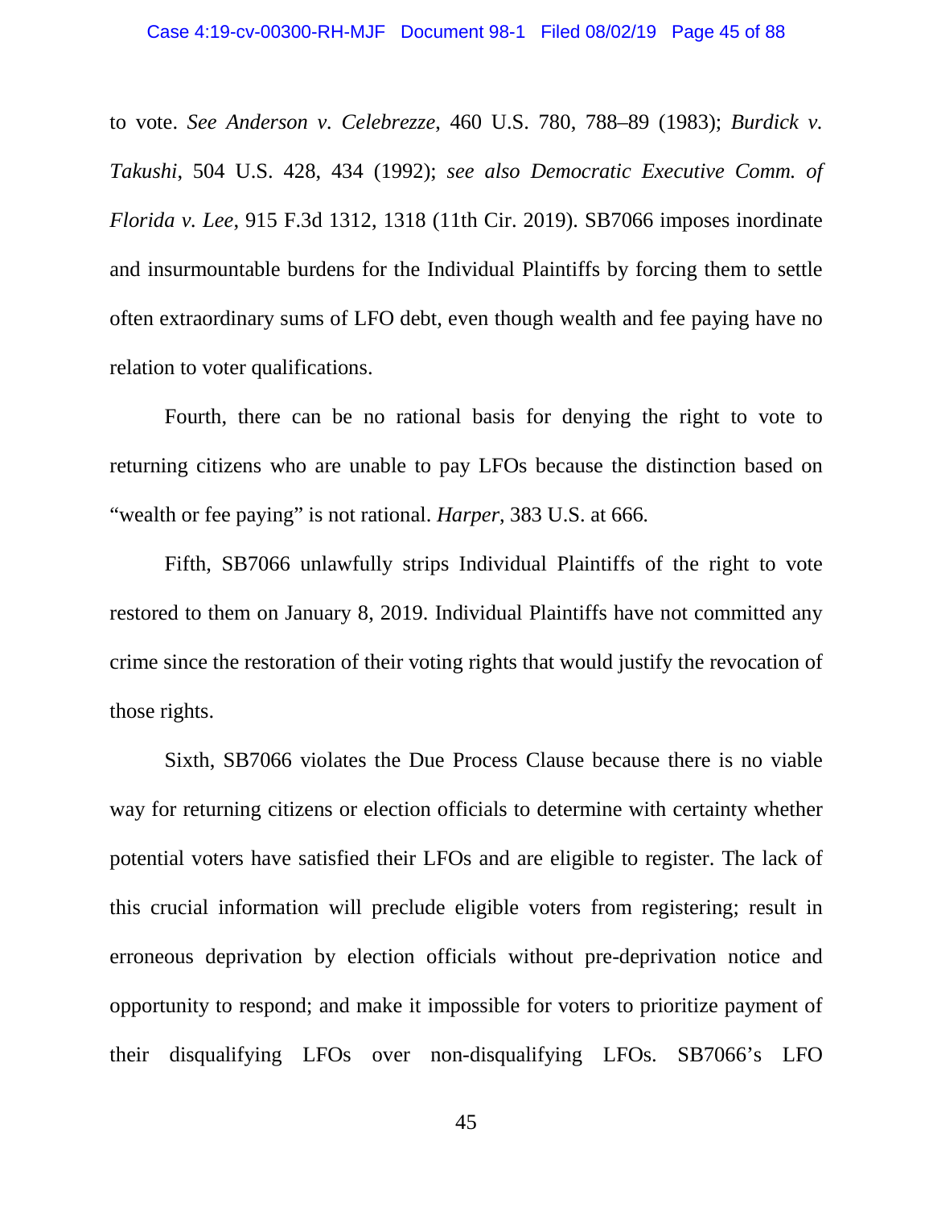to vote. *See Anderson v. Celebrezze*, 460 U.S. 780, 788–89 (1983); *Burdick v. Takushi*, 504 U.S. 428, 434 (1992); *see also Democratic Executive Comm. of Florida v. Lee*, 915 F.3d 1312, 1318 (11th Cir. 2019). SB7066 imposes inordinate and insurmountable burdens for the Individual Plaintiffs by forcing them to settle often extraordinary sums of LFO debt, even though wealth and fee paying have no relation to voter qualifications.

Fourth, there can be no rational basis for denying the right to vote to returning citizens who are unable to pay LFOs because the distinction based on "wealth or fee paying" is not rational. *Harper*, 383 U.S. at 666.

Fifth, SB7066 unlawfully strips Individual Plaintiffs of the right to vote restored to them on January 8, 2019. Individual Plaintiffs have not committed any crime since the restoration of their voting rights that would justify the revocation of those rights.

Sixth, SB7066 violates the Due Process Clause because there is no viable way for returning citizens or election officials to determine with certainty whether potential voters have satisfied their LFOs and are eligible to register. The lack of this crucial information will preclude eligible voters from registering; result in erroneous deprivation by election officials without pre-deprivation notice and opportunity to respond; and make it impossible for voters to prioritize payment of their disqualifying LFOs over non-disqualifying LFOs. SB7066's LFO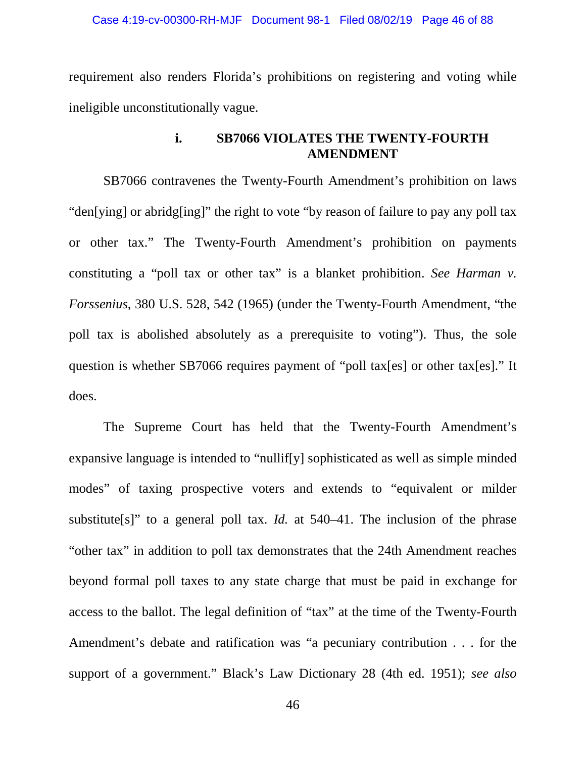requirement also renders Florida's prohibitions on registering and voting while ineligible unconstitutionally vague.

### i. SB7066 VIOLATES THE TWENTY-FOURTH AMENDMENT

SB7066 contravenes the Twenty-Fourth Amendment's prohibition on laws "den[ying] or abridg[ing]" the right to vote "by reason of failure to pay any poll tax or other tax." The Twenty-Fourth Amendment's prohibition on payments constituting a "poll tax or other tax" is a blanket prohibition. *See Harman v. Forssenius*, 380 U.S. 528, 542 (1965) (under the Twenty-Fourth Amendment, "the poll tax is abolished absolutely as a prerequisite to voting"). Thus, the sole question is whether SB7066 requires payment of "poll tax[es] or other tax[es]." It does.

The Supreme Court has held that the Twenty-Fourth Amendment's expansive language is intended to "nullif[y] sophisticated as well as simple minded modes" of taxing prospective voters and extends to "equivalent or milder substitute[s]" to a general poll tax. *Id.* at 540–41. The inclusion of the phrase "other tax" in addition to poll tax demonstrates that the 24th Amendment reaches beyond formal poll taxes to any state charge that must be paid in exchange for access to the ballot. The legal definition of "tax" at the time of the Twenty-Fourth Amendment's debate and ratification was "a pecuniary contribution . . . for the support of a government." Black's Law Dictionary 28 (4th ed. 1951); *see also*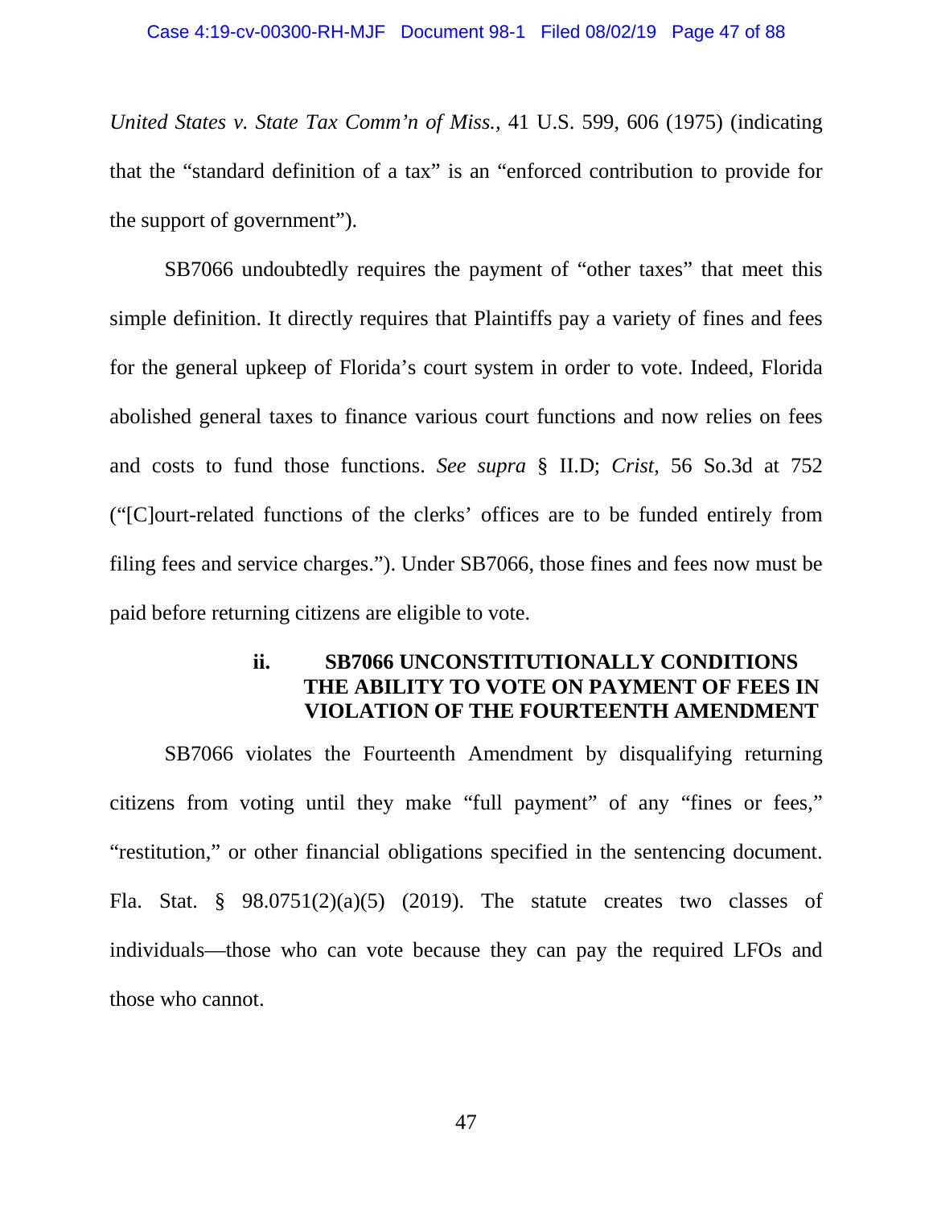*United States v. State Tax Comm'n of Miss.*, 41 U.S. 599, 606 (1975) (indicating that the "standard definition of a tax" is an "enforced contribution to provide for the support of government").

SB7066 undoubtedly requires the payment of "other taxes" that meet this simple definition. It directly requires that Plaintiffs pay a variety of fines and fees for the general upkeep of Florida's court system in order to vote. Indeed, Florida abolished general taxes to finance various court functions and now relies on fees and costs to fund those functions. *See supra* § II.D; *Crist*, 56 So.3d at 752 ("[C]ourt-related functions of the clerks' offices are to be funded entirely from filing fees and service charges."). Under SB7066, those fines and fees now must be paid before returning citizens are eligible to vote.

### ii. SB7066 UNCONSTITUTIONALLY CONDITIONS THE ABILITY TO VOTE ON PAYMENT OF FEES IN VIOLATION OF THE FOURTEENTH AMENDMENT

SB7066 violates the Fourteenth Amendment by disqualifying returning citizens from voting until they make "full payment" of any "fines or fees," "restitution," or other financial obligations specified in the sentencing document. Fla. Stat. § 98.0751(2)(a)(5) (2019). The statute creates two classes of individuals—those who can vote because they can pay the required LFOs and those who cannot.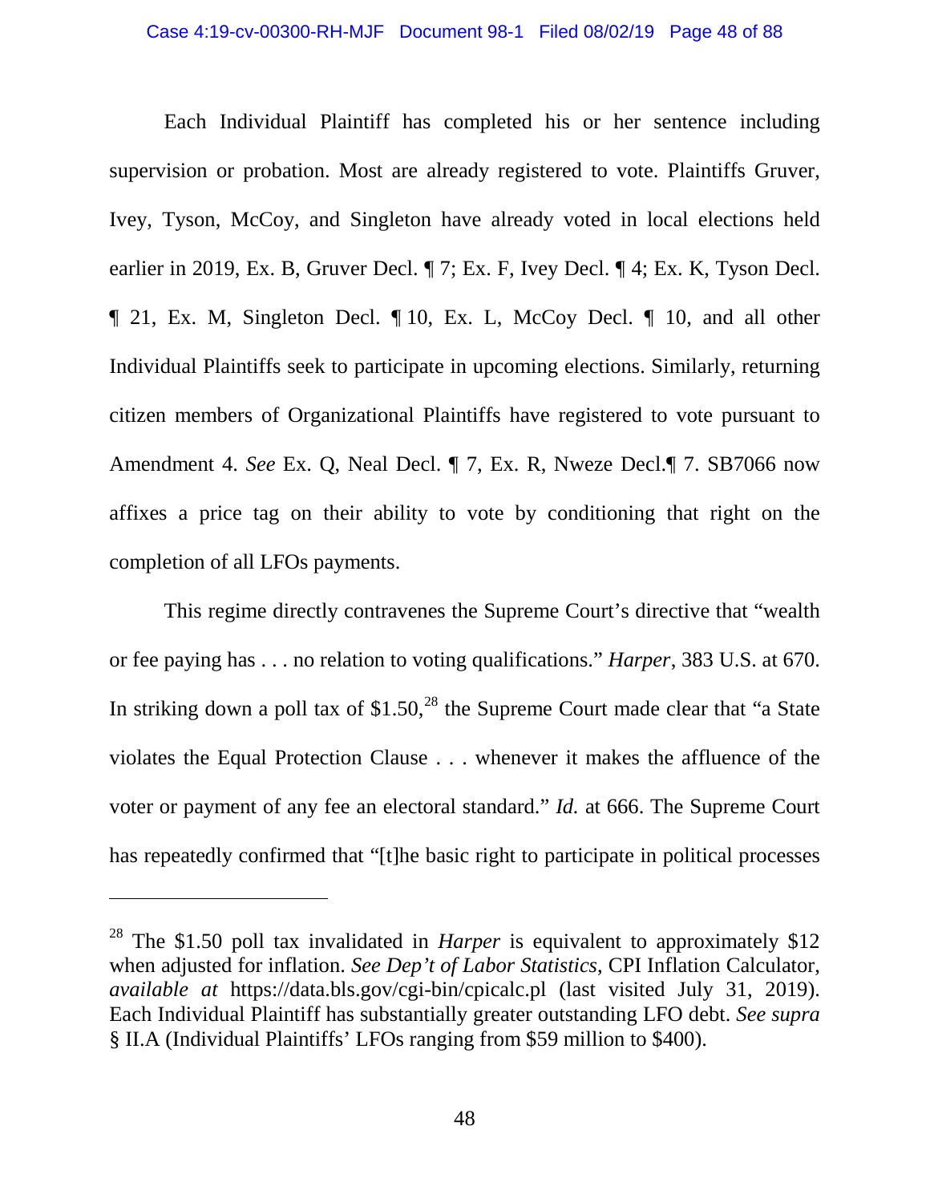Each Individual Plaintiff has completed his or her sentence including supervision or probation. Most are already registered to vote. Plaintiffs Gruver, Ivey, Tyson, McCoy, and Singleton have already voted in local elections held earlier in 2019, Ex. B, Gruver Decl. ¶ 7; Ex. F, Ivey Decl. ¶ 4; Ex. K, Tyson Decl. ¶ 21, Ex. M, Singleton Decl. ¶ 10, Ex. L, McCoy Decl. ¶ 10, and all other Individual Plaintiffs seek to participate in upcoming elections. Similarly, returning citizen members of Organizational Plaintiffs have registered to vote pursuant to Amendment 4. *See* Ex. Q, Neal Decl. ¶ 7, Ex. R, Nweze Decl.¶ 7. SB7066 now affixes a price tag on their ability to vote by conditioning that right on the completion of all LFOs payments.

This regime directly contravenes the Supreme Court's directive that "wealth or fee paying has . . . no relation to voting qualifications." *Harper*, 383 U.S. at 670. In striking down a poll tax of $1.50,[28] the Supreme Court made clear that "a State violates the Equal Protection Clause . . . whenever it makes the affluence of the voter or payment of any fee an electoral standard." *Id.* at 666. The Supreme Court has repeatedly confirmed that "[t]he basic right to participate in political processes

---

[28] The $1.50 poll tax invalidated in *Harper* is equivalent to approximately $12 when adjusted for inflation. *See Dep't of Labor Statistics*, CPI Inflation Calculator, *available at* https://data.bls.gov/cgi-bin/cpicalc.pl (last visited July 31, 2019). Each Individual Plaintiff has substantially greater outstanding LFO debt. *See supra* § II.A (Individual Plaintiffs' LFOs ranging from $59 million to $400).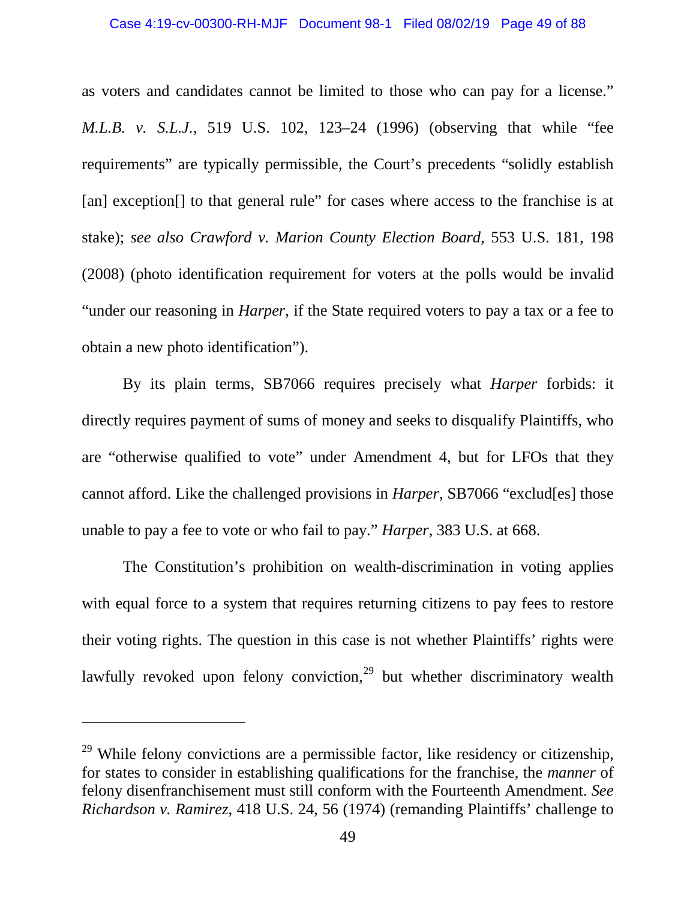as voters and candidates cannot be limited to those who can pay for a license." *M.L.B. v. S.L.J.*, 519 U.S. 102, 123–24 (1996) (observing that while "fee requirements" are typically permissible, the Court's precedents "solidly establish [an] exception[] to that general rule" for cases where access to the franchise is at stake); *see also Crawford v. Marion County Election Board*, 553 U.S. 181, 198 (2008) (photo identification requirement for voters at the polls would be invalid "under our reasoning in *Harper*, if the State required voters to pay a tax or a fee to obtain a new photo identification").

By its plain terms, SB7066 requires precisely what *Harper* forbids: it directly requires payment of sums of money and seeks to disqualify Plaintiffs, who are "otherwise qualified to vote" under Amendment 4, but for LFOs that they cannot afford. Like the challenged provisions in *Harper*, SB7066 "exclud[es] those unable to pay a fee to vote or who fail to pay." *Harper*, 383 U.S. at 668.

The Constitution's prohibition on wealth-discrimination in voting applies with equal force to a system that requires returning citizens to pay fees to restore their voting rights. The question in this case is not whether Plaintiffs' rights were lawfully revoked upon felony conviction,[29] but whether discriminatory wealth

---

[29] While felony convictions are a permissible factor, like residency or citizenship, for states to consider in establishing qualifications for the franchise, the *manner* of felony disenfranchisement must still conform with the Fourteenth Amendment. *See Richardson v. Ramirez*, 418 U.S. 24, 56 (1974) (remanding Plaintiffs' challenge to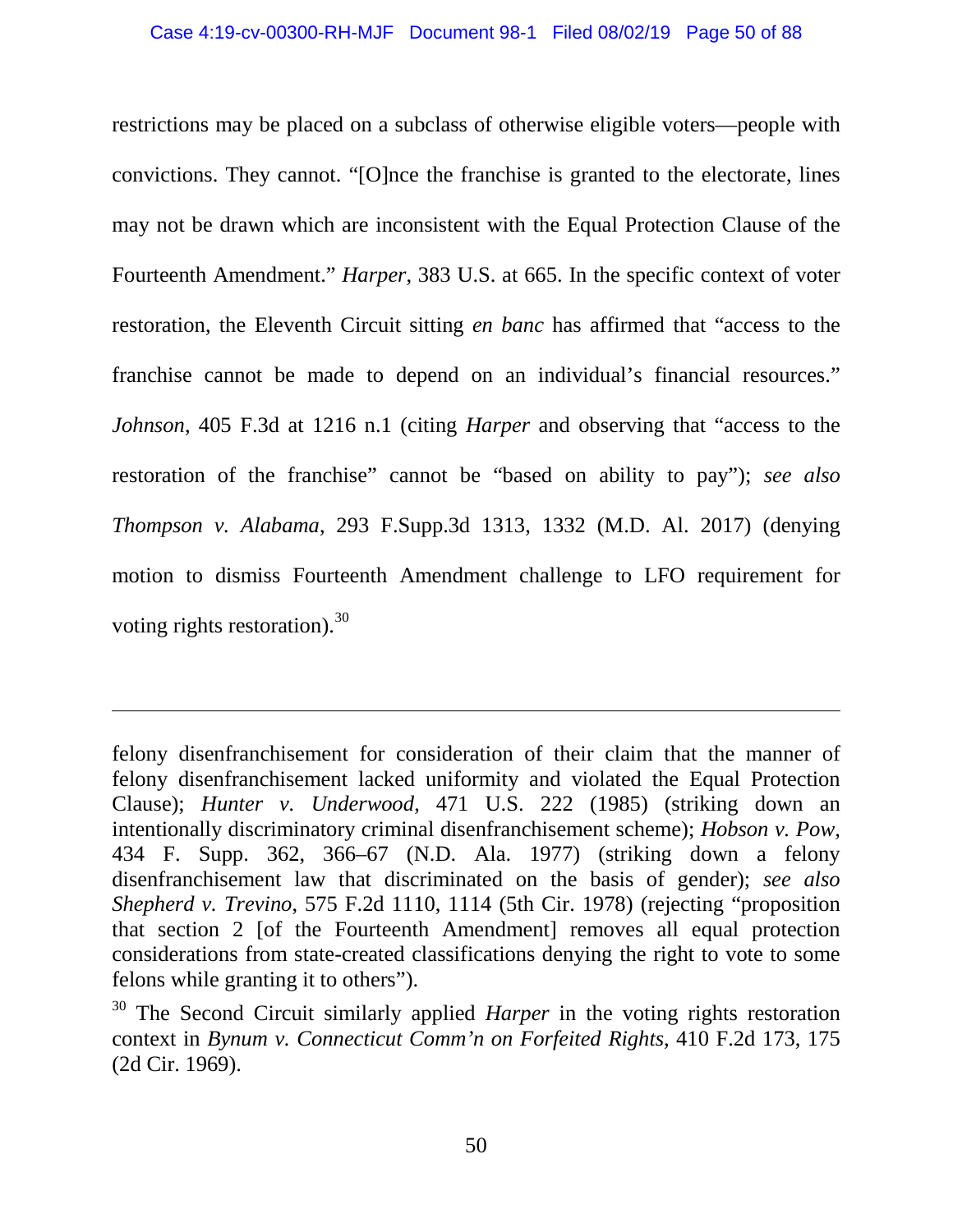restrictions may be placed on a subclass of otherwise eligible voters—people with convictions. They cannot. "[O]nce the franchise is granted to the electorate, lines may not be drawn which are inconsistent with the Equal Protection Clause of the Fourteenth Amendment." *Harper*, 383 U.S. at 665. In the specific context of voter restoration, the Eleventh Circuit sitting *en banc* has affirmed that "access to the franchise cannot be made to depend on an individual's financial resources." *Johnson*, 405 F.3d at 1216 n.1 (citing *Harper* and observing that "access to the restoration of the franchise" cannot be "based on ability to pay"); *see also Thompson v. Alabama*, 293 F.Supp.3d 1313, 1332 (M.D. Al. 2017) (denying motion to dismiss Fourteenth Amendment challenge to LFO requirement for voting rights restoration).[30]

---

felony disenfranchisement for consideration of their claim that the manner of felony disenfranchisement lacked uniformity and violated the Equal Protection Clause); *Hunter v. Underwood*, 471 U.S. 222 (1985) (striking down an intentionally discriminatory criminal disenfranchisement scheme); *Hobson v. Pow*, 434 F. Supp. 362, 366–67 (N.D. Ala. 1977) (striking down a felony disenfranchisement law that discriminated on the basis of gender); *see also Shepherd v. Trevino*, 575 F.2d 1110, 1114 (5th Cir. 1978) (rejecting "proposition that section 2 [of the Fourteenth Amendment] removes all equal protection considerations from state-created classifications denying the right to vote to some felons while granting it to others").

[30] The Second Circuit similarly applied *Harper* in the voting rights restoration context in *Bynum v. Connecticut Comm'n on Forfeited Rights*, 410 F.2d 173, 175 (2d Cir. 1969).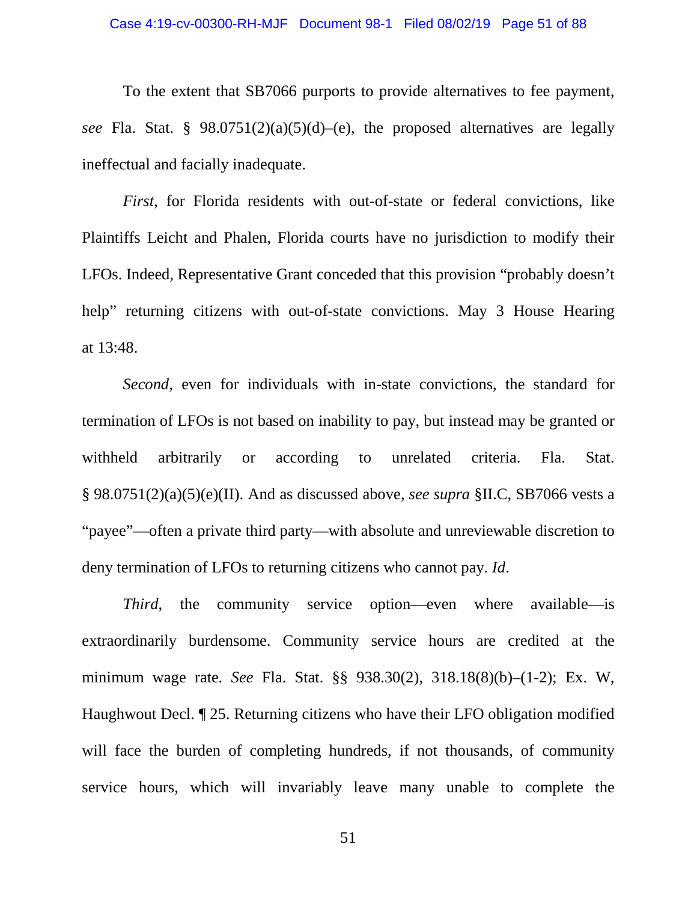To the extent that SB7066 purports to provide alternatives to fee payment, *see* Fla. Stat. § 98.0751(2)(a)(5)(d)–(e), the proposed alternatives are legally ineffectual and facially inadequate.

*First*, for Florida residents with out-of-state or federal convictions, like Plaintiffs Leicht and Phalen, Florida courts have no jurisdiction to modify their LFOs. Indeed, Representative Grant conceded that this provision "probably doesn't help" returning citizens with out-of-state convictions. May 3 House Hearing at 13:48.

*Second*, even for individuals with in-state convictions, the standard for termination of LFOs is not based on inability to pay, but instead may be granted or withheld arbitrarily or according to unrelated criteria. Fla. Stat. § 98.0751(2)(a)(5)(e)(II). And as discussed above, *see supra* §II.C, SB7066 vests a "payee"—often a private third party—with absolute and unreviewable discretion to deny termination of LFOs to returning citizens who cannot pay. *Id*.

*Third*, the community service option—even where available—is extraordinarily burdensome. Community service hours are credited at the minimum wage rate. *See* Fla. Stat. §§ 938.30(2), 318.18(8)(b)–(1-2); Ex. W, Haughwout Decl. ¶ 25. Returning citizens who have their LFO obligation modified will face the burden of completing hundreds, if not thousands, of community service hours, which will invariably leave many unable to complete the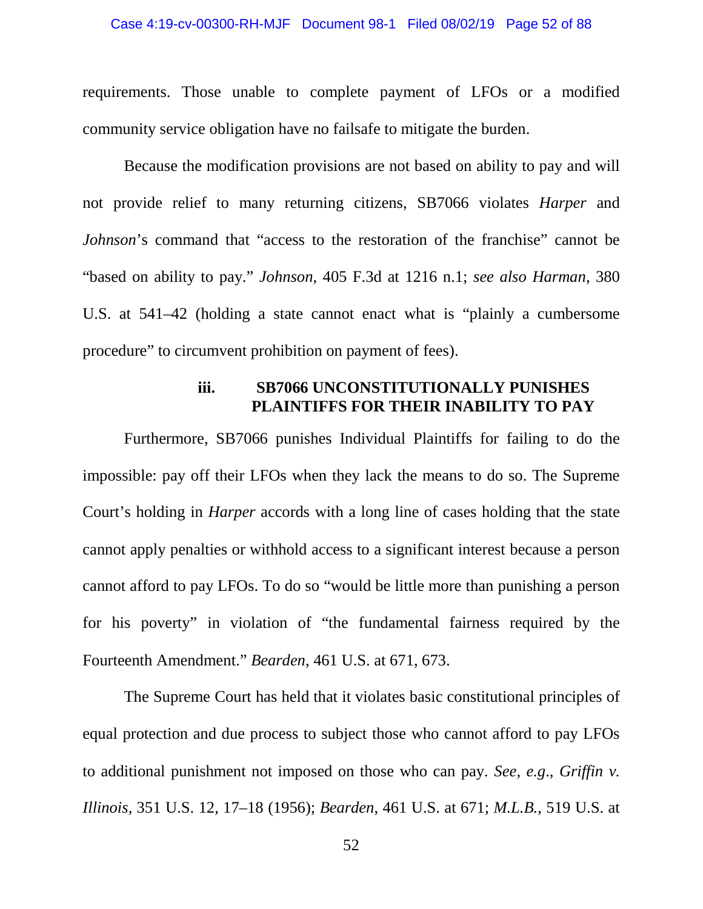requirements. Those unable to complete payment of LFOs or a modified community service obligation have no failsafe to mitigate the burden.

Because the modification provisions are not based on ability to pay and will not provide relief to many returning citizens, SB7066 violates *Harper* and *Johnson*'s command that "access to the restoration of the franchise" cannot be "based on ability to pay." *Johnson*, 405 F.3d at 1216 n.1; *see also Harman*, 380 U.S. at 541–42 (holding a state cannot enact what is "plainly a cumbersome procedure" to circumvent prohibition on payment of fees).

#### iii. SB7066 UNCONSTITUTIONALLY PUNISHES PLAINTIFFS FOR THEIR INABILITY TO PAY

Furthermore, SB7066 punishes Individual Plaintiffs for failing to do the impossible: pay off their LFOs when they lack the means to do so. The Supreme Court's holding in *Harper* accords with a long line of cases holding that the state cannot apply penalties or withhold access to a significant interest because a person cannot afford to pay LFOs. To do so "would be little more than punishing a person for his poverty" in violation of "the fundamental fairness required by the Fourteenth Amendment." *Bearden*, 461 U.S. at 671, 673.

The Supreme Court has held that it violates basic constitutional principles of equal protection and due process to subject those who cannot afford to pay LFOs to additional punishment not imposed on those who can pay. *See, e.g.*, *Griffin v. Illinois*, 351 U.S. 12, 17–18 (1956); *Bearden*, 461 U.S. at 671; *M.L.B.*, 519 U.S. at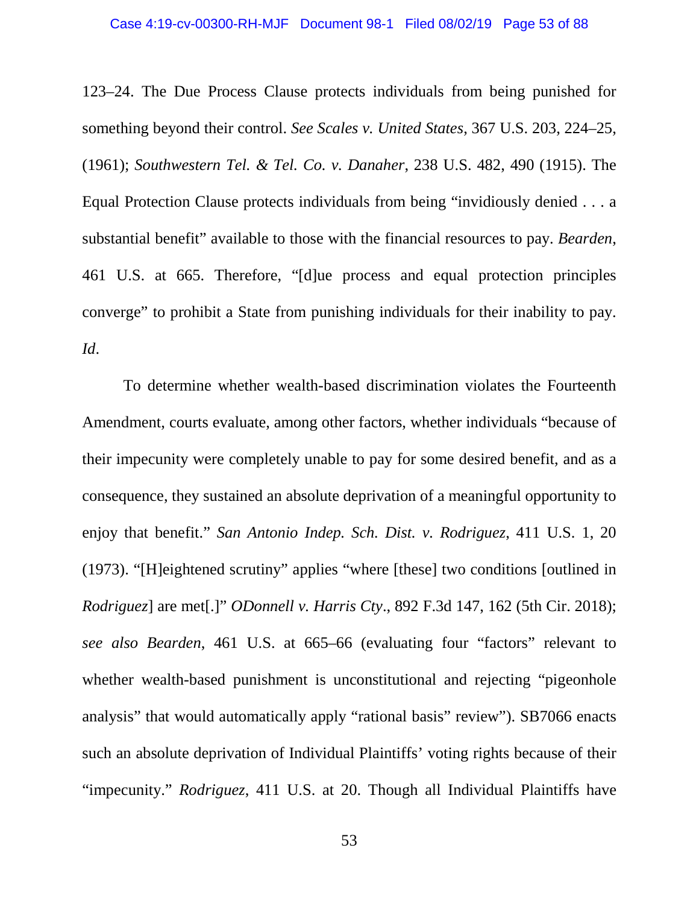123–24. The Due Process Clause protects individuals from being punished for something beyond their control. *See Scales v. United States*, 367 U.S. 203, 224–25, (1961); *Southwestern Tel. & Tel. Co. v. Danaher*, 238 U.S. 482, 490 (1915). The Equal Protection Clause protects individuals from being "invidiously denied . . . a substantial benefit" available to those with the financial resources to pay. *Bearden*, 461 U.S. at 665. Therefore, "[d]ue process and equal protection principles converge" to prohibit a State from punishing individuals for their inability to pay. *Id*.

To determine whether wealth-based discrimination violates the Fourteenth Amendment, courts evaluate, among other factors, whether individuals "because of their impecunity were completely unable to pay for some desired benefit, and as a consequence, they sustained an absolute deprivation of a meaningful opportunity to enjoy that benefit." *San Antonio Indep. Sch. Dist. v. Rodriguez*, 411 U.S. 1, 20 (1973). "[H]eightened scrutiny" applies "where [these] two conditions [outlined in *Rodriguez*] are met[.]" *ODonnell v. Harris Cty*., 892 F.3d 147, 162 (5th Cir. 2018); *see also Bearden*, 461 U.S. at 665–66 (evaluating four "factors" relevant to whether wealth-based punishment is unconstitutional and rejecting "pigeonhole analysis" that would automatically apply "rational basis" review"). SB7066 enacts such an absolute deprivation of Individual Plaintiffs' voting rights because of their "impecunity." *Rodriguez*, 411 U.S. at 20. Though all Individual Plaintiffs have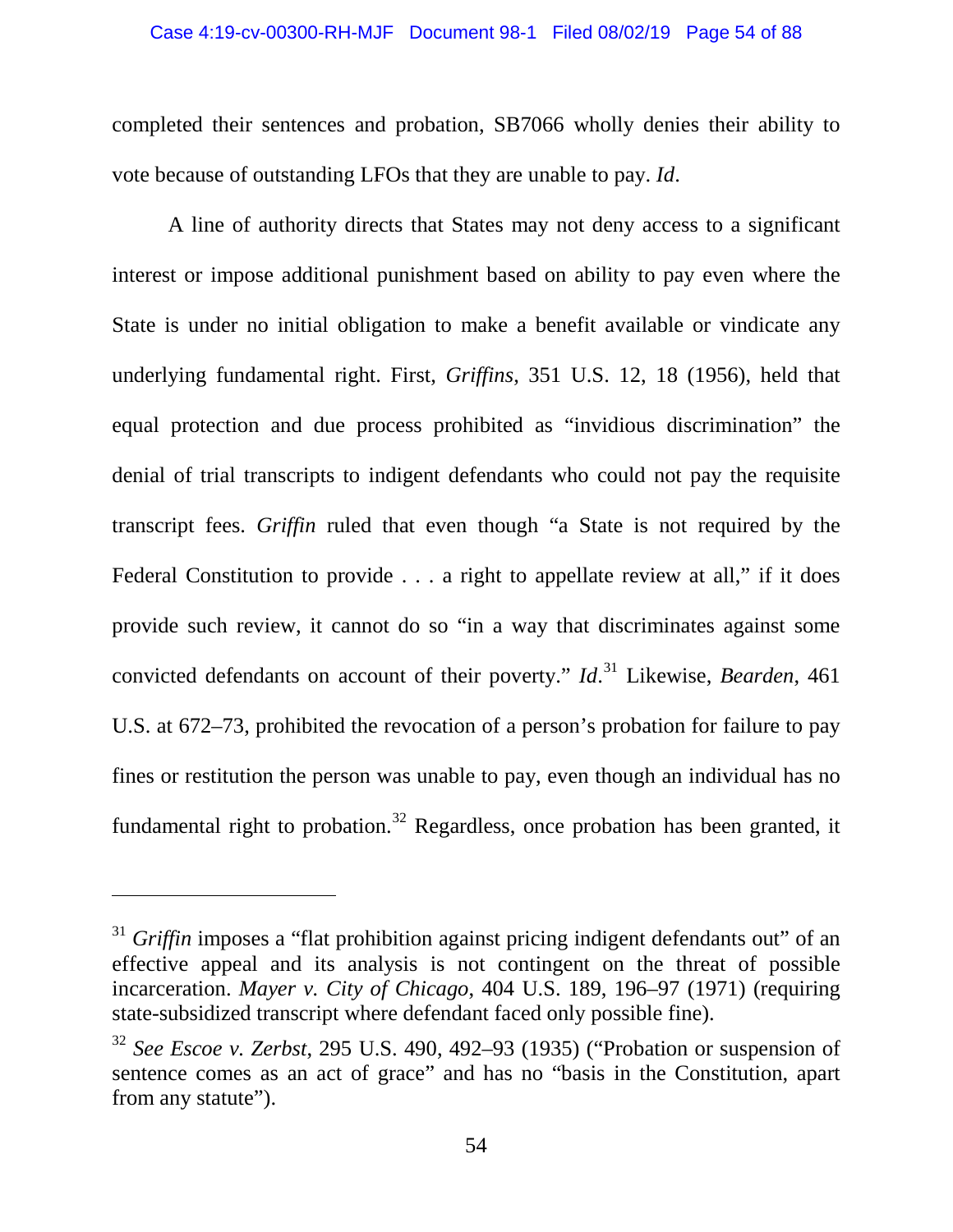completed their sentences and probation, SB7066 wholly denies their ability to vote because of outstanding LFOs that they are unable to pay. *Id*.

A line of authority directs that States may not deny access to a significant interest or impose additional punishment based on ability to pay even where the State is under no initial obligation to make a benefit available or vindicate any underlying fundamental right. First, *Griffins*, 351 U.S. 12, 18 (1956), held that equal protection and due process prohibited as "invidious discrimination" the denial of trial transcripts to indigent defendants who could not pay the requisite transcript fees. *Griffin* ruled that even though "a State is not required by the Federal Constitution to provide . . . a right to appellate review at all," if it does provide such review, it cannot do so "in a way that discriminates against some convicted defendants on account of their poverty." *Id*.[31] Likewise, *Bearden*, 461 U.S. at 672–73, prohibited the revocation of a person's probation for failure to pay fines or restitution the person was unable to pay, even though an individual has no fundamental right to probation.[32] Regardless, once probation has been granted, it

---

[31] *Griffin* imposes a "flat prohibition against pricing indigent defendants out" of an effective appeal and its analysis is not contingent on the threat of possible incarceration. *Mayer v. City of Chicago*, 404 U.S. 189, 196–97 (1971) (requiring state-subsidized transcript where defendant faced only possible fine).

[32] *See Escoe v. Zerbst*, 295 U.S. 490, 492–93 (1935) ("Probation or suspension of sentence comes as an act of grace" and has no "basis in the Constitution, apart from any statute").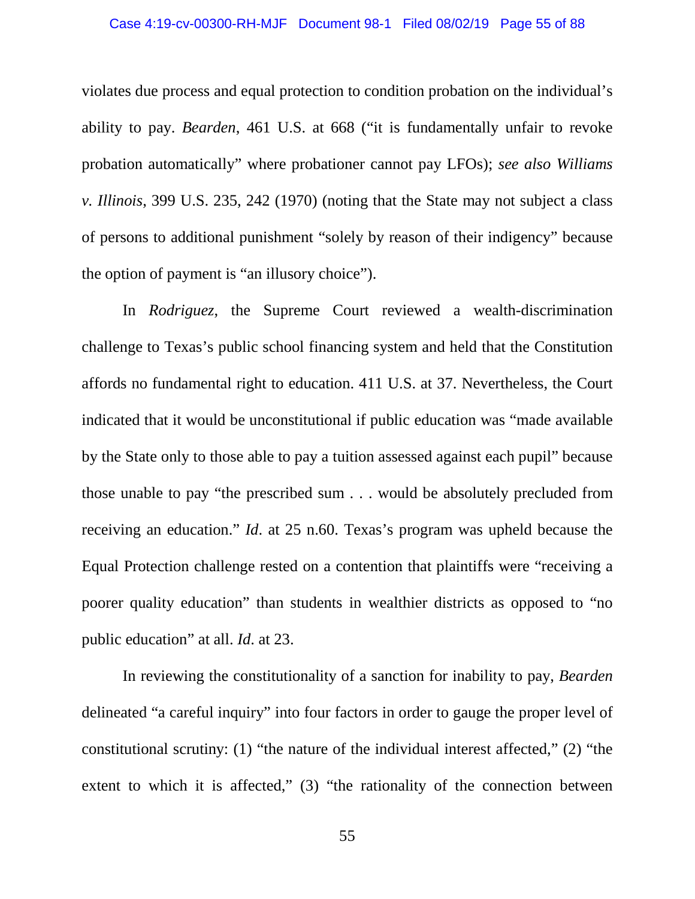violates due process and equal protection to condition probation on the individual's ability to pay. *Bearden*, 461 U.S. at 668 ("it is fundamentally unfair to revoke probation automatically" where probationer cannot pay LFOs); *see also Williams v. Illinois*, 399 U.S. 235, 242 (1970) (noting that the State may not subject a class of persons to additional punishment "solely by reason of their indigency" because the option of payment is "an illusory choice").

In *Rodriguez*, the Supreme Court reviewed a wealth-discrimination challenge to Texas's public school financing system and held that the Constitution affords no fundamental right to education. 411 U.S. at 37. Nevertheless, the Court indicated that it would be unconstitutional if public education was "made available by the State only to those able to pay a tuition assessed against each pupil" because those unable to pay "the prescribed sum . . . would be absolutely precluded from receiving an education." *Id*. at 25 n.60. Texas's program was upheld because the Equal Protection challenge rested on a contention that plaintiffs were "receiving a poorer quality education" than students in wealthier districts as opposed to "no public education" at all. *Id*. at 23.

In reviewing the constitutionality of a sanction for inability to pay, *Bearden* delineated "a careful inquiry" into four factors in order to gauge the proper level of constitutional scrutiny: (1) "the nature of the individual interest affected," (2) "the extent to which it is affected," (3) "the rationality of the connection between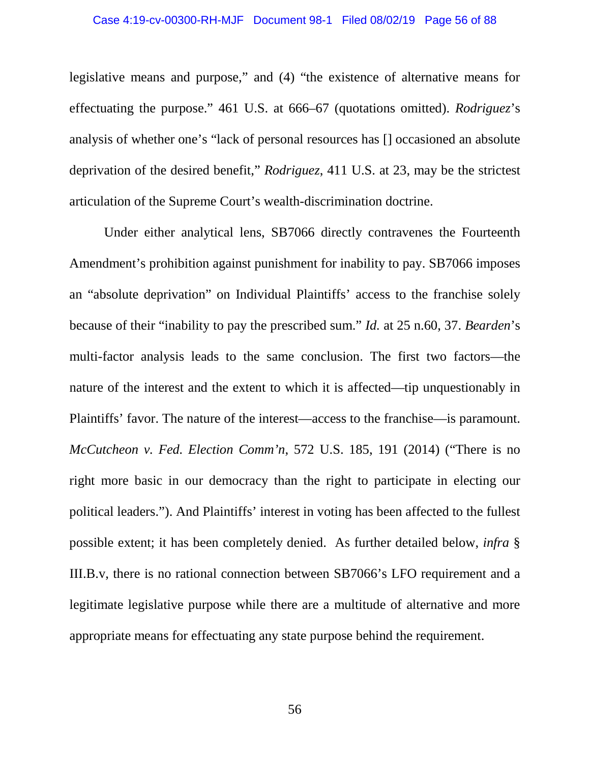legislative means and purpose," and (4) "the existence of alternative means for effectuating the purpose." 461 U.S. at 666–67 (quotations omitted). *Rodriguez*'s analysis of whether one's "lack of personal resources has [] occasioned an absolute deprivation of the desired benefit," *Rodriguez*, 411 U.S. at 23, may be the strictest articulation of the Supreme Court's wealth-discrimination doctrine.

Under either analytical lens, SB7066 directly contravenes the Fourteenth Amendment's prohibition against punishment for inability to pay. SB7066 imposes an "absolute deprivation" on Individual Plaintiffs' access to the franchise solely because of their "inability to pay the prescribed sum." *Id.* at 25 n.60, 37. *Bearden*'s multi-factor analysis leads to the same conclusion. The first two factors—the nature of the interest and the extent to which it is affected—tip unquestionably in Plaintiffs' favor. The nature of the interest—access to the franchise—is paramount. *McCutcheon v. Fed. Election Comm'n*, 572 U.S. 185, 191 (2014) ("There is no right more basic in our democracy than the right to participate in electing our political leaders."). And Plaintiffs' interest in voting has been affected to the fullest possible extent; it has been completely denied. As further detailed below, *infra* § III.B.v, there is no rational connection between SB7066's LFO requirement and a legitimate legislative purpose while there are a multitude of alternative and more appropriate means for effectuating any state purpose behind the requirement.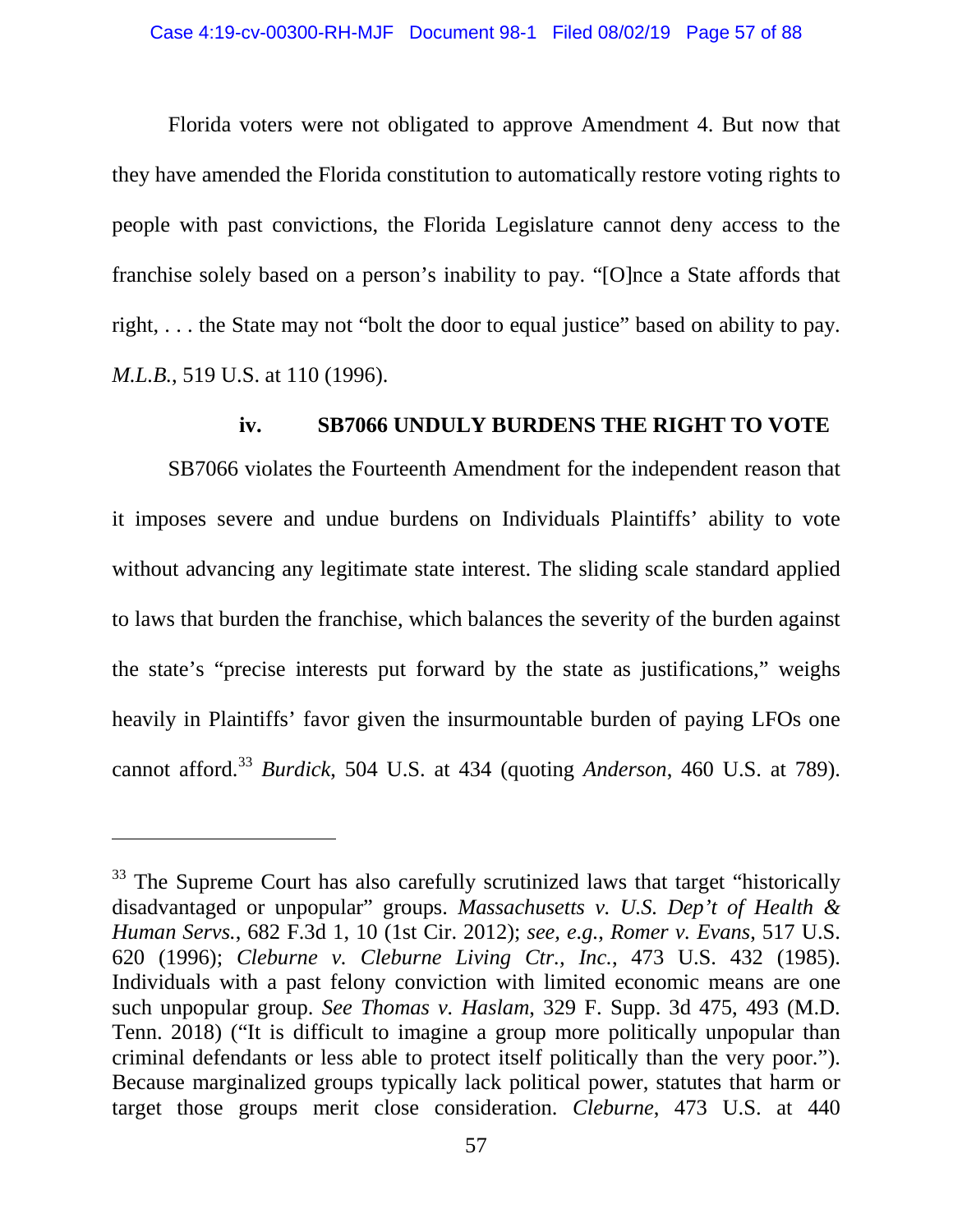Florida voters were not obligated to approve Amendment 4. But now that they have amended the Florida constitution to automatically restore voting rights to people with past convictions, the Florida Legislature cannot deny access to the franchise solely based on a person's inability to pay. "[O]nce a State affords that right, . . . the State may not "bolt the door to equal justice" based on ability to pay. *M.L.B.*, 519 U.S. at 110 (1996).

### iv. SB7066 UNDULY BURDENS THE RIGHT TO VOTE

SB7066 violates the Fourteenth Amendment for the independent reason that it imposes severe and undue burdens on Individuals Plaintiffs' ability to vote without advancing any legitimate state interest. The sliding scale standard applied to laws that burden the franchise, which balances the severity of the burden against the state's "precise interests put forward by the state as justifications," weighs heavily in Plaintiffs' favor given the insurmountable burden of paying LFOs one cannot afford.[33] *Burdick*, 504 U.S. at 434 (quoting *Anderson*, 460 U.S. at 789).

---

[33] The Supreme Court has also carefully scrutinized laws that target "historically disadvantaged or unpopular" groups. *Massachusetts v. U.S. Dep't of Health & Human Servs.*, 682 F.3d 1, 10 (1st Cir. 2012); *see, e.g.*, *Romer v. Evans*, 517 U.S. 620 (1996); *Cleburne v. Cleburne Living Ctr., Inc.*, 473 U.S. 432 (1985). Individuals with a past felony conviction with limited economic means are one such unpopular group. *See Thomas v. Haslam*, 329 F. Supp. 3d 475, 493 (M.D. Tenn. 2018) ("It is difficult to imagine a group more politically unpopular than criminal defendants or less able to protect itself politically than the very poor."). Because marginalized groups typically lack political power, statutes that harm or target those groups merit close consideration. *Cleburne*, 473 U.S. at 440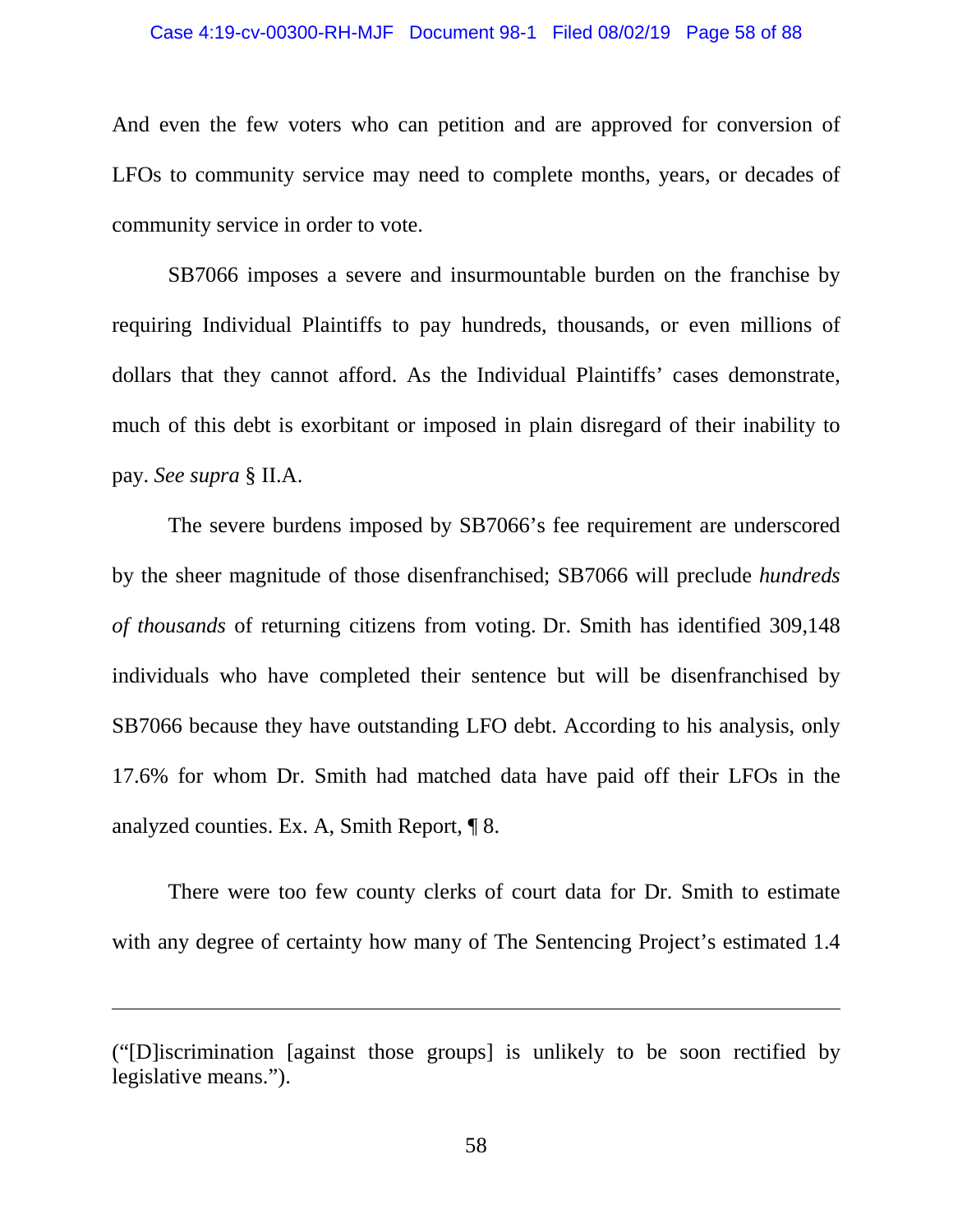And even the few voters who can petition and are approved for conversion of LFOs to community service may need to complete months, years, or decades of community service in order to vote.

SB7066 imposes a severe and insurmountable burden on the franchise by requiring Individual Plaintiffs to pay hundreds, thousands, or even millions of dollars that they cannot afford. As the Individual Plaintiffs' cases demonstrate, much of this debt is exorbitant or imposed in plain disregard of their inability to pay. *See supra* § II.A.

The severe burdens imposed by SB7066's fee requirement are underscored by the sheer magnitude of those disenfranchised; SB7066 will preclude *hundreds of thousands* of returning citizens from voting. Dr. Smith has identified 309,148 individuals who have completed their sentence but will be disenfranchised by SB7066 because they have outstanding LFO debt. According to his analysis, only 17.6% for whom Dr. Smith had matched data have paid off their LFOs in the analyzed counties. Ex. A, Smith Report, ¶ 8.

There were too few county clerks of court data for Dr. Smith to estimate with any degree of certainty how many of The Sentencing Project's estimated 1.4

---

("[D]iscrimination [against those groups] is unlikely to be soon rectified by legislative means.").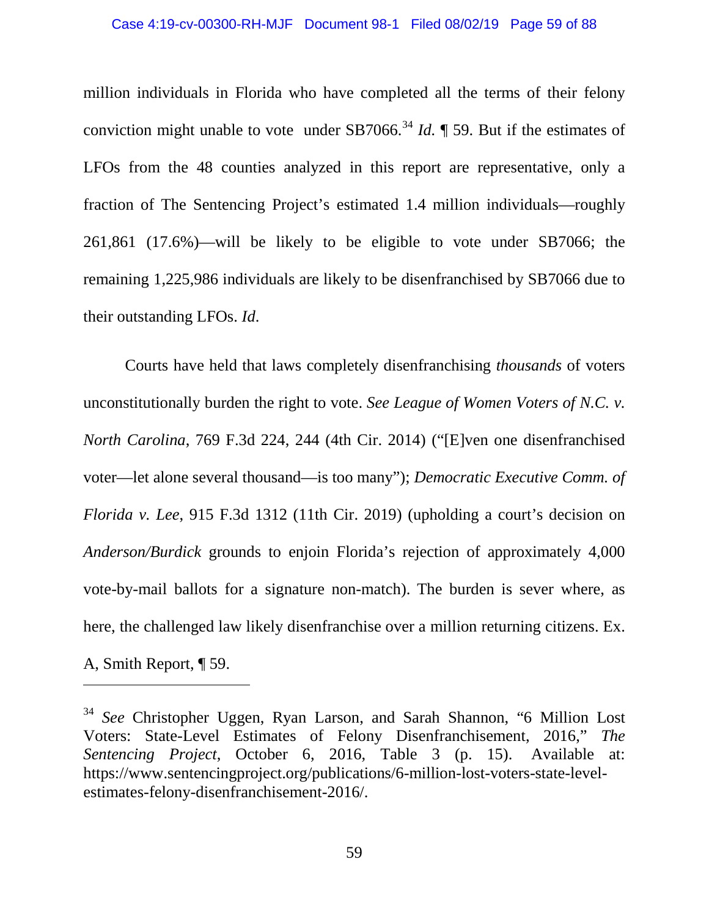million individuals in Florida who have completed all the terms of their felony conviction might unable to vote under SB7066.[34] *Id.* ¶ 59. But if the estimates of LFOs from the 48 counties analyzed in this report are representative, only a fraction of The Sentencing Project's estimated 1.4 million individuals—roughly 261,861 (17.6%)—will be likely to be eligible to vote under SB7066; the remaining 1,225,986 individuals are likely to be disenfranchised by SB7066 due to their outstanding LFOs. *Id.*

Courts have held that laws completely disenfranchising *thousands* of voters unconstitutionally burden the right to vote. *See League of Women Voters of N.C. v. North Carolina*, 769 F.3d 224, 244 (4th Cir. 2014) ("[E]ven one disenfranchised voter—let alone several thousand—is too many"); *Democratic Executive Comm. of Florida v. Lee*, 915 F.3d 1312 (11th Cir. 2019) (upholding a court's decision on *Anderson/Burdick* grounds to enjoin Florida's rejection of approximately 4,000 vote-by-mail ballots for a signature non-match). The burden is sever where, as here, the challenged law likely disenfranchise over a million returning citizens. Ex. A, Smith Report, ¶ 59.

---

[34] *See* Christopher Uggen, Ryan Larson, and Sarah Shannon, "6 Million Lost Voters: State-Level Estimates of Felony Disenfranchisement, 2016," *The Sentencing Project*, October 6, 2016, Table 3 (p. 15). Available at: https://www.sentencingproject.org/publications/6-million-lost-voters-state-level-estimates-felony-disenfranchisement-2016/.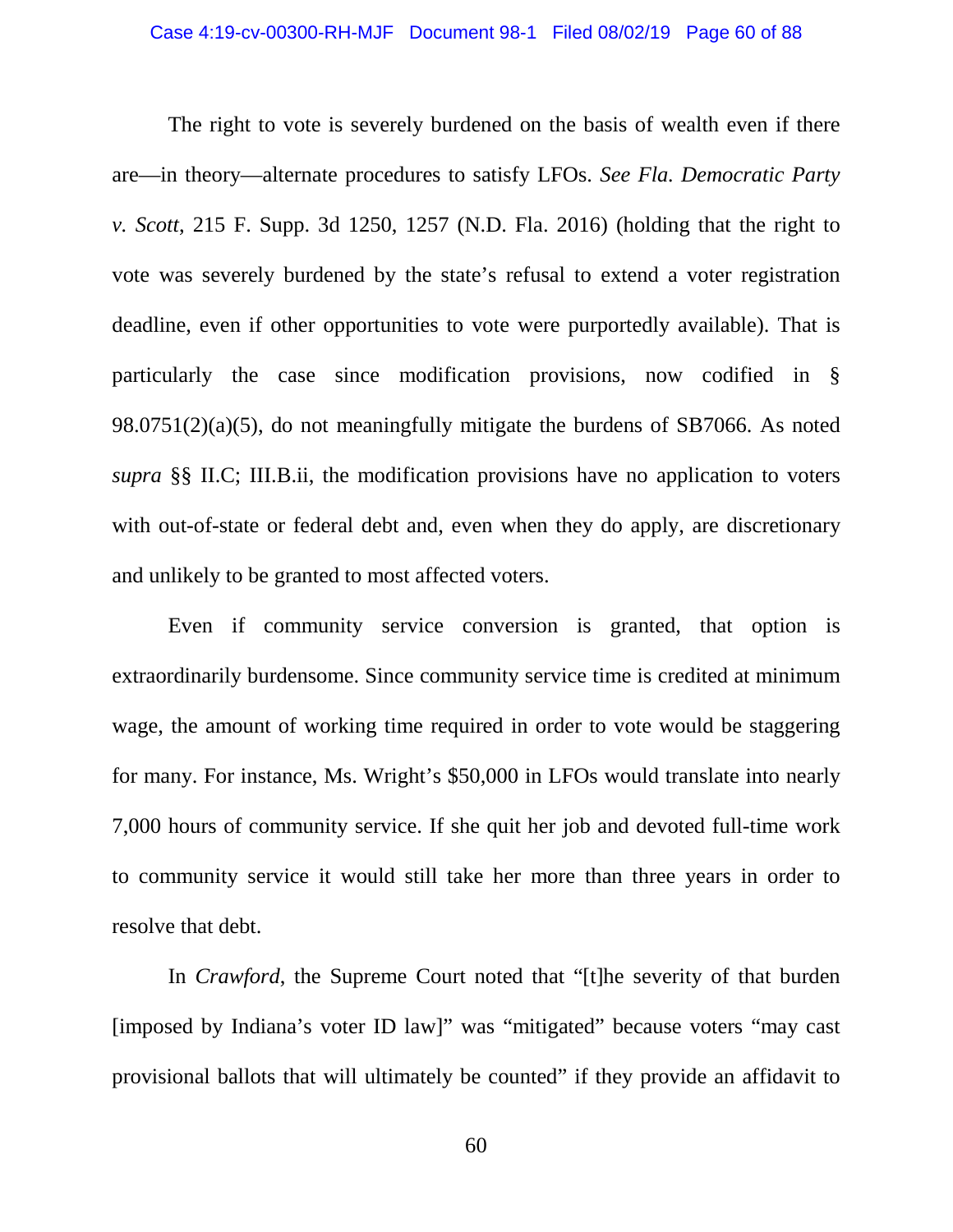The right to vote is severely burdened on the basis of wealth even if there are—in theory—alternate procedures to satisfy LFOs. *See Fla. Democratic Party v. Scott*, 215 F. Supp. 3d 1250, 1257 (N.D. Fla. 2016) (holding that the right to vote was severely burdened by the state's refusal to extend a voter registration deadline, even if other opportunities to vote were purportedly available). That is particularly the case since modification provisions, now codified in § 98.0751(2)(a)(5), do not meaningfully mitigate the burdens of SB7066. As noted *supra* §§ II.C; III.B.ii, the modification provisions have no application to voters with out-of-state or federal debt and, even when they do apply, are discretionary and unlikely to be granted to most affected voters.

Even if community service conversion is granted, that option is extraordinarily burdensome. Since community service time is credited at minimum wage, the amount of working time required in order to vote would be staggering for many. For instance, Ms. Wright's $50,000 in LFOs would translate into nearly 7,000 hours of community service. If she quit her job and devoted full-time work to community service it would still take her more than three years in order to resolve that debt.

In *Crawford*, the Supreme Court noted that "[t]he severity of that burden [imposed by Indiana's voter ID law]" was "mitigated" because voters "may cast provisional ballots that will ultimately be counted" if they provide an affidavit to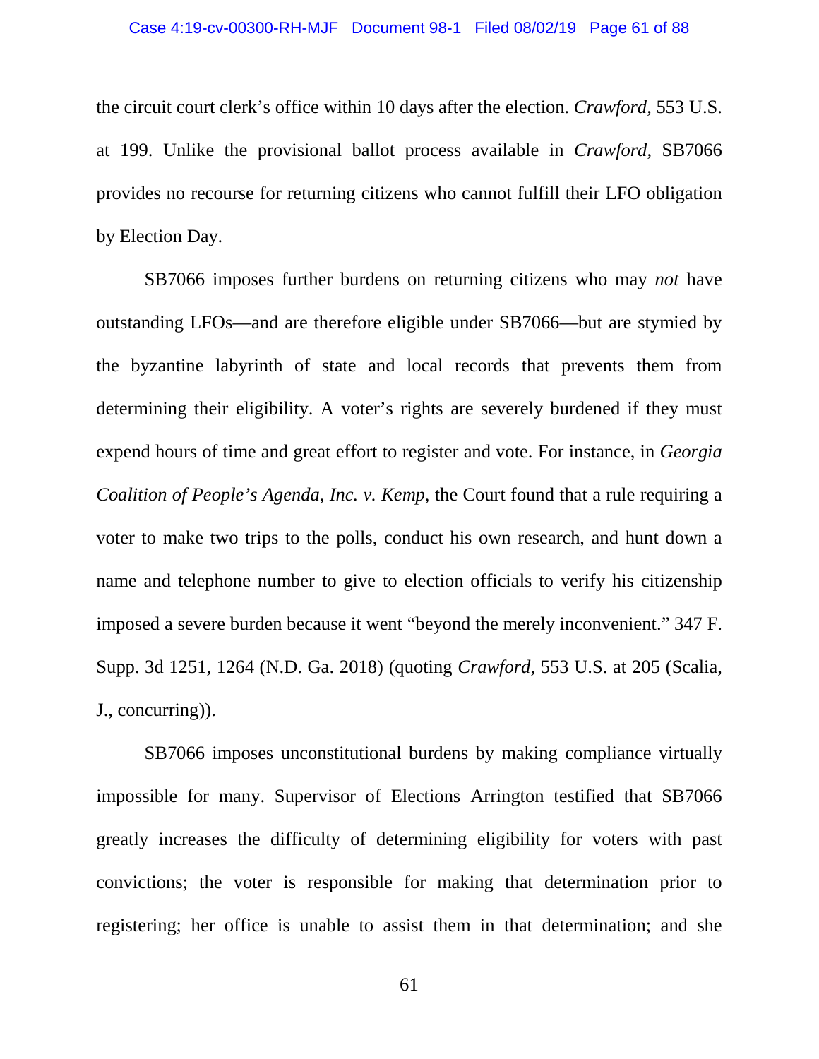the circuit court clerk's office within 10 days after the election. *Crawford*, 553 U.S. at 199. Unlike the provisional ballot process available in *Crawford*, SB7066 provides no recourse for returning citizens who cannot fulfill their LFO obligation by Election Day.

SB7066 imposes further burdens on returning citizens who may *not* have outstanding LFOs—and are therefore eligible under SB7066—but are stymied by the byzantine labyrinth of state and local records that prevents them from determining their eligibility. A voter's rights are severely burdened if they must expend hours of time and great effort to register and vote. For instance, in *Georgia Coalition of People's Agenda, Inc. v. Kemp*, the Court found that a rule requiring a voter to make two trips to the polls, conduct his own research, and hunt down a name and telephone number to give to election officials to verify his citizenship imposed a severe burden because it went "beyond the merely inconvenient." 347 F. Supp. 3d 1251, 1264 (N.D. Ga. 2018) (quoting *Crawford*, 553 U.S. at 205 (Scalia, J., concurring)).

SB7066 imposes unconstitutional burdens by making compliance virtually impossible for many. Supervisor of Elections Arrington testified that SB7066 greatly increases the difficulty of determining eligibility for voters with past convictions; the voter is responsible for making that determination prior to registering; her office is unable to assist them in that determination; and she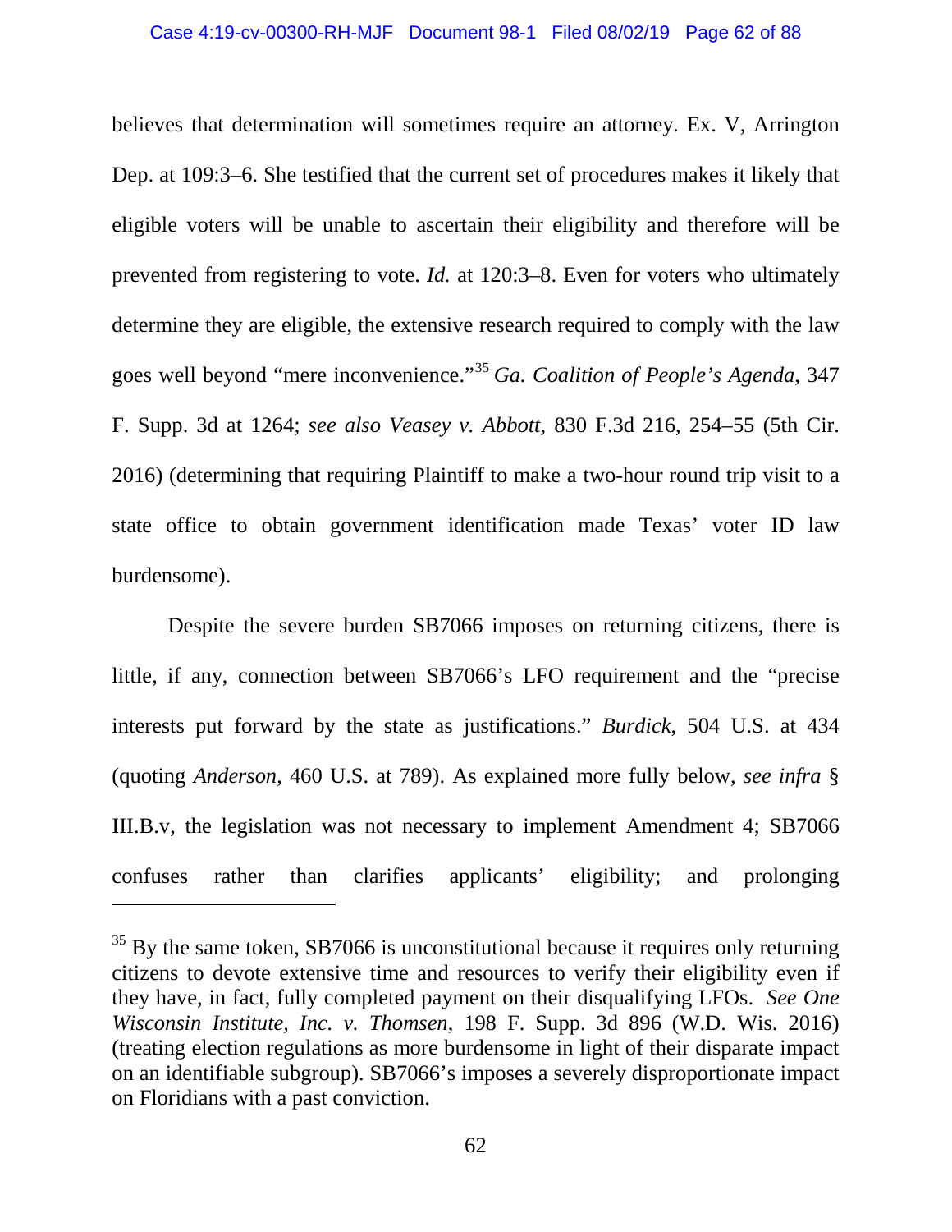believes that determination will sometimes require an attorney. Ex. V, Arrington Dep. at 109:3–6. She testified that the current set of procedures makes it likely that eligible voters will be unable to ascertain their eligibility and therefore will be prevented from registering to vote. *Id.* at 120:3–8. Even for voters who ultimately determine they are eligible, the extensive research required to comply with the law goes well beyond "mere inconvenience."[35] *Ga. Coalition of People's Agenda*, 347 F. Supp. 3d at 1264; *see also Veasey v. Abbott*, 830 F.3d 216, 254–55 (5th Cir. 2016) (determining that requiring Plaintiff to make a two-hour round trip visit to a state office to obtain government identification made Texas' voter ID law burdensome).

Despite the severe burden SB7066 imposes on returning citizens, there is little, if any, connection between SB7066's LFO requirement and the "precise interests put forward by the state as justifications." *Burdick*, 504 U.S. at 434 (quoting *Anderson*, 460 U.S. at 789). As explained more fully below, *see infra* § III.B.v, the legislation was not necessary to implement Amendment 4; SB7066 confuses rather than clarifies applicants' eligibility; and prolonging

---

[35] By the same token, SB7066 is unconstitutional because it requires only returning citizens to devote extensive time and resources to verify their eligibility even if they have, in fact, fully completed payment on their disqualifying LFOs. *See One Wisconsin Institute, Inc. v. Thomsen*, 198 F. Supp. 3d 896 (W.D. Wis. 2016) (treating election regulations as more burdensome in light of their disparate impact on an identifiable subgroup). SB7066's imposes a severely disproportionate impact on Floridians with a past conviction.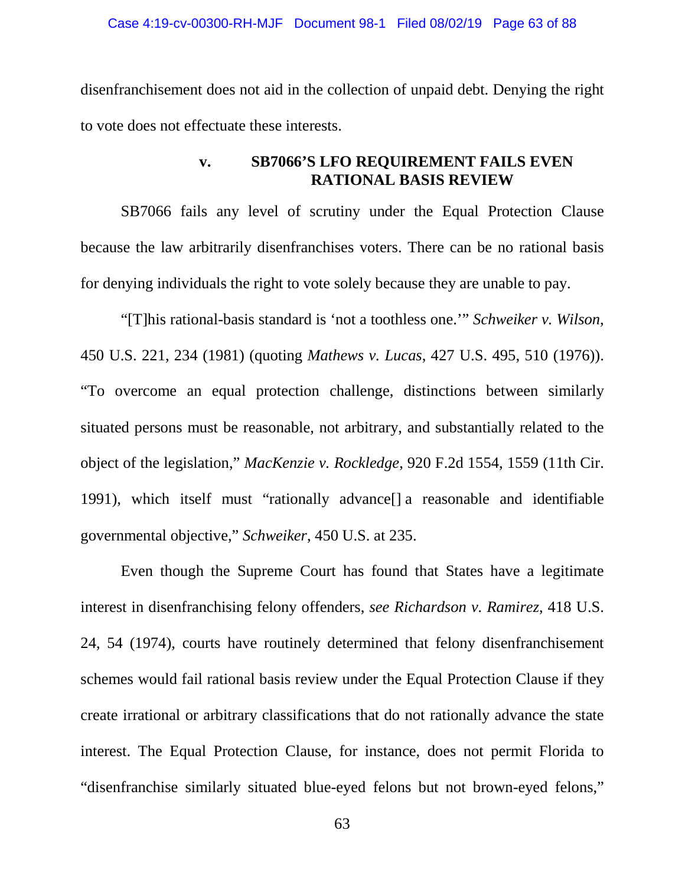disenfranchisement does not aid in the collection of unpaid debt. Denying the right to vote does not effectuate these interests.

### v. SB7066'S LFO REQUIREMENT FAILS EVEN RATIONAL BASIS REVIEW

SB7066 fails any level of scrutiny under the Equal Protection Clause because the law arbitrarily disenfranchises voters. There can be no rational basis for denying individuals the right to vote solely because they are unable to pay.

"[T]his rational-basis standard is 'not a toothless one.'" *Schweiker v. Wilson*, 450 U.S. 221, 234 (1981) (quoting *Mathews v. Lucas*, 427 U.S. 495, 510 (1976)). "To overcome an equal protection challenge, distinctions between similarly situated persons must be reasonable, not arbitrary, and substantially related to the object of the legislation," *MacKenzie v. Rockledge*, 920 F.2d 1554, 1559 (11th Cir. 1991), which itself must "rationally advance[] a reasonable and identifiable governmental objective," *Schweiker*, 450 U.S. at 235.

Even though the Supreme Court has found that States have a legitimate interest in disenfranchising felony offenders, *see Richardson v. Ramirez*, 418 U.S. 24, 54 (1974), courts have routinely determined that felony disenfranchisement schemes would fail rational basis review under the Equal Protection Clause if they create irrational or arbitrary classifications that do not rationally advance the state interest. The Equal Protection Clause, for instance, does not permit Florida to "disenfranchise similarly situated blue-eyed felons but not brown-eyed felons,"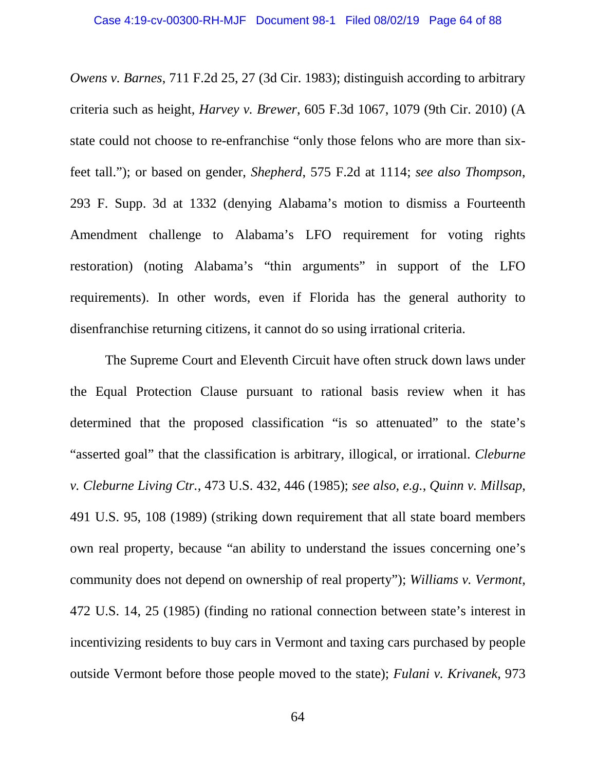*Owens v. Barnes*, 711 F.2d 25, 27 (3d Cir. 1983); distinguish according to arbitrary criteria such as height, *Harvey v. Brewer*, 605 F.3d 1067, 1079 (9th Cir. 2010) (A state could not choose to re-enfranchise "only those felons who are more than six-feet tall."); or based on gender, *Shepherd*, 575 F.2d at 1114; *see also Thompson*, 293 F. Supp. 3d at 1332 (denying Alabama's motion to dismiss a Fourteenth Amendment challenge to Alabama's LFO requirement for voting rights restoration) (noting Alabama's "thin arguments" in support of the LFO requirements). In other words, even if Florida has the general authority to disenfranchise returning citizens, it cannot do so using irrational criteria.

The Supreme Court and Eleventh Circuit have often struck down laws under the Equal Protection Clause pursuant to rational basis review when it has determined that the proposed classification "is so attenuated" to the state's "asserted goal" that the classification is arbitrary, illogical, or irrational. *Cleburne v. Cleburne Living Ctr.*, 473 U.S. 432, 446 (1985); *see also, e.g.*, *Quinn v. Millsap*, 491 U.S. 95, 108 (1989) (striking down requirement that all state board members own real property, because "an ability to understand the issues concerning one's community does not depend on ownership of real property"); *Williams v. Vermont*, 472 U.S. 14, 25 (1985) (finding no rational connection between state's interest in incentivizing residents to buy cars in Vermont and taxing cars purchased by people outside Vermont before those people moved to the state); *Fulani v. Krivanek*, 973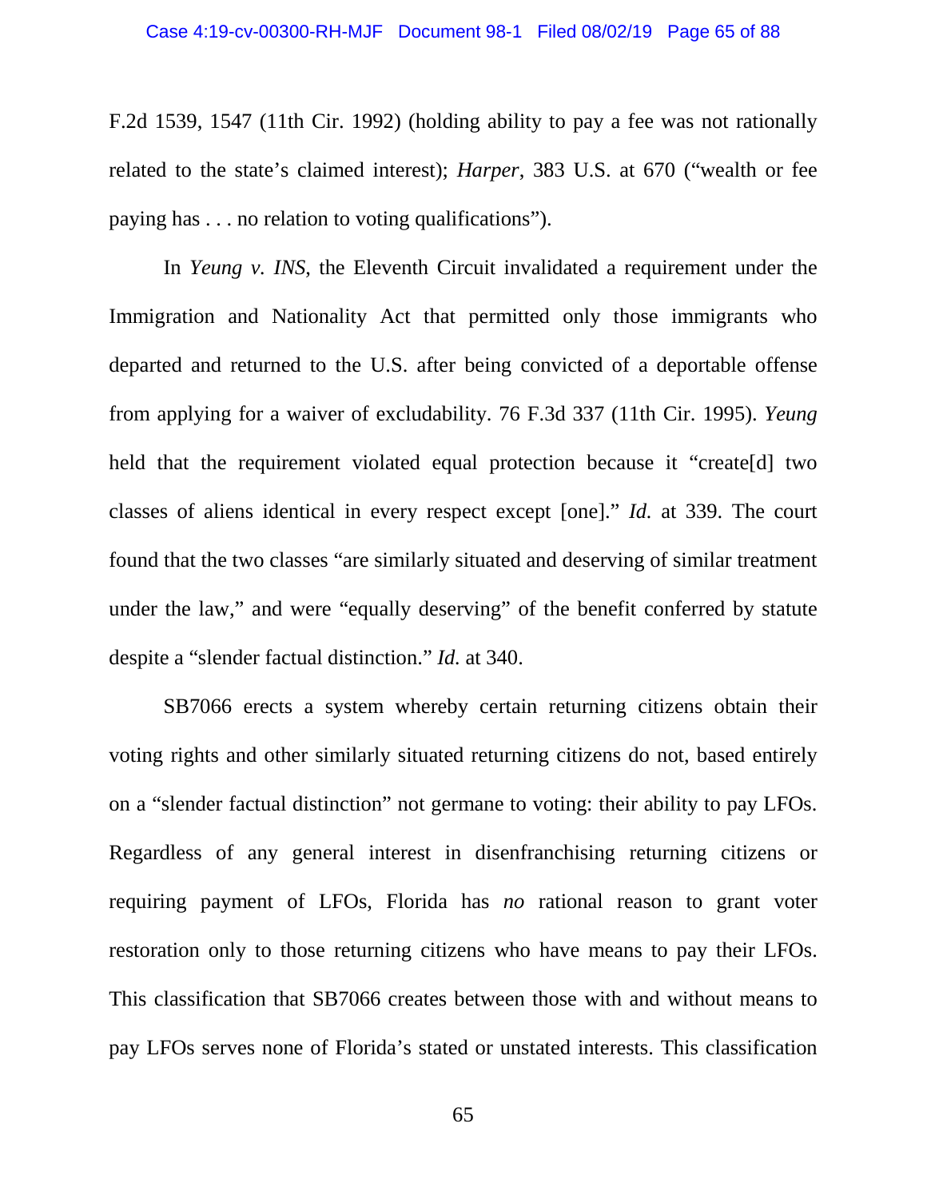F.2d 1539, 1547 (11th Cir. 1992) (holding ability to pay a fee was not rationally related to the state's claimed interest); *Harper*, 383 U.S. at 670 ("wealth or fee paying has . . . no relation to voting qualifications").

In *Yeung v. INS*, the Eleventh Circuit invalidated a requirement under the Immigration and Nationality Act that permitted only those immigrants who departed and returned to the U.S. after being convicted of a deportable offense from applying for a waiver of excludability. 76 F.3d 337 (11th Cir. 1995). *Yeung* held that the requirement violated equal protection because it "create[d] two classes of aliens identical in every respect except [one]." *Id.* at 339. The court found that the two classes "are similarly situated and deserving of similar treatment under the law," and were "equally deserving" of the benefit conferred by statute despite a "slender factual distinction." *Id.* at 340.

SB7066 erects a system whereby certain returning citizens obtain their voting rights and other similarly situated returning citizens do not, based entirely on a "slender factual distinction" not germane to voting: their ability to pay LFOs. Regardless of any general interest in disenfranchising returning citizens or requiring payment of LFOs, Florida has *no* rational reason to grant voter restoration only to those returning citizens who have means to pay their LFOs. This classification that SB7066 creates between those with and without means to pay LFOs serves none of Florida's stated or unstated interests. This classification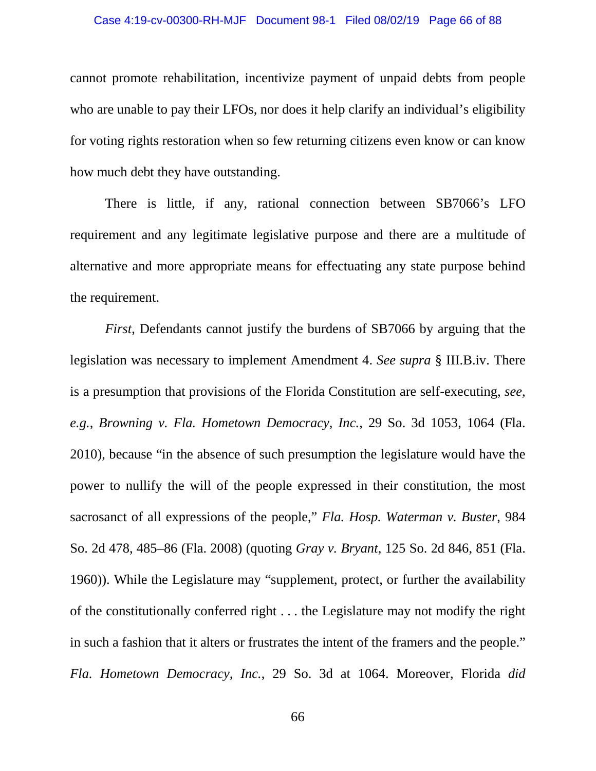cannot promote rehabilitation, incentivize payment of unpaid debts from people who are unable to pay their LFOs, nor does it help clarify an individual's eligibility for voting rights restoration when so few returning citizens even know or can know how much debt they have outstanding.

There is little, if any, rational connection between SB7066's LFO requirement and any legitimate legislative purpose and there are a multitude of alternative and more appropriate means for effectuating any state purpose behind the requirement.

*First*, Defendants cannot justify the burdens of SB7066 by arguing that the legislation was necessary to implement Amendment 4. *See supra* § III.B.iv. There is a presumption that provisions of the Florida Constitution are self-executing, *see, e.g.*, *Browning v. Fla. Hometown Democracy, Inc.*, 29 So. 3d 1053, 1064 (Fla. 2010), because "in the absence of such presumption the legislature would have the power to nullify the will of the people expressed in their constitution, the most sacrosanct of all expressions of the people," *Fla. Hosp. Waterman v. Buster*, 984 So. 2d 478, 485–86 (Fla. 2008) (quoting *Gray v. Bryant*, 125 So. 2d 846, 851 (Fla. 1960)). While the Legislature may "supplement, protect, or further the availability of the constitutionally conferred right . . . the Legislature may not modify the right in such a fashion that it alters or frustrates the intent of the framers and the people." *Fla. Hometown Democracy, Inc.*, 29 So. 3d at 1064. Moreover, Florida *did*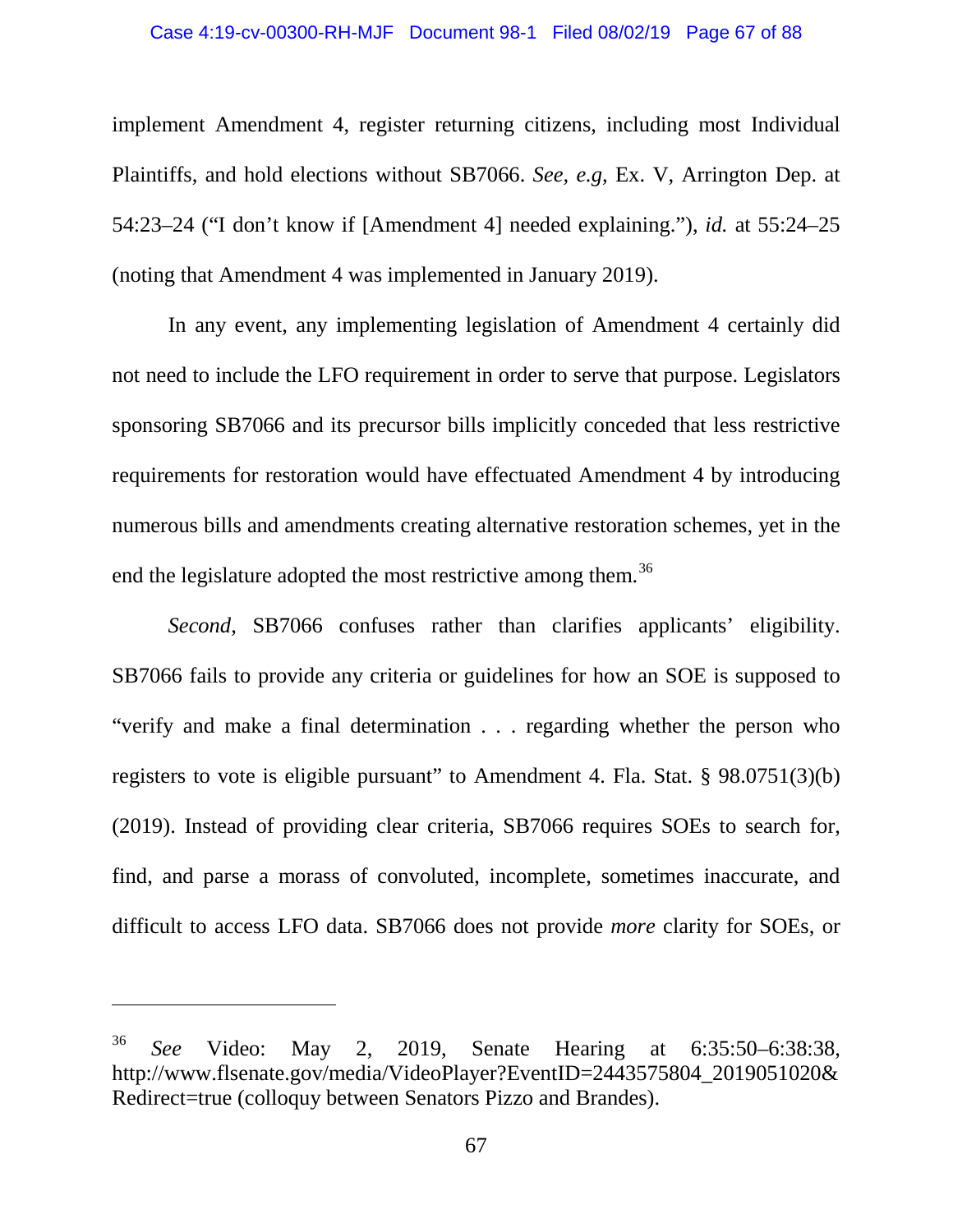implement Amendment 4, register returning citizens, including most Individual Plaintiffs, and hold elections without SB7066. *See, e.g,* Ex. V, Arrington Dep. at 54:23–24 ("I don't know if [Amendment 4] needed explaining."), *id.* at 55:24–25 (noting that Amendment 4 was implemented in January 2019).

In any event, any implementing legislation of Amendment 4 certainly did not need to include the LFO requirement in order to serve that purpose. Legislators sponsoring SB7066 and its precursor bills implicitly conceded that less restrictive requirements for restoration would have effectuated Amendment 4 by introducing numerous bills and amendments creating alternative restoration schemes, yet in the end the legislature adopted the most restrictive among them.[36]

*Second*, SB7066 confuses rather than clarifies applicants' eligibility. SB7066 fails to provide any criteria or guidelines for how an SOE is supposed to "verify and make a final determination . . . regarding whether the person who registers to vote is eligible pursuant" to Amendment 4. Fla. Stat. § 98.0751(3)(b) (2019). Instead of providing clear criteria, SB7066 requires SOEs to search for, find, and parse a morass of convoluted, incomplete, sometimes inaccurate, and difficult to access LFO data. SB7066 does not provide *more* clarity for SOEs, or

---

[36] *See* Video: May 2, 2019, Senate Hearing at 6:35:50–6:38:38, http://www.flsenate.gov/media/VideoPlayer?EventID=2443575804_2019051020&Redirect=true (colloquy between Senators Pizzo and Brandes).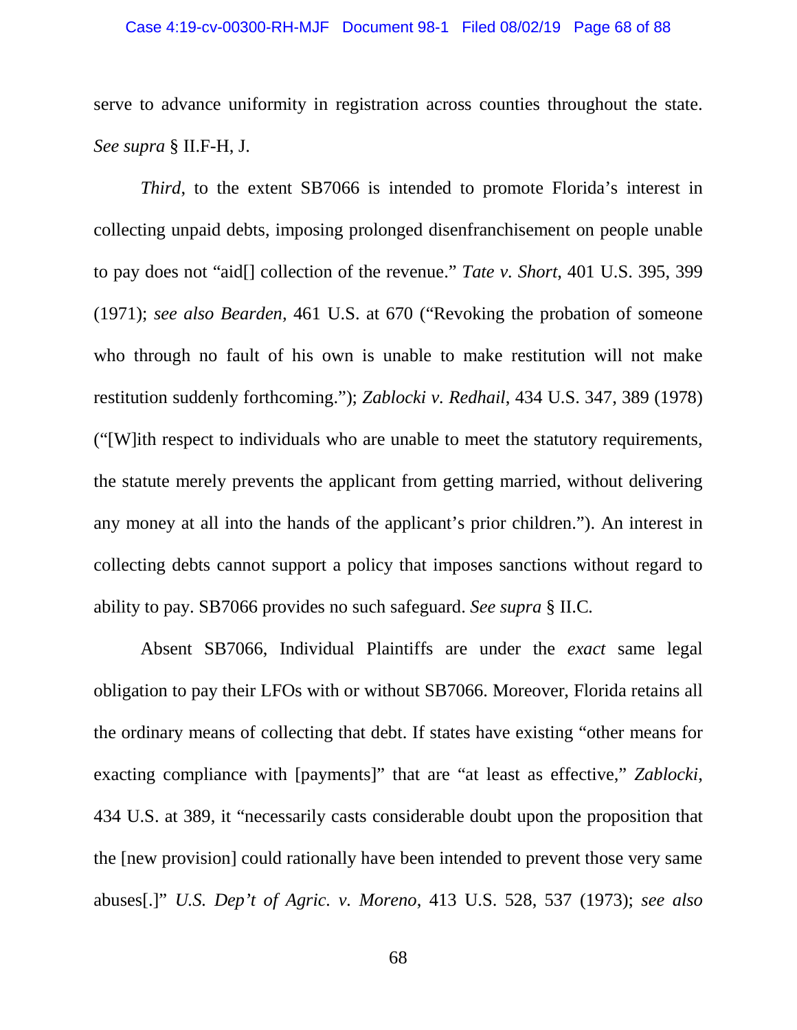serve to advance uniformity in registration across counties throughout the state. *See supra* § II.F-H, J.

*Third*, to the extent SB7066 is intended to promote Florida's interest in collecting unpaid debts, imposing prolonged disenfranchisement on people unable to pay does not "aid[] collection of the revenue." *Tate v. Short*, 401 U.S. 395, 399 (1971); *see also Bearden*, 461 U.S. at 670 ("Revoking the probation of someone who through no fault of his own is unable to make restitution will not make restitution suddenly forthcoming."); *Zablocki v. Redhail*, 434 U.S. 347, 389 (1978) ("[W]ith respect to individuals who are unable to meet the statutory requirements, the statute merely prevents the applicant from getting married, without delivering any money at all into the hands of the applicant's prior children."). An interest in collecting debts cannot support a policy that imposes sanctions without regard to ability to pay. SB7066 provides no such safeguard. *See supra* § II.C.

Absent SB7066, Individual Plaintiffs are under the *exact* same legal obligation to pay their LFOs with or without SB7066. Moreover, Florida retains all the ordinary means of collecting that debt. If states have existing "other means for exacting compliance with [payments]" that are "at least as effective," *Zablocki*, 434 U.S. at 389, it "necessarily casts considerable doubt upon the proposition that the [new provision] could rationally have been intended to prevent those very same abuses[.]" *U.S. Dep't of Agric. v. Moreno*, 413 U.S. 528, 537 (1973); *see also*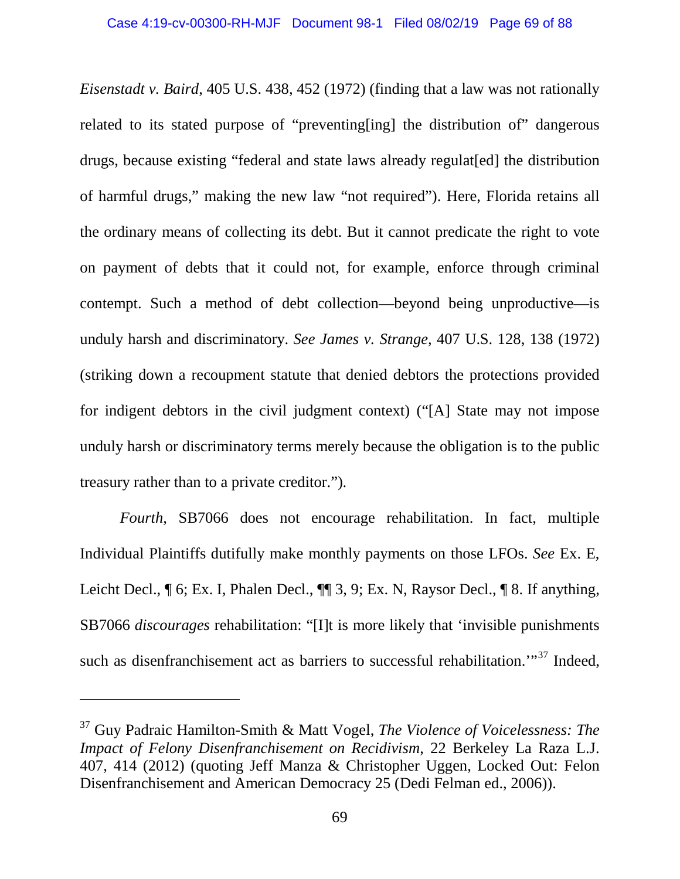*Eisenstadt v. Baird*, 405 U.S. 438, 452 (1972) (finding that a law was not rationally related to its stated purpose of "preventing[ing] the distribution of" dangerous drugs, because existing "federal and state laws already regulat[ed] the distribution of harmful drugs," making the new law "not required"). Here, Florida retains all the ordinary means of collecting its debt. But it cannot predicate the right to vote on payment of debts that it could not, for example, enforce through criminal contempt. Such a method of debt collection—beyond being unproductive—is unduly harsh and discriminatory. *See James v. Strange*, 407 U.S. 128, 138 (1972) (striking down a recoupment statute that denied debtors the protections provided for indigent debtors in the civil judgment context) ("[A] State may not impose unduly harsh or discriminatory terms merely because the obligation is to the public treasury rather than to a private creditor.").

*Fourth*, SB7066 does not encourage rehabilitation. In fact, multiple Individual Plaintiffs dutifully make monthly payments on those LFOs. *See* Ex. E, Leicht Decl., ¶ 6; Ex. I, Phalen Decl., ¶¶ 3, 9; Ex. N, Raysor Decl., ¶ 8. If anything, SB7066 *discourages* rehabilitation: "[I]t is more likely that 'invisible punishments such as disenfranchisement act as barriers to successful rehabilitation.'"[37] Indeed,

---

[37] Guy Padraic Hamilton-Smith & Matt Vogel, *The Violence of Voicelessness: The Impact of Felony Disenfranchisement on Recidivism*, 22 Berkeley La Raza L.J. 407, 414 (2012) (quoting Jeff Manza & Christopher Uggen, Locked Out: Felon Disenfranchisement and American Democracy 25 (Dedi Felman ed., 2006)).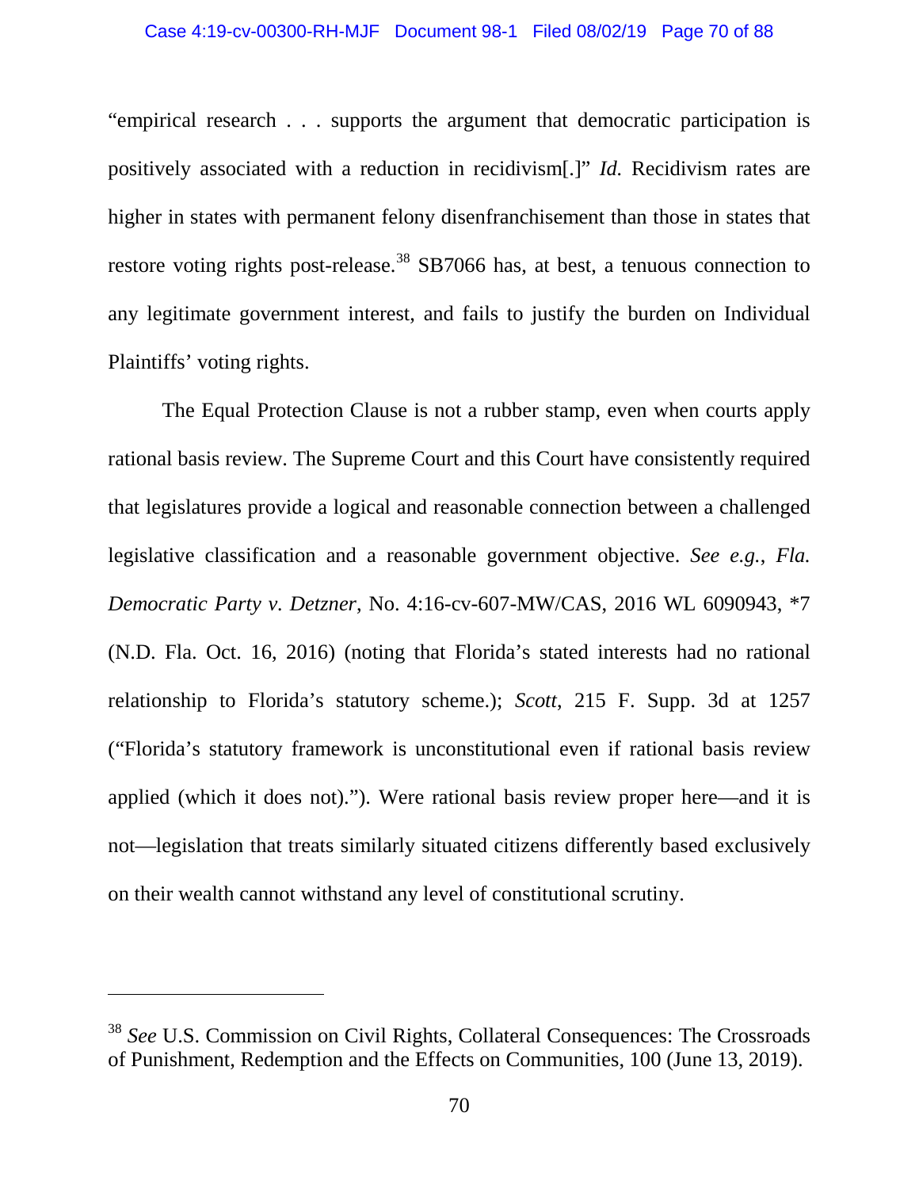"empirical research . . . supports the argument that democratic participation is positively associated with a reduction in recidivism[.]" *Id.* Recidivism rates are higher in states with permanent felony disenfranchisement than those in states that restore voting rights post-release.[38] SB7066 has, at best, a tenuous connection to any legitimate government interest, and fails to justify the burden on Individual Plaintiffs' voting rights.

The Equal Protection Clause is not a rubber stamp, even when courts apply rational basis review. The Supreme Court and this Court have consistently required that legislatures provide a logical and reasonable connection between a challenged legislative classification and a reasonable government objective. *See e.g.*, *Fla. Democratic Party v. Detzner*, No. 4:16-cv-607-MW/CAS, 2016 WL 6090943, *7 (N.D. Fla. Oct. 16, 2016) (noting that Florida's stated interests had no rational relationship to Florida's statutory scheme.); *Scott*, 215 F. Supp. 3d at 1257 ("Florida's statutory framework is unconstitutional even if rational basis review applied (which it does not)."). Were rational basis review proper here—and it is not—legislation that treats similarly situated citizens differently based exclusively on their wealth cannot withstand any level of constitutional scrutiny.

---

[38] *See* U.S. Commission on Civil Rights, Collateral Consequences: The Crossroads of Punishment, Redemption and the Effects on Communities, 100 (June 13, 2019).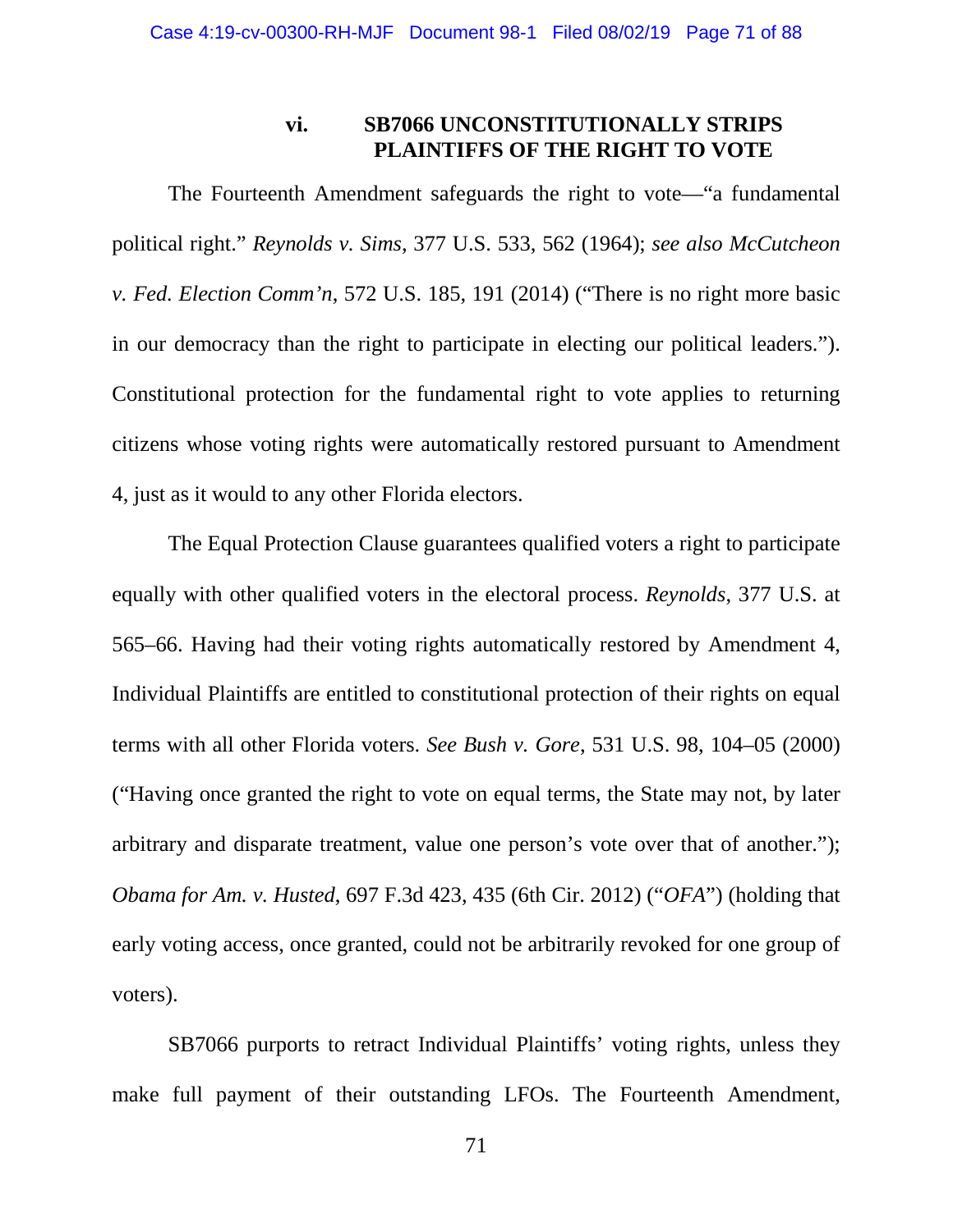### vi. SB7066 UNCONSTITUTIONALLY STRIPS PLAINTIFFS OF THE RIGHT TO VOTE

The Fourteenth Amendment safeguards the right to vote—"a fundamental political right." *Reynolds v. Sims*, 377 U.S. 533, 562 (1964); *see also McCutcheon v. Fed. Election Comm'n*, 572 U.S. 185, 191 (2014) ("There is no right more basic in our democracy than the right to participate in electing our political leaders."). Constitutional protection for the fundamental right to vote applies to returning citizens whose voting rights were automatically restored pursuant to Amendment 4, just as it would to any other Florida electors.

The Equal Protection Clause guarantees qualified voters a right to participate equally with other qualified voters in the electoral process. *Reynolds*, 377 U.S. at 565–66. Having had their voting rights automatically restored by Amendment 4, Individual Plaintiffs are entitled to constitutional protection of their rights on equal terms with all other Florida voters. *See Bush v. Gore*, 531 U.S. 98, 104–05 (2000) ("Having once granted the right to vote on equal terms, the State may not, by later arbitrary and disparate treatment, value one person's vote over that of another."); *Obama for Am. v. Husted*, 697 F.3d 423, 435 (6th Cir. 2012) ("*OFA*") (holding that early voting access, once granted, could not be arbitrarily revoked for one group of voters).

SB7066 purports to retract Individual Plaintiffs' voting rights, unless they make full payment of their outstanding LFOs. The Fourteenth Amendment,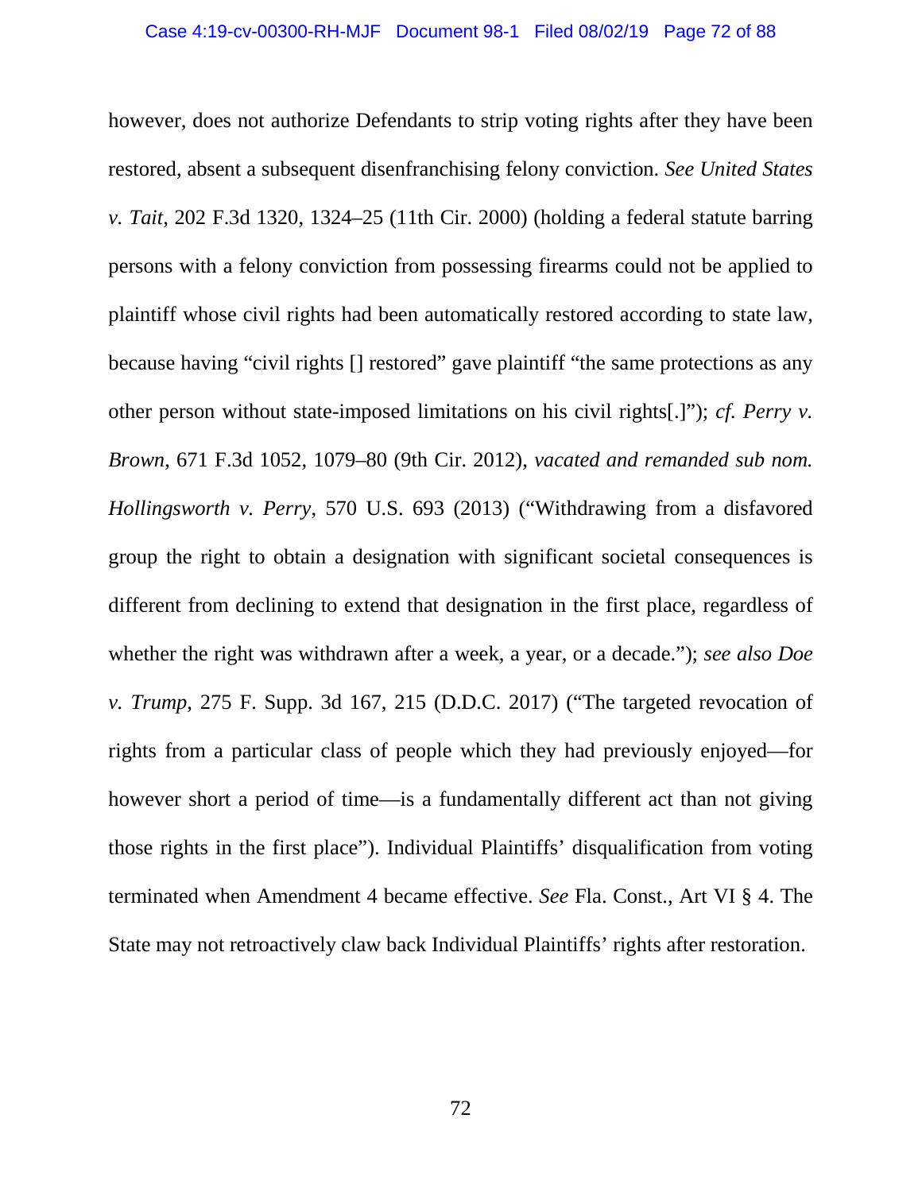however, does not authorize Defendants to strip voting rights after they have been restored, absent a subsequent disenfranchising felony conviction. *See United States v. Tait*, 202 F.3d 1320, 1324–25 (11th Cir. 2000) (holding a federal statute barring persons with a felony conviction from possessing firearms could not be applied to plaintiff whose civil rights had been automatically restored according to state law, because having "civil rights [] restored" gave plaintiff "the same protections as any other person without state-imposed limitations on his civil rights[.]"); *cf. Perry v. Brown*, 671 F.3d 1052, 1079–80 (9th Cir. 2012), *vacated and remanded sub nom. Hollingsworth v. Perry*, 570 U.S. 693 (2013) ("Withdrawing from a disfavored group the right to obtain a designation with significant societal consequences is different from declining to extend that designation in the first place, regardless of whether the right was withdrawn after a week, a year, or a decade."); *see also Doe v. Trump*, 275 F. Supp. 3d 167, 215 (D.D.C. 2017) ("The targeted revocation of rights from a particular class of people which they had previously enjoyed—for however short a period of time—is a fundamentally different act than not giving those rights in the first place"). Individual Plaintiffs' disqualification from voting terminated when Amendment 4 became effective. *See* Fla. Const., Art VI § 4. The State may not retroactively claw back Individual Plaintiffs' rights after restoration.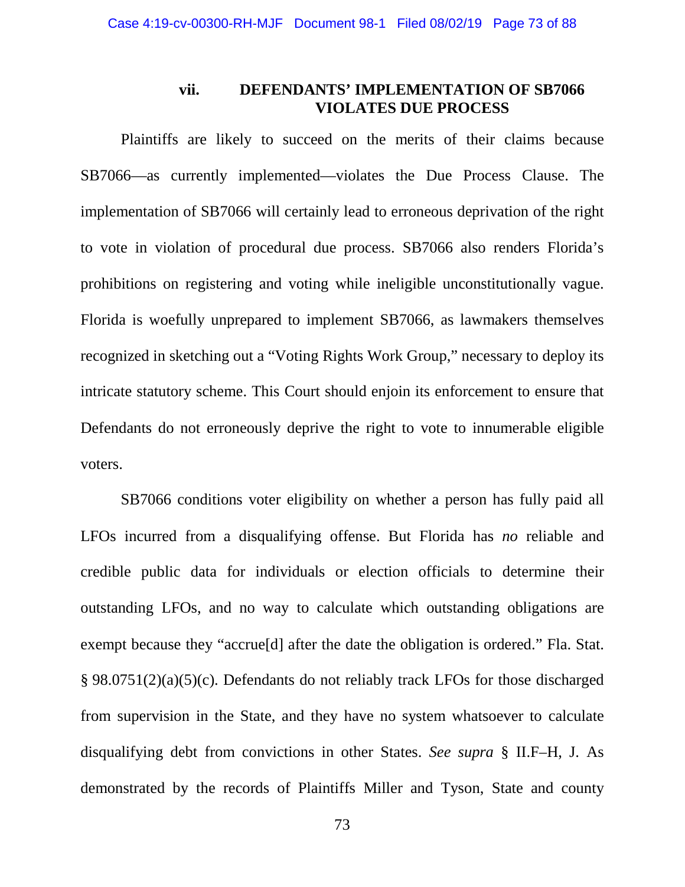### vii. DEFENDANTS' IMPLEMENTATION OF SB7066 VIOLATES DUE PROCESS

Plaintiffs are likely to succeed on the merits of their claims because SB7066—as currently implemented—violates the Due Process Clause. The implementation of SB7066 will certainly lead to erroneous deprivation of the right to vote in violation of procedural due process. SB7066 also renders Florida's prohibitions on registering and voting while ineligible unconstitutionally vague. Florida is woefully unprepared to implement SB7066, as lawmakers themselves recognized in sketching out a "Voting Rights Work Group," necessary to deploy its intricate statutory scheme. This Court should enjoin its enforcement to ensure that Defendants do not erroneously deprive the right to vote to innumerable eligible voters.

SB7066 conditions voter eligibility on whether a person has fully paid all LFOs incurred from a disqualifying offense. But Florida has *no* reliable and credible public data for individuals or election officials to determine their outstanding LFOs, and no way to calculate which outstanding obligations are exempt because they "accrue[d] after the date the obligation is ordered." Fla. Stat. § 98.0751(2)(a)(5)(c). Defendants do not reliably track LFOs for those discharged from supervision in the State, and they have no system whatsoever to calculate disqualifying debt from convictions in other States. *See supra* § II.F–H, J. As demonstrated by the records of Plaintiffs Miller and Tyson, State and county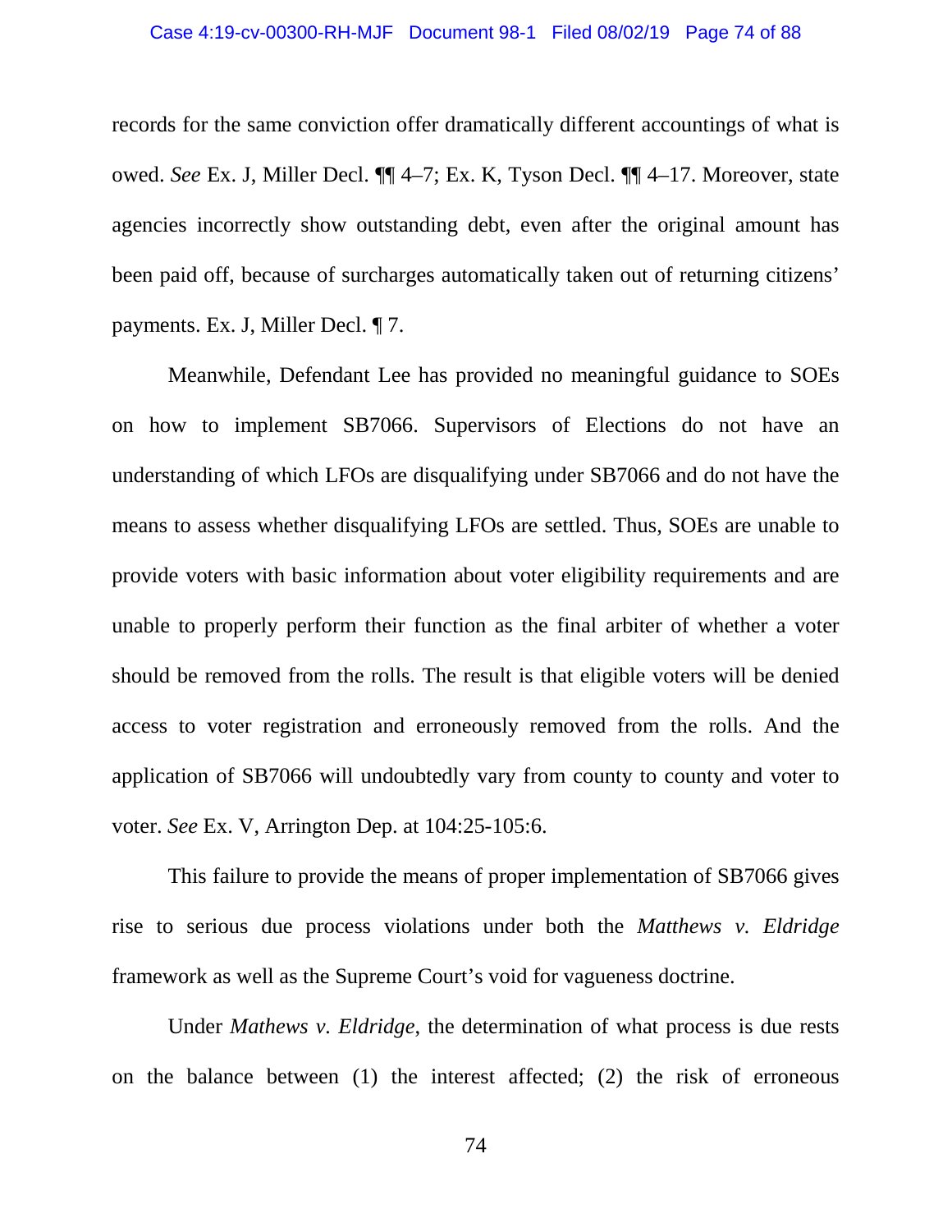records for the same conviction offer dramatically different accountings of what is owed. *See* Ex. J, Miller Decl. ¶¶ 4–7; Ex. K, Tyson Decl. ¶¶ 4–17. Moreover, state agencies incorrectly show outstanding debt, even after the original amount has been paid off, because of surcharges automatically taken out of returning citizens' payments. Ex. J, Miller Decl. ¶ 7.

Meanwhile, Defendant Lee has provided no meaningful guidance to SOEs on how to implement SB7066. Supervisors of Elections do not have an understanding of which LFOs are disqualifying under SB7066 and do not have the means to assess whether disqualifying LFOs are settled. Thus, SOEs are unable to provide voters with basic information about voter eligibility requirements and are unable to properly perform their function as the final arbiter of whether a voter should be removed from the rolls. The result is that eligible voters will be denied access to voter registration and erroneously removed from the rolls. And the application of SB7066 will undoubtedly vary from county to county and voter to voter. *See* Ex. V, Arrington Dep. at 104:25-105:6.

This failure to provide the means of proper implementation of SB7066 gives rise to serious due process violations under both the *Matthews v. Eldridge* framework as well as the Supreme Court's void for vagueness doctrine.

Under *Mathews v. Eldridge*, the determination of what process is due rests on the balance between (1) the interest affected; (2) the risk of erroneous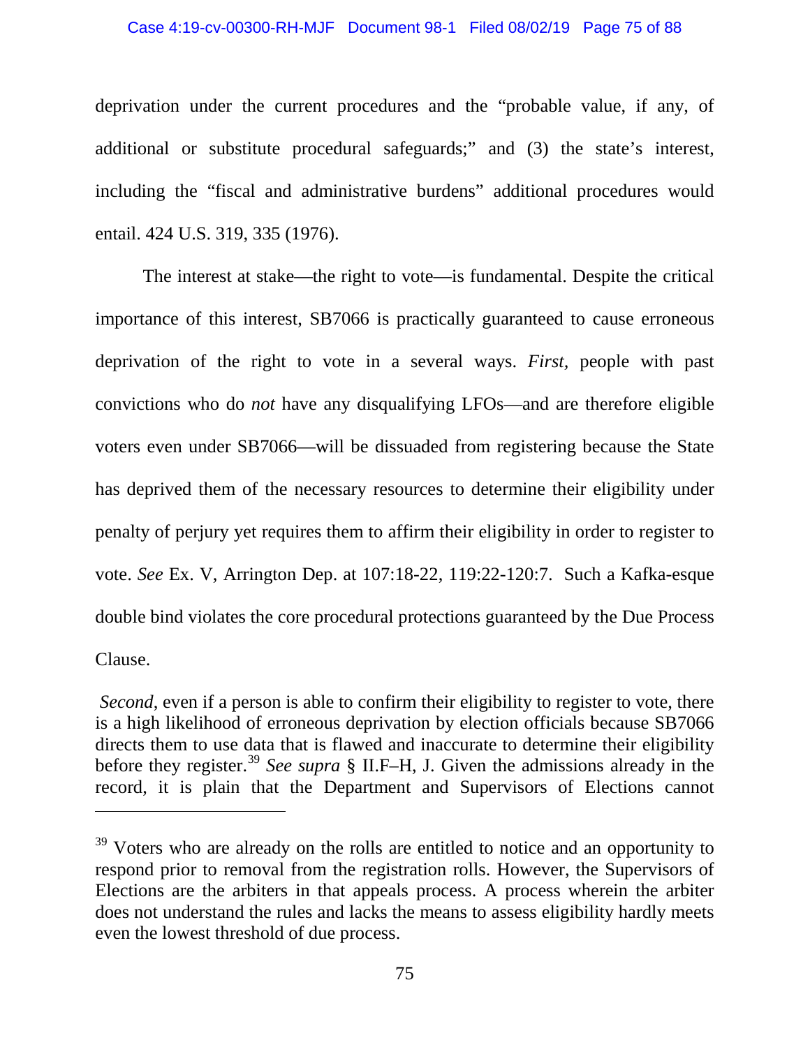deprivation under the current procedures and the "probable value, if any, of additional or substitute procedural safeguards;" and (3) the state's interest, including the "fiscal and administrative burdens" additional procedures would entail. 424 U.S. 319, 335 (1976).

The interest at stake—the right to vote—is fundamental. Despite the critical importance of this interest, SB7066 is practically guaranteed to cause erroneous deprivation of the right to vote in a several ways. *First*, people with past convictions who do *not* have any disqualifying LFOs—and are therefore eligible voters even under SB7066—will be dissuaded from registering because the State has deprived them of the necessary resources to determine their eligibility under penalty of perjury yet requires them to affirm their eligibility in order to register to vote. *See* Ex. V, Arrington Dep. at 107:18-22, 119:22-120:7. Such a Kafka-esque double bind violates the core procedural protections guaranteed by the Due Process Clause.

*Second*, even if a person is able to confirm their eligibility to register to vote, there is a high likelihood of erroneous deprivation by election officials because SB7066 directs them to use data that is flawed and inaccurate to determine their eligibility before they register.[39] *See supra* § II.F–H, J. Given the admissions already in the record, it is plain that the Department and Supervisors of Elections cannot

[39] Voters who are already on the rolls are entitled to notice and an opportunity to respond prior to removal from the registration rolls. However, the Supervisors of Elections are the arbiters in that appeals process. A process wherein the arbiter does not understand the rules and lacks the means to assess eligibility hardly meets even the lowest threshold of due process.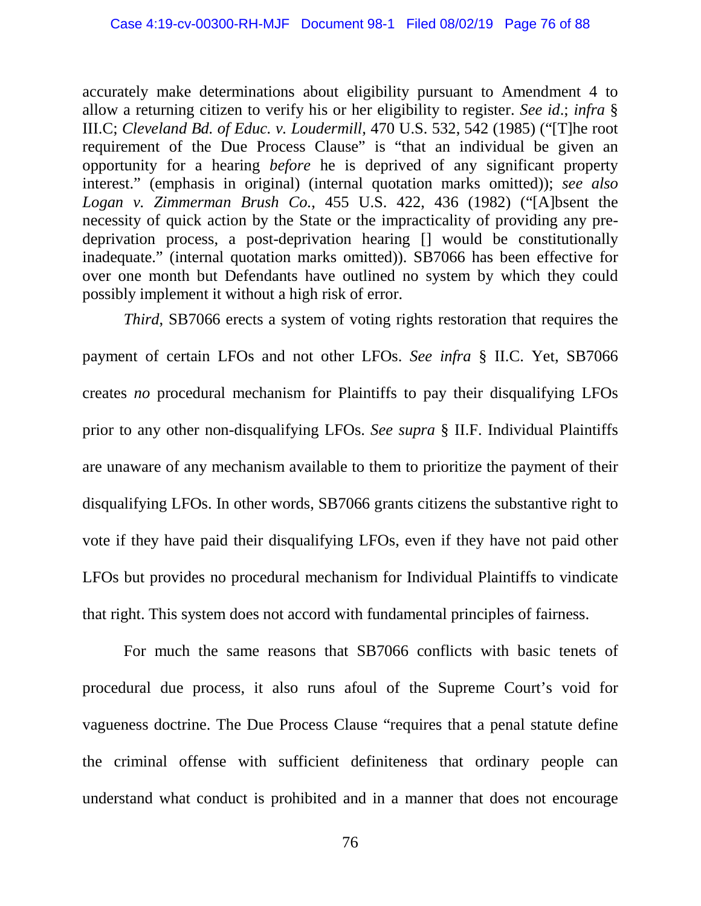accurately make determinations about eligibility pursuant to Amendment 4 to allow a returning citizen to verify his or her eligibility to register. *See id*.; *infra* § III.C; *Cleveland Bd. of Educ. v. Loudermill*, 470 U.S. 532, 542 (1985) ("[T]he root requirement of the Due Process Clause" is "that an individual be given an opportunity for a hearing *before* he is deprived of any significant property interest." (emphasis in original) (internal quotation marks omitted)); *see also Logan v. Zimmerman Brush Co.*, 455 U.S. 422, 436 (1982) ("[A]bsent the necessity of quick action by the State or the impracticality of providing any pre-deprivation process, a post-deprivation hearing [] would be constitutionally inadequate." (internal quotation marks omitted)). SB7066 has been effective for over one month but Defendants have outlined no system by which they could possibly implement it without a high risk of error.

*Third*, SB7066 erects a system of voting rights restoration that requires the payment of certain LFOs and not other LFOs. *See infra* § II.C. Yet, SB7066 creates *no* procedural mechanism for Plaintiffs to pay their disqualifying LFOs prior to any other non-disqualifying LFOs. *See supra* § II.F. Individual Plaintiffs are unaware of any mechanism available to them to prioritize the payment of their disqualifying LFOs. In other words, SB7066 grants citizens the substantive right to vote if they have paid their disqualifying LFOs, even if they have not paid other LFOs but provides no procedural mechanism for Individual Plaintiffs to vindicate that right. This system does not accord with fundamental principles of fairness.

For much the same reasons that SB7066 conflicts with basic tenets of procedural due process, it also runs afoul of the Supreme Court's void for vagueness doctrine. The Due Process Clause "requires that a penal statute define the criminal offense with sufficient definiteness that ordinary people can understand what conduct is prohibited and in a manner that does not encourage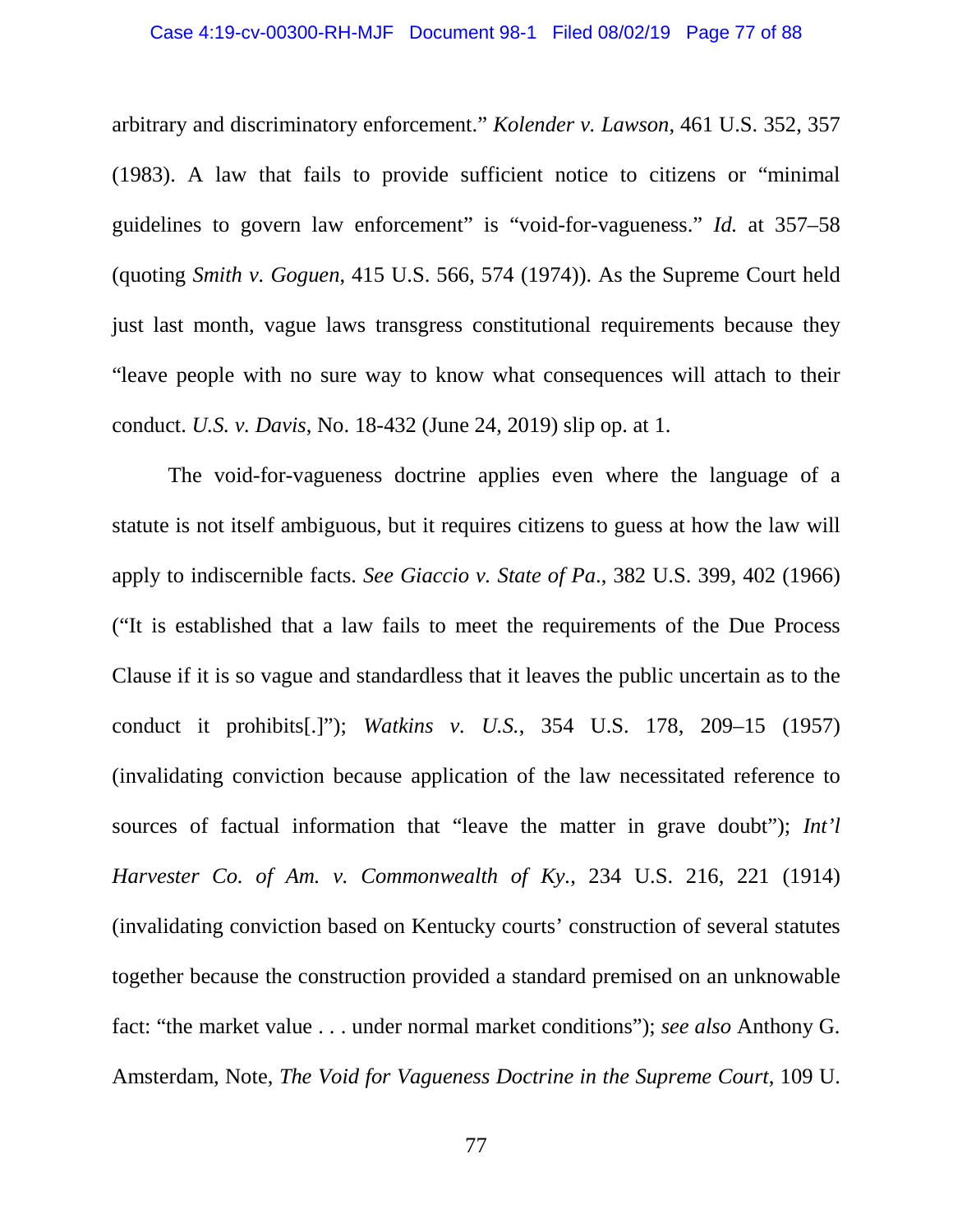arbitrary and discriminatory enforcement." *Kolender v. Lawson*, 461 U.S. 352, 357 (1983). A law that fails to provide sufficient notice to citizens or "minimal guidelines to govern law enforcement" is "void-for-vagueness." *Id.* at 357–58 (quoting *Smith v. Goguen*, 415 U.S. 566, 574 (1974)). As the Supreme Court held just last month, vague laws transgress constitutional requirements because they "leave people with no sure way to know what consequences will attach to their conduct. *U.S. v. Davis*, No. 18-432 (June 24, 2019) slip op. at 1.

The void-for-vagueness doctrine applies even where the language of a statute is not itself ambiguous, but it requires citizens to guess at how the law will apply to indiscernible facts. *See Giaccio v. State of Pa*., 382 U.S. 399, 402 (1966) ("It is established that a law fails to meet the requirements of the Due Process Clause if it is so vague and standardless that it leaves the public uncertain as to the conduct it prohibits[.]"); *Watkins v. U.S.*, 354 U.S. 178, 209–15 (1957) (invalidating conviction because application of the law necessitated reference to sources of factual information that "leave the matter in grave doubt"); *Int'l Harvester Co. of Am. v. Commonwealth of Ky.*, 234 U.S. 216, 221 (1914) (invalidating conviction based on Kentucky courts' construction of several statutes together because the construction provided a standard premised on an unknowable fact: "the market value . . . under normal market conditions"); *see also* Anthony G. Amsterdam, Note, *The Void for Vagueness Doctrine in the Supreme Court*, 109 U.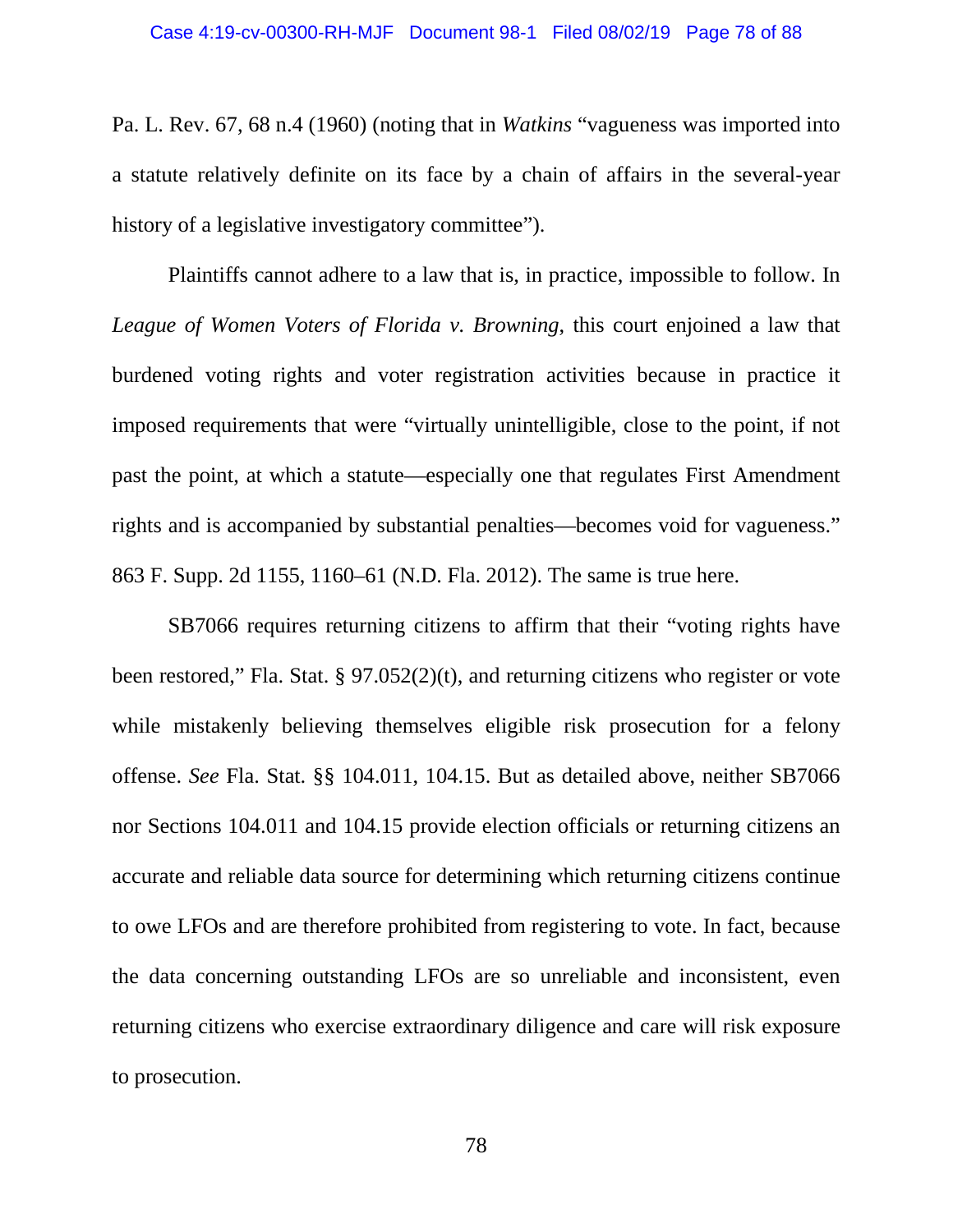Pa. L. Rev. 67, 68 n.4 (1960) (noting that in *Watkins* "vagueness was imported into a statute relatively definite on its face by a chain of affairs in the several-year history of a legislative investigatory committee").

Plaintiffs cannot adhere to a law that is, in practice, impossible to follow. In *League of Women Voters of Florida v. Browning*, this court enjoined a law that burdened voting rights and voter registration activities because in practice it imposed requirements that were "virtually unintelligible, close to the point, if not past the point, at which a statute—especially one that regulates First Amendment rights and is accompanied by substantial penalties—becomes void for vagueness." 863 F. Supp. 2d 1155, 1160–61 (N.D. Fla. 2012). The same is true here.

SB7066 requires returning citizens to affirm that their "voting rights have been restored," Fla. Stat. § 97.052(2)(t), and returning citizens who register or vote while mistakenly believing themselves eligible risk prosecution for a felony offense. *See* Fla. Stat. §§ 104.011, 104.15. But as detailed above, neither SB7066 nor Sections 104.011 and 104.15 provide election officials or returning citizens an accurate and reliable data source for determining which returning citizens continue to owe LFOs and are therefore prohibited from registering to vote. In fact, because the data concerning outstanding LFOs are so unreliable and inconsistent, even returning citizens who exercise extraordinary diligence and care will risk exposure to prosecution.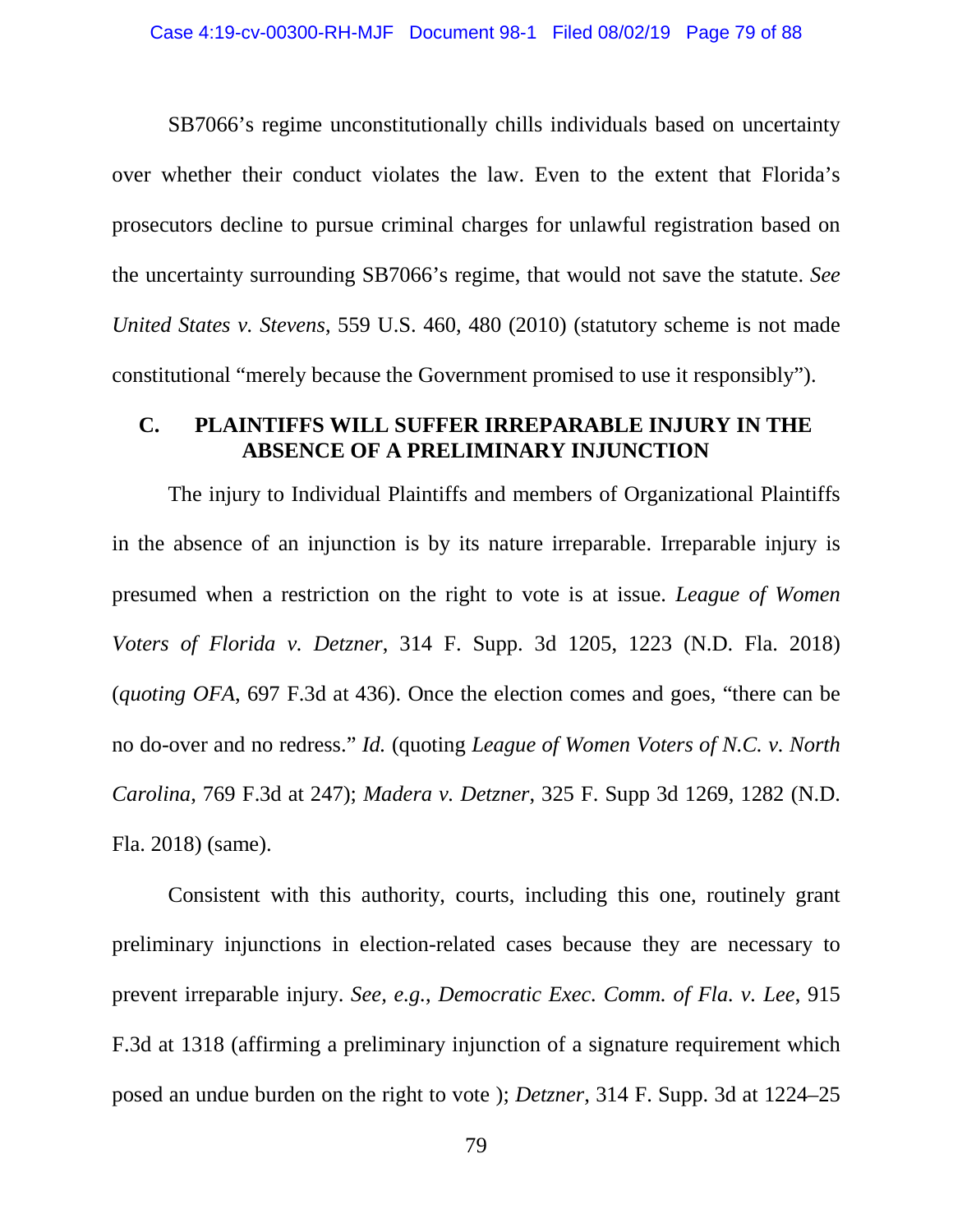SB7066's regime unconstitutionally chills individuals based on uncertainty over whether their conduct violates the law. Even to the extent that Florida's prosecutors decline to pursue criminal charges for unlawful registration based on the uncertainty surrounding SB7066's regime, that would not save the statute. *See United States v. Stevens*, 559 U.S. 460, 480 (2010) (statutory scheme is not made constitutional "merely because the Government promised to use it responsibly").

### C. PLAINTIFFS WILL SUFFER IRREPARABLE INJURY IN THE ABSENCE OF A PRELIMINARY INJUNCTION

The injury to Individual Plaintiffs and members of Organizational Plaintiffs in the absence of an injunction is by its nature irreparable. Irreparable injury is presumed when a restriction on the right to vote is at issue. *League of Women Voters of Florida v. Detzner*, 314 F. Supp. 3d 1205, 1223 (N.D. Fla. 2018) (*quoting OFA*, 697 F.3d at 436). Once the election comes and goes, "there can be no do-over and no redress." *Id.* (quoting *League of Women Voters of N.C. v. North Carolina*, 769 F.3d at 247); *Madera v. Detzner*, 325 F. Supp 3d 1269, 1282 (N.D. Fla. 2018) (same).

Consistent with this authority, courts, including this one, routinely grant preliminary injunctions in election-related cases because they are necessary to prevent irreparable injury. *See, e.g.*, *Democratic Exec. Comm. of Fla. v. Lee*, 915 F.3d at 1318 (affirming a preliminary injunction of a signature requirement which posed an undue burden on the right to vote ); *Detzner*, 314 F. Supp. 3d at 1224–25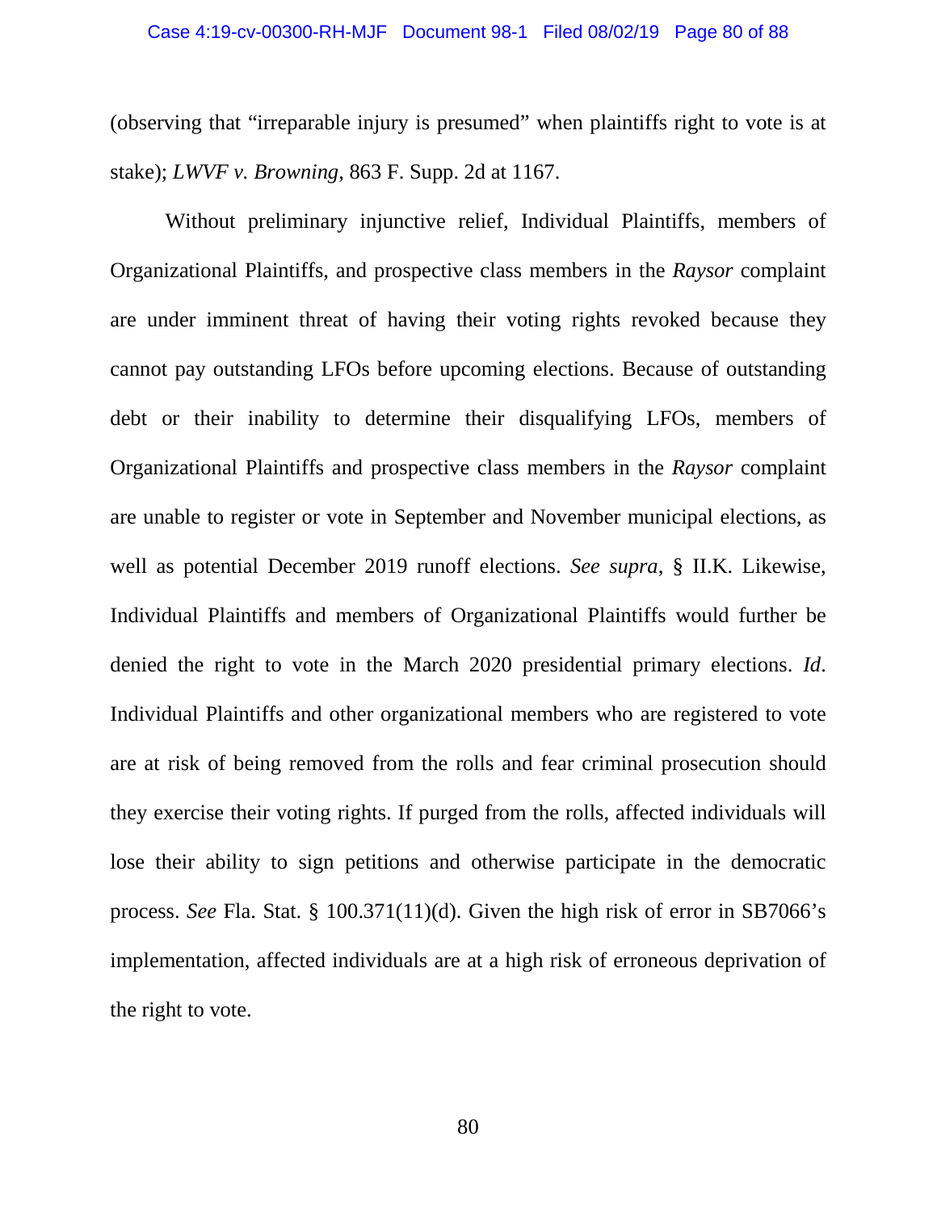(observing that "irreparable injury is presumed" when plaintiffs right to vote is at stake); *LWVF v. Browning*, 863 F. Supp. 2d at 1167.

Without preliminary injunctive relief, Individual Plaintiffs, members of Organizational Plaintiffs, and prospective class members in the *Raysor* complaint are under imminent threat of having their voting rights revoked because they cannot pay outstanding LFOs before upcoming elections. Because of outstanding debt or their inability to determine their disqualifying LFOs, members of Organizational Plaintiffs and prospective class members in the *Raysor* complaint are unable to register or vote in September and November municipal elections, as well as potential December 2019 runoff elections. *See supra*, § II.K. Likewise, Individual Plaintiffs and members of Organizational Plaintiffs would further be denied the right to vote in the March 2020 presidential primary elections. *Id*. Individual Plaintiffs and other organizational members who are registered to vote are at risk of being removed from the rolls and fear criminal prosecution should they exercise their voting rights. If purged from the rolls, affected individuals will lose their ability to sign petitions and otherwise participate in the democratic process. *See* Fla. Stat. § 100.371(11)(d). Given the high risk of error in SB7066's implementation, affected individuals are at a high risk of erroneous deprivation of the right to vote.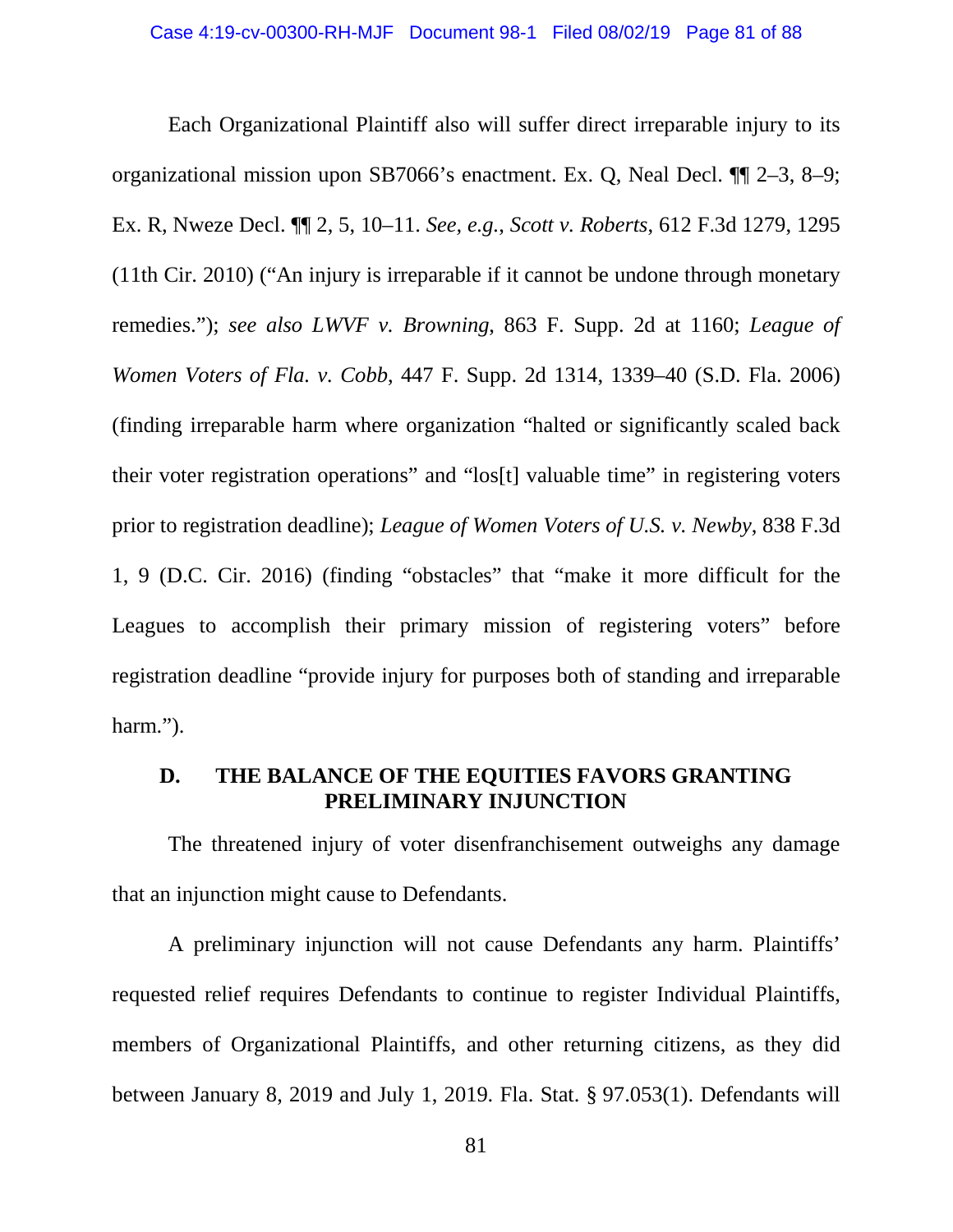Each Organizational Plaintiff also will suffer direct irreparable injury to its organizational mission upon SB7066's enactment. Ex. Q, Neal Decl. ¶¶ 2–3, 8–9; Ex. R, Nweze Decl. ¶¶ 2, 5, 10–11. *See, e.g.*, *Scott v. Roberts*, 612 F.3d 1279, 1295 (11th Cir. 2010) ("An injury is irreparable if it cannot be undone through monetary remedies."); *see also LWVF v. Browning*, 863 F. Supp. 2d at 1160; *League of Women Voters of Fla. v. Cobb*, 447 F. Supp. 2d 1314, 1339–40 (S.D. Fla. 2006) (finding irreparable harm where organization "halted or significantly scaled back their voter registration operations" and "los[t] valuable time" in registering voters prior to registration deadline); *League of Women Voters of U.S. v. Newby*, 838 F.3d 1, 9 (D.C. Cir. 2016) (finding "obstacles" that "make it more difficult for the Leagues to accomplish their primary mission of registering voters" before registration deadline "provide injury for purposes both of standing and irreparable harm.").

## D. THE BALANCE OF THE EQUITIES FAVORS GRANTING PRELIMINARY INJUNCTION

The threatened injury of voter disenfranchisement outweighs any damage that an injunction might cause to Defendants.

A preliminary injunction will not cause Defendants any harm. Plaintiffs' requested relief requires Defendants to continue to register Individual Plaintiffs, members of Organizational Plaintiffs, and other returning citizens, as they did between January 8, 2019 and July 1, 2019. Fla. Stat. § 97.053(1). Defendants will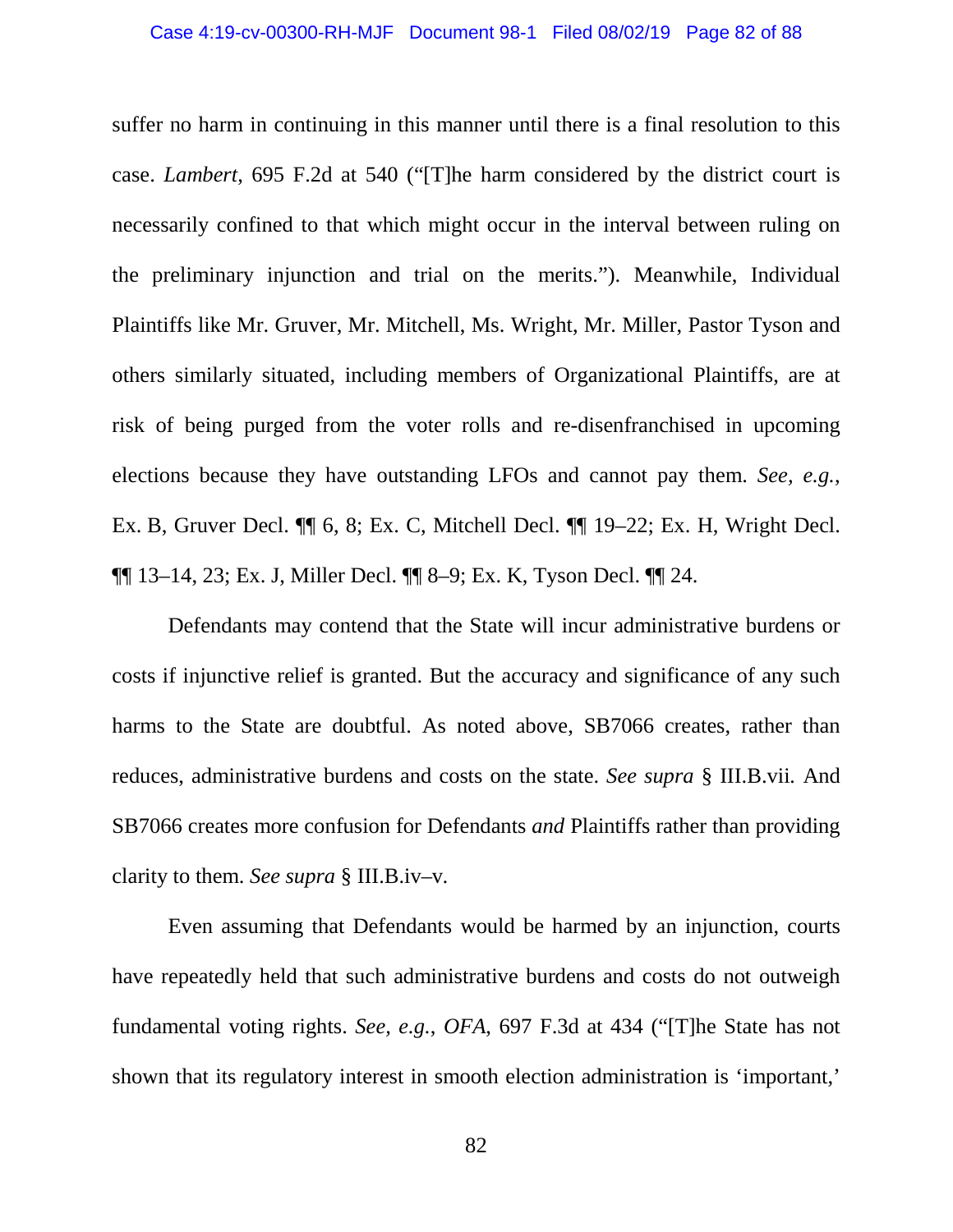suffer no harm in continuing in this manner until there is a final resolution to this case. *Lambert*, 695 F.2d at 540 ("[T]he harm considered by the district court is necessarily confined to that which might occur in the interval between ruling on the preliminary injunction and trial on the merits."). Meanwhile, Individual Plaintiffs like Mr. Gruver, Mr. Mitchell, Ms. Wright, Mr. Miller, Pastor Tyson and others similarly situated, including members of Organizational Plaintiffs, are at risk of being purged from the voter rolls and re-disenfranchised in upcoming elections because they have outstanding LFOs and cannot pay them. *See, e.g.*, Ex. B, Gruver Decl. ¶¶ 6, 8; Ex. C, Mitchell Decl. ¶¶ 19–22; Ex. H, Wright Decl. ¶¶ 13–14, 23; Ex. J, Miller Decl. ¶¶ 8–9; Ex. K, Tyson Decl. ¶¶ 24.

Defendants may contend that the State will incur administrative burdens or costs if injunctive relief is granted. But the accuracy and significance of any such harms to the State are doubtful. As noted above, SB7066 creates, rather than reduces, administrative burdens and costs on the state. *See supra* § III.B.vii. And SB7066 creates more confusion for Defendants *and* Plaintiffs rather than providing clarity to them. *See supra* § III.B.iv–v.

Even assuming that Defendants would be harmed by an injunction, courts have repeatedly held that such administrative burdens and costs do not outweigh fundamental voting rights. *See, e.g.*, *OFA*, 697 F.3d at 434 ("[T]he State has not shown that its regulatory interest in smooth election administration is 'important,'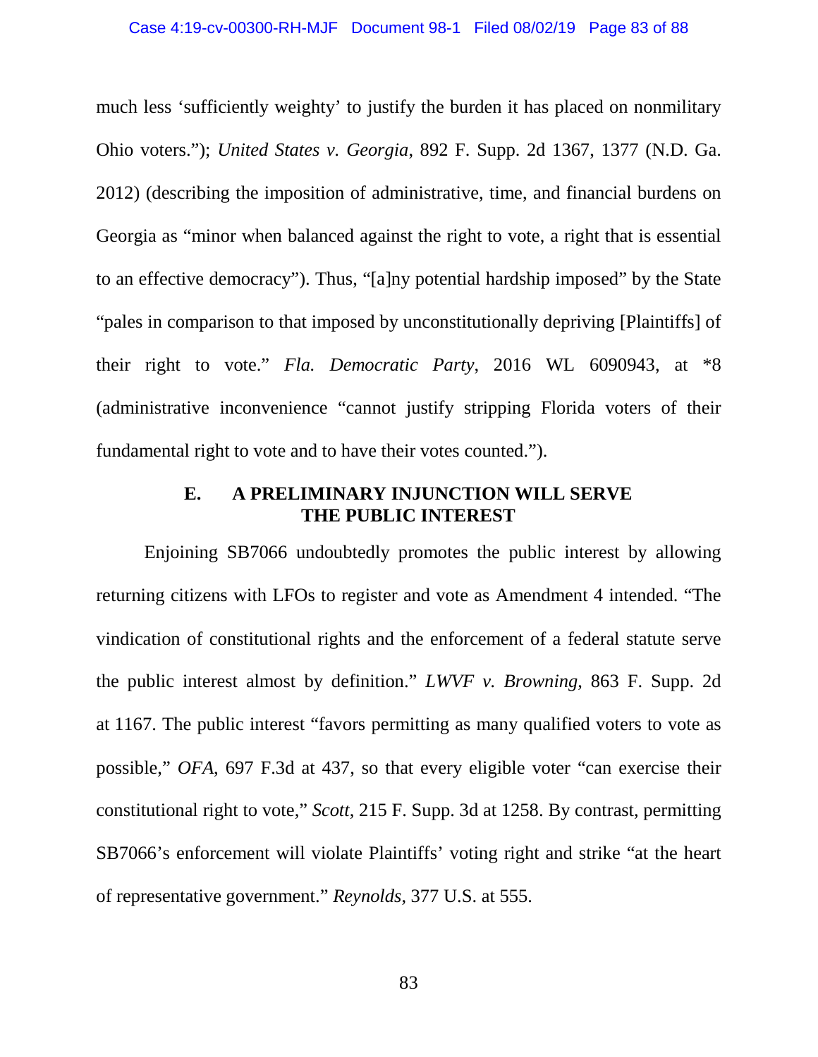much less 'sufficiently weighty' to justify the burden it has placed on nonmilitary Ohio voters."); *United States v. Georgia*, 892 F. Supp. 2d 1367, 1377 (N.D. Ga. 2012) (describing the imposition of administrative, time, and financial burdens on Georgia as "minor when balanced against the right to vote, a right that is essential to an effective democracy"). Thus, "[a]ny potential hardship imposed" by the State "pales in comparison to that imposed by unconstitutionally depriving [Plaintiffs] of their right to vote." *Fla. Democratic Party*, 2016 WL 6090943, at *8 (administrative inconvenience "cannot justify stripping Florida voters of their fundamental right to vote and to have their votes counted.").

### E. A PRELIMINARY INJUNCTION WILL SERVE THE PUBLIC INTEREST

Enjoining SB7066 undoubtedly promotes the public interest by allowing returning citizens with LFOs to register and vote as Amendment 4 intended. "The vindication of constitutional rights and the enforcement of a federal statute serve the public interest almost by definition." *LWVF v. Browning*, 863 F. Supp. 2d at 1167. The public interest "favors permitting as many qualified voters to vote as possible," *OFA*, 697 F.3d at 437, so that every eligible voter "can exercise their constitutional right to vote," *Scott*, 215 F. Supp. 3d at 1258. By contrast, permitting SB7066's enforcement will violate Plaintiffs' voting right and strike "at the heart of representative government." *Reynolds*, 377 U.S. at 555.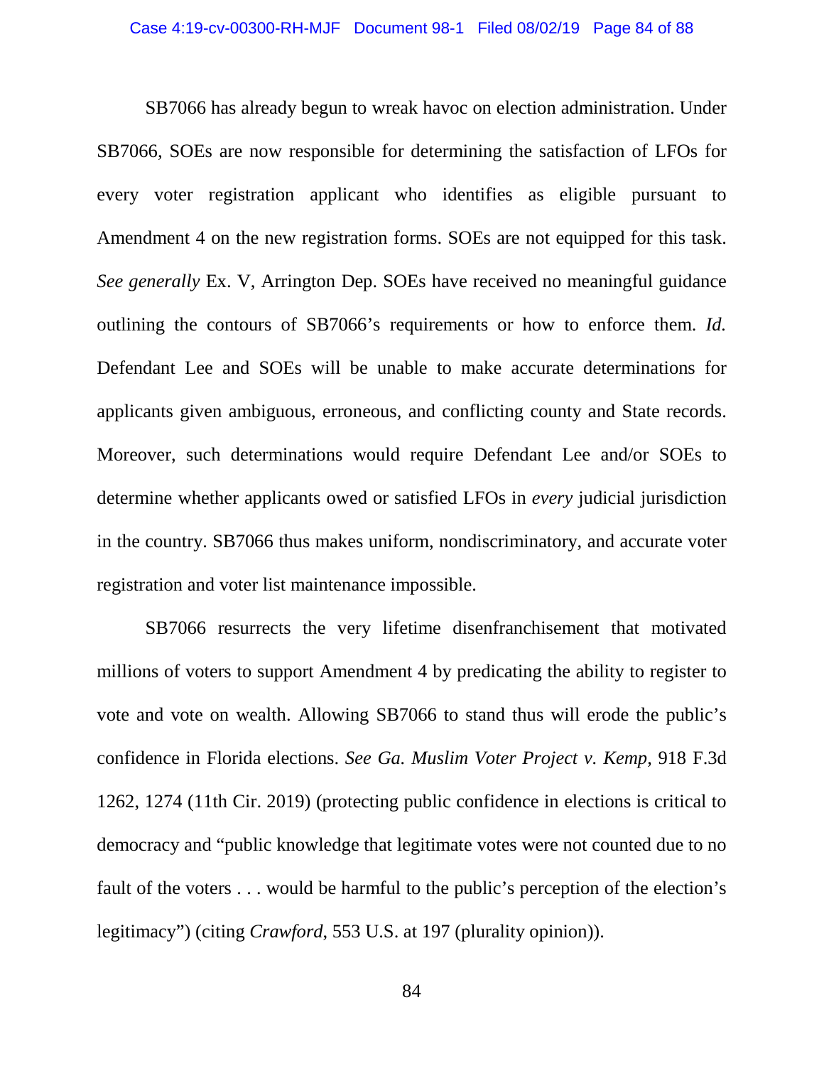SB7066 has already begun to wreak havoc on election administration. Under SB7066, SOEs are now responsible for determining the satisfaction of LFOs for every voter registration applicant who identifies as eligible pursuant to Amendment 4 on the new registration forms. SOEs are not equipped for this task. *See generally* Ex. V, Arrington Dep. SOEs have received no meaningful guidance outlining the contours of SB7066's requirements or how to enforce them. *Id.* Defendant Lee and SOEs will be unable to make accurate determinations for applicants given ambiguous, erroneous, and conflicting county and State records. Moreover, such determinations would require Defendant Lee and/or SOEs to determine whether applicants owed or satisfied LFOs in *every* judicial jurisdiction in the country. SB7066 thus makes uniform, nondiscriminatory, and accurate voter registration and voter list maintenance impossible.

SB7066 resurrects the very lifetime disenfranchisement that motivated millions of voters to support Amendment 4 by predicating the ability to register to vote and vote on wealth. Allowing SB7066 to stand thus will erode the public's confidence in Florida elections. *See Ga. Muslim Voter Project v. Kemp*, 918 F.3d 1262, 1274 (11th Cir. 2019) (protecting public confidence in elections is critical to democracy and "public knowledge that legitimate votes were not counted due to no fault of the voters . . . would be harmful to the public's perception of the election's legitimacy") (citing *Crawford*, 553 U.S. at 197 (plurality opinion)).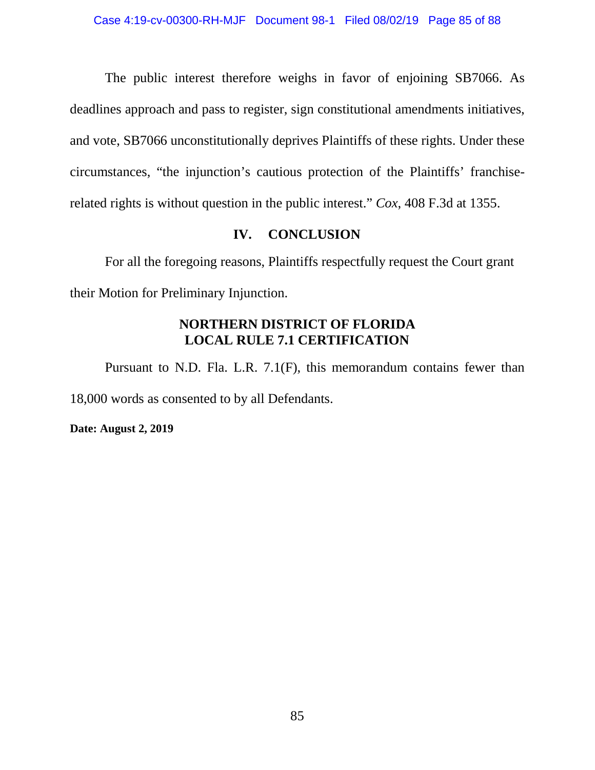The public interest therefore weighs in favor of enjoining SB7066. As deadlines approach and pass to register, sign constitutional amendments initiatives, and vote, SB7066 unconstitutionally deprives Plaintiffs of these rights. Under these circumstances, "the injunction's cautious protection of the Plaintiffs' franchise-related rights is without question in the public interest." *Cox*, 408 F.3d at 1355.

## IV. CONCLUSION

For all the foregoing reasons, Plaintiffs respectfully request the Court grant their Motion for Preliminary Injunction.

## NORTHERN DISTRICT OF FLORIDA LOCAL RULE 7.1 CERTIFICATION

Pursuant to N.D. Fla. L.R. 7.1(F), this memorandum contains fewer than 18,000 words as consented to by all Defendants.

**Date: August 2, 2019**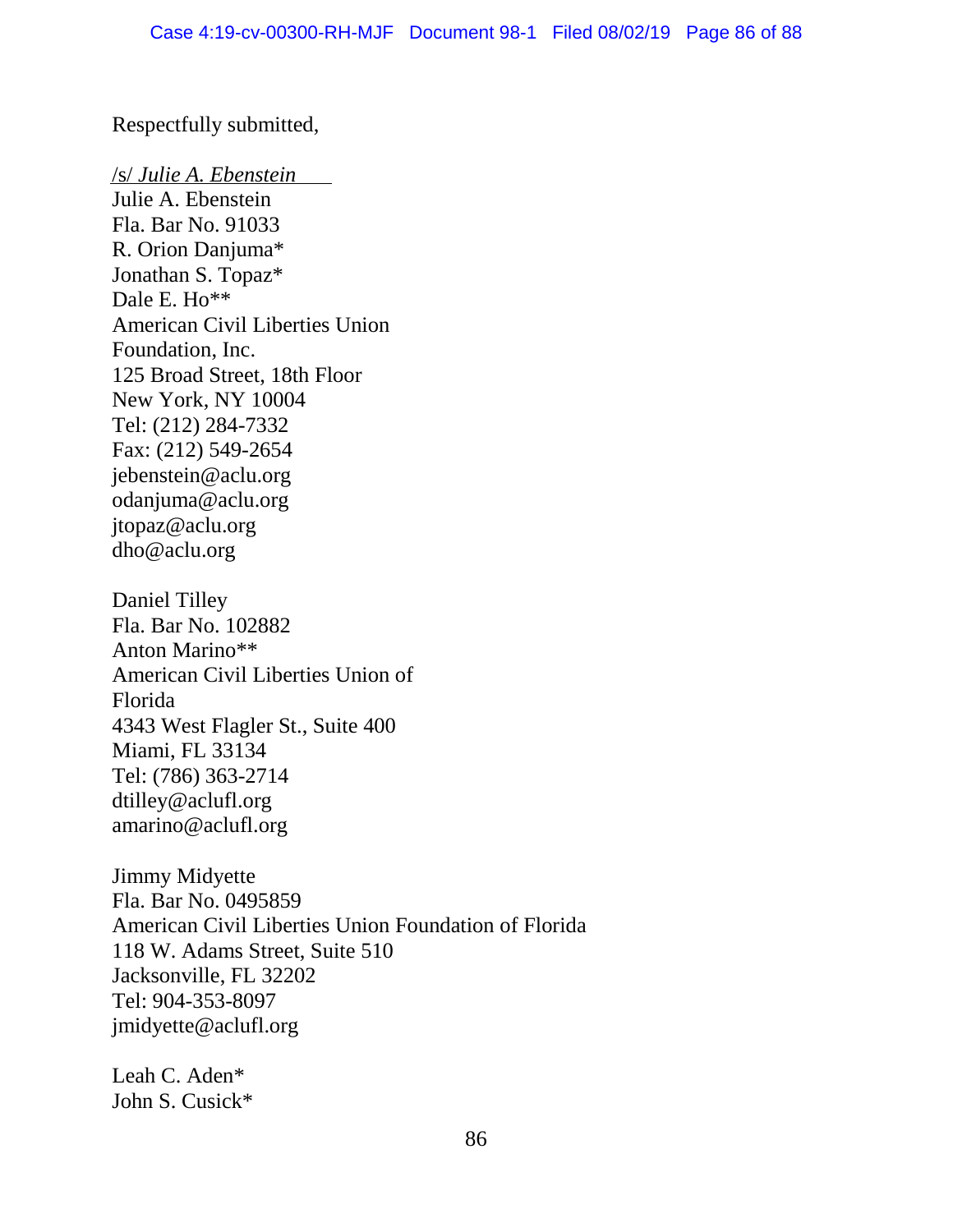Respectfully submitted,

/s/ *Julie A. Ebenstein*
Julie A. Ebenstein
Fla. Bar No. 91033
R. Orion Danjuma*
Jonathan S. Topaz*
Dale E. Ho**
American Civil Liberties Union
Foundation, Inc.
125 Broad Street, 18th Floor
New York, NY 10004
Tel: (212) 284-7332
Fax: (212) 549-2654
jebenstein@aclu.org
odanjuma@aclu.org
jtopaz@aclu.org
dho@aclu.org

Daniel Tilley
Fla. Bar No. 102882
Anton Marino**
American Civil Liberties Union of
Florida
4343 West Flagler St., Suite 400
Miami, FL 33134
Tel: (786) 363-2714
dtilley@aclufl.org
amarino@aclufl.org

Jimmy Midyette
Fla. Bar No. 0495859
American Civil Liberties Union Foundation of Florida
118 W. Adams Street, Suite 510
Jacksonville, FL 32202
Tel: 904-353-8097
jmidyette@aclufl.org

Leah C. Aden*
John S. Cusick*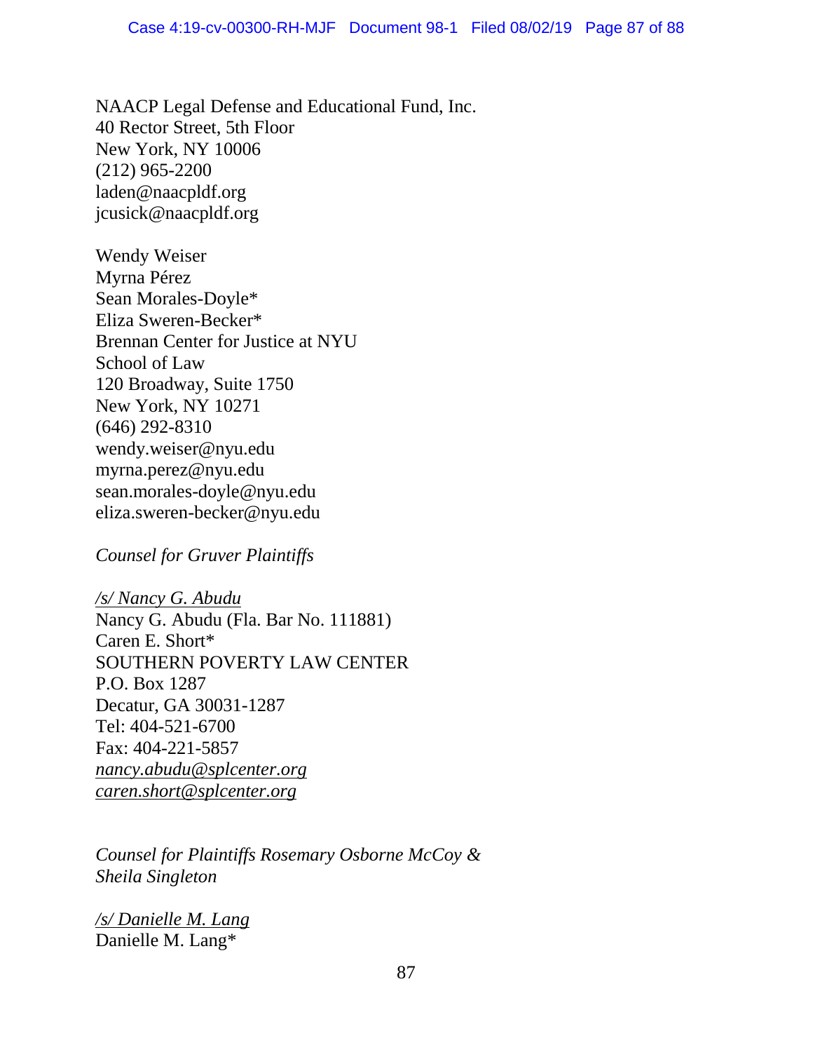NAACP Legal Defense and Educational Fund, Inc.
40 Rector Street, 5th Floor
New York, NY 10006
(212) 965-2200
laden@naacpldf.org
jcusick@naacpldf.org

Wendy Weiser
Myrna Pérez
Sean Morales-Doyle*
Eliza Sweren-Becker*
Brennan Center for Justice at NYU
School of Law
120 Broadway, Suite 1750
New York, NY 10271
(646) 292-8310
wendy.weiser@nyu.edu
myrna.perez@nyu.edu
sean.morales-doyle@nyu.edu
eliza.sweren-becker@nyu.edu

*Counsel for Gruver Plaintiffs*

*/s/ Nancy G. Abudu*
Nancy G. Abudu (Fla. Bar No. 111881)
Caren E. Short*
SOUTHERN POVERTY LAW CENTER
P.O. Box 1287
Decatur, GA 30031-1287
Tel: 404-521-6700
Fax: 404-221-5857
*nancy.abudu@splcenter.org*
*caren.short@splcenter.org*

*Counsel for Plaintiffs Rosemary Osborne McCoy & Sheila Singleton*

*/s/ Danielle M. Lang*
Danielle M. Lang*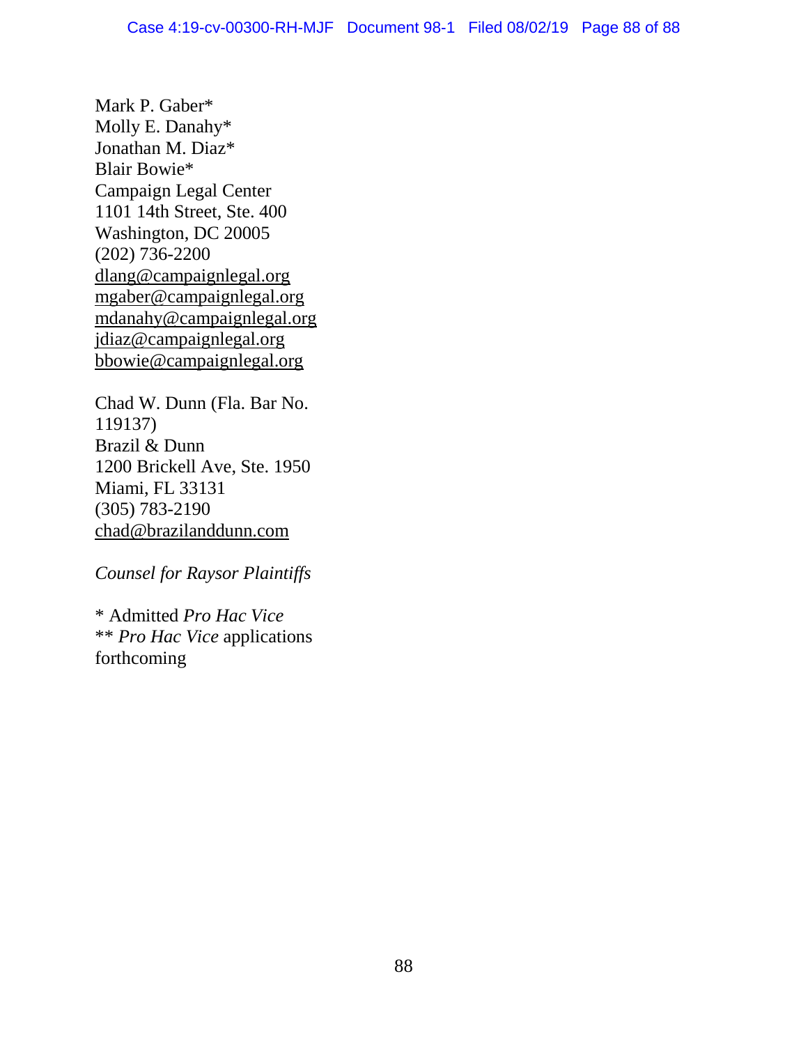Mark P. Gaber*
Molly E. Danahy*
Jonathan M. Diaz*
Blair Bowie*
Campaign Legal Center
1101 14th Street, Ste. 400
Washington, DC 20005
(202) 736-2200
dlang@campaignlegal.org
mgaber@campaignlegal.org
mdanahy@campaignlegal.org
jdiaz@campaignlegal.org
bbowie@campaignlegal.org

Chad W. Dunn (Fla. Bar No. 119137)
Brazil & Dunn
1200 Brickell Ave, Ste. 1950
Miami, FL 33131
(305) 783-2190
chad@brazilanddunn.com

*Counsel for Raysor Plaintiffs*

* Admitted *Pro Hac Vice*
** *Pro Hac Vice* applications forthcoming